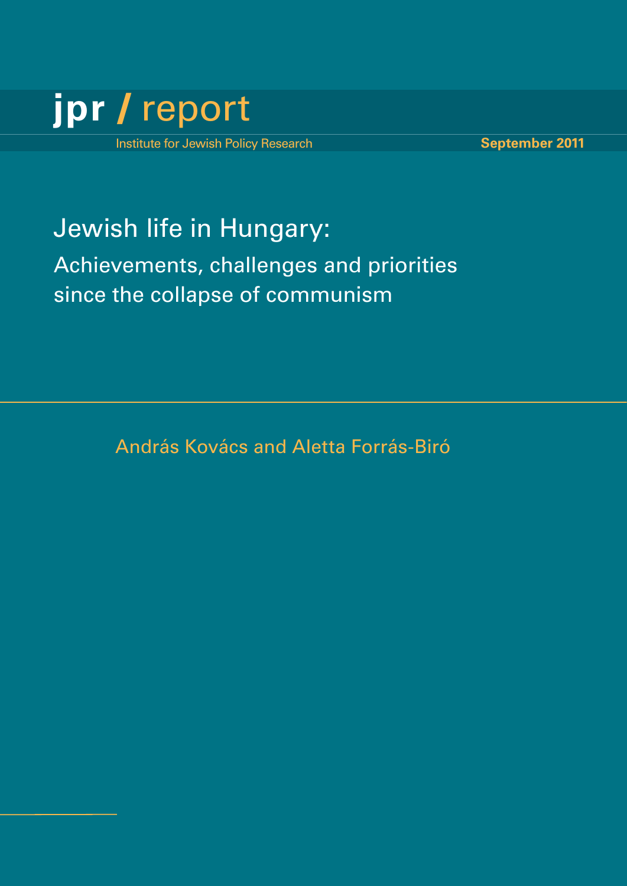# jpr / report

Institute for Jewish Policy Research

**September 2011**

## Jewish life in Hungary:

### Achievements, challenges and priorities since the collapse of communism

András Kovács and Aletta Forrás-Biró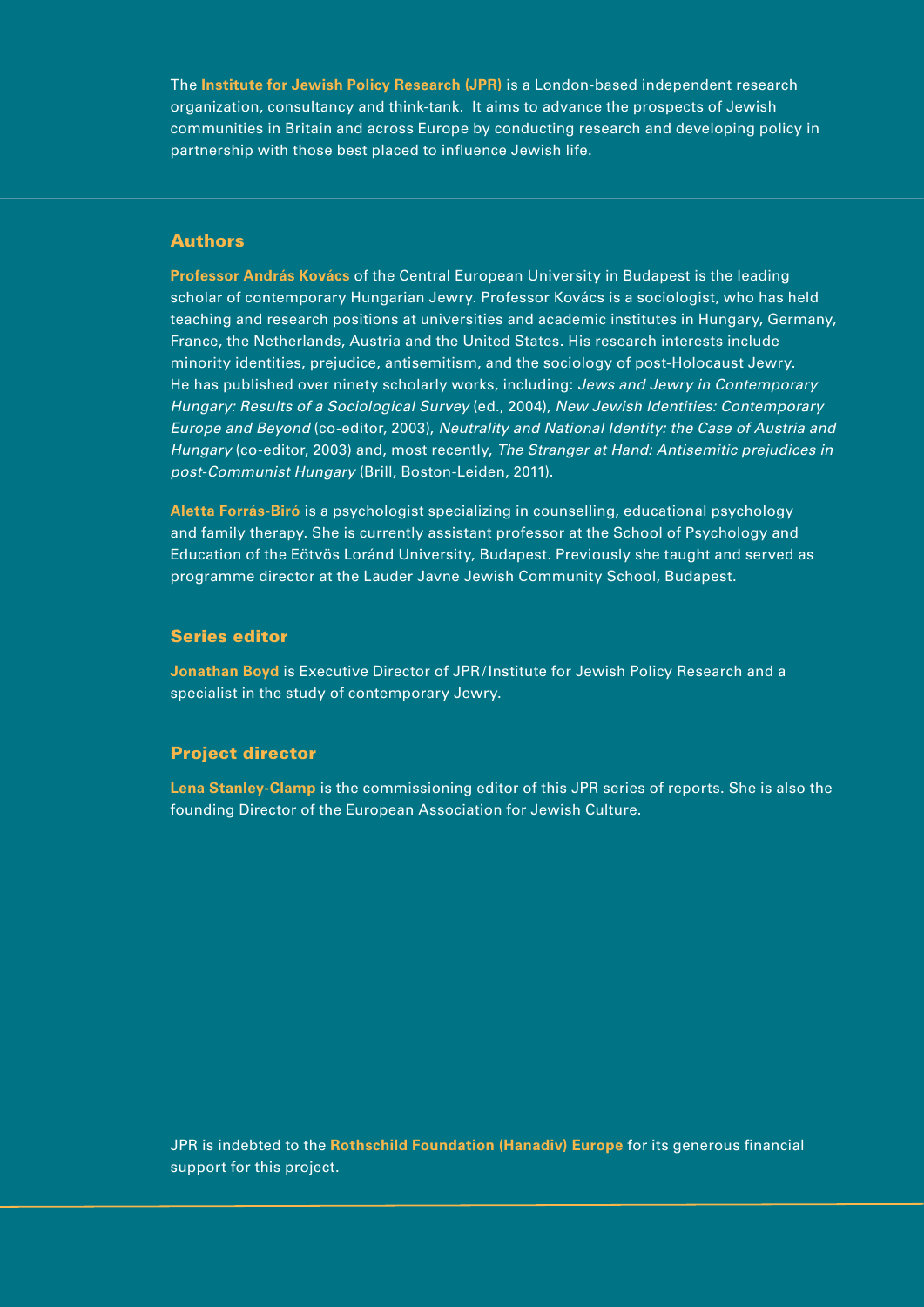The **Institute for Jewish Policy Research (JPR)** is a London-based independent research organization, consultancy and think-tank. It aims to advance the prospects of Jewish communities in Britain and across Europe by conducting research and developing policy in partnership with those best placed to influence Jewish life.

## Authors

**Professor András Kovács** of the Central European University in Budapest is the leading scholar of contemporary Hungarian Jewry. Professor Kovács is a sociologist, who has held teaching and research positions at universities and academic institutes in Hungary, Germany, France, the Netherlands, Austria and the United States. His research interests include minority identities, prejudice, antisemitism, and the sociology of post-Holocaust Jewry. He has published over ninety scholarly works, including: *Jews and Jewry in Contemporary Hungary: Results of a Sociological Survey* (ed., 2004), *New Jewish Identities: Contemporary Europe and Beyond* (co-editor, 2003), *Neutrality and National Identity: the Case of Austria and Hungary* (co-editor, 2003) and, most recently, *The Stranger at Hand: Antisemitic prejudices in post-Communist Hungary* (Brill, Boston-Leiden, 2011).

**Aletta Forrás-Biró** is a psychologist specializing in counselling, educational psychology and family therapy. She is currently assistant professor at the School of Psychology and Education of the Eötvös Loránd University, Budapest. Previously she taught and served as programme director at the Lauder Javne Jewish Community School, Budapest.

## Series editor

**Jonathan Boyd** is Executive Director of JPR/Institute for Jewish Policy Research and a specialist in the study of contemporary Jewry.

## Project director

**Lena Stanley-Clamp** is the commissioning editor of this JPR series of reports. She is also the founding Director of the European Association for Jewish Culture.

JPR is indebted to the **Rothschild Foundation (Hanadiv) Europe** for its generous financial support for this project.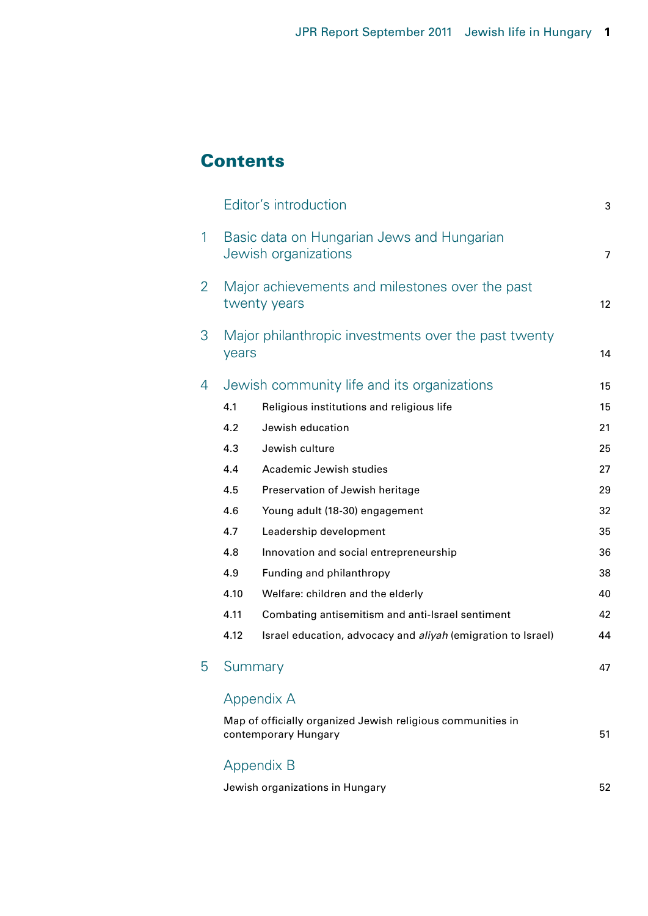# Contents

| | | |
|---|---|---|
| | Editor's introduction | 3 |
| 1 | Basic data on Hungarian Jews and Hungarian Jewish organizations | 7 |
| 2 | Major achievements and milestones over the past twenty years | 12 |
| 3 | Major philanthropic investments over the past twenty years | 14 |
| 4 | Jewish community life and its organizations | 15 |
| 4.1 | Religious institutions and religious life | 15 |
| 4.2 | Jewish education | 21 |
| 4.3 | Jewish culture | 25 |
| 4.4 | Academic Jewish studies | 27 |
| 4.5 | Preservation of Jewish heritage | 29 |
| 4.6 | Young adult (18-30) engagement | 32 |
| 4.7 | Leadership development | 35 |
| 4.8 | Innovation and social entrepreneurship | 36 |
| 4.9 | Funding and philanthropy | 38 |
| 4.10 | Welfare: children and the elderly | 40 |
| 4.11 | Combating antisemitism and anti-Israel sentiment | 42 |
| 4.12 | Israel education, advocacy and *aliyah* (emigration to Israel) | 44 |
| 5 | Summary | 47 |
| | Appendix A | |
| | Map of officially organized Jewish religious communities in contemporary Hungary | 51 |
| | Appendix B | |
| | Jewish organizations in Hungary | 52 |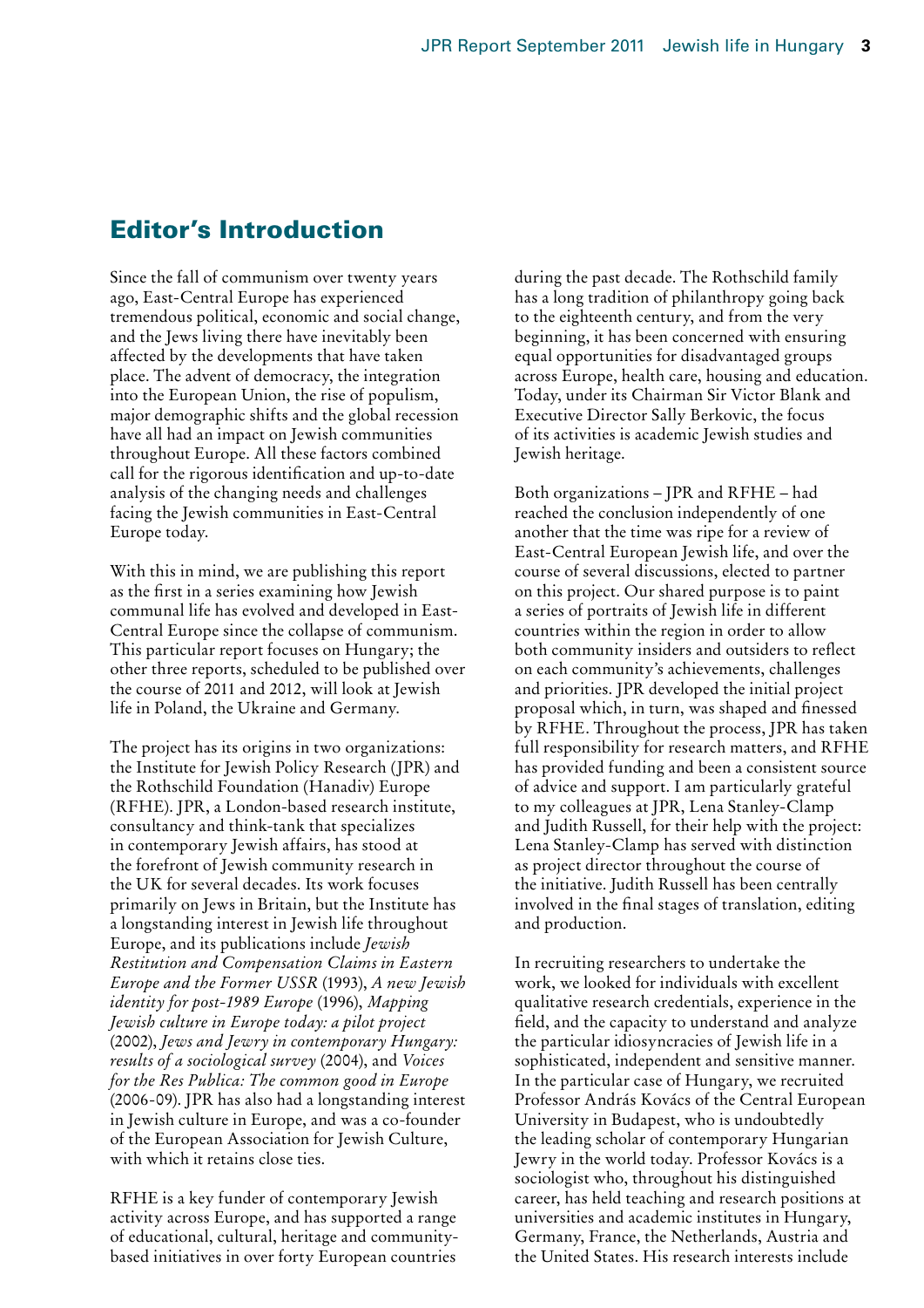## Editor's Introduction

Since the fall of communism over twenty years ago, East-Central Europe has experienced tremendous political, economic and social change, and the Jews living there have inevitably been affected by the developments that have taken place. The advent of democracy, the integration into the European Union, the rise of populism, major demographic shifts and the global recession have all had an impact on Jewish communities throughout Europe. All these factors combined call for the rigorous identification and up-to-date analysis of the changing needs and challenges facing the Jewish communities in East-Central Europe today.

With this in mind, we are publishing this report as the first in a series examining how Jewish communal life has evolved and developed in East-Central Europe since the collapse of communism. This particular report focuses on Hungary; the other three reports, scheduled to be published over the course of 2011 and 2012, will look at Jewish life in Poland, the Ukraine and Germany.

The project has its origins in two organizations: the Institute for Jewish Policy Research (JPR) and the Rothschild Foundation (Hanadiv) Europe (RFHE). JPR, a London-based research institute, consultancy and think-tank that specializes in contemporary Jewish affairs, has stood at the forefront of Jewish community research in the UK for several decades. Its work focuses primarily on Jews in Britain, but the Institute has a longstanding interest in Jewish life throughout Europe, and its publications include *Jewish Restitution and Compensation Claims in Eastern Europe and the Former USSR* (1993), *A new Jewish identity for post-1989 Europe* (1996), *Mapping Jewish culture in Europe today: a pilot project* (2002), *Jews and Jewry in contemporary Hungary: results of a sociological survey* (2004), and *Voices for the Res Publica: The common good in Europe* (2006-09). JPR has also had a longstanding interest in Jewish culture in Europe, and was a co-founder of the European Association for Jewish Culture, with which it retains close ties.

RFHE is a key funder of contemporary Jewish activity across Europe, and has supported a range of educational, cultural, heritage and community-based initiatives in over forty European countries during the past decade. The Rothschild family has a long tradition of philanthropy going back to the eighteenth century, and from the very beginning, it has been concerned with ensuring equal opportunities for disadvantaged groups across Europe, health care, housing and education. Today, under its Chairman Sir Victor Blank and Executive Director Sally Berkovic, the focus of its activities is academic Jewish studies and Jewish heritage.

Both organizations – JPR and RFHE – had reached the conclusion independently of one another that the time was ripe for a review of East-Central European Jewish life, and over the course of several discussions, elected to partner on this project. Our shared purpose is to paint a series of portraits of Jewish life in different countries within the region in order to allow both community insiders and outsiders to reflect on each community's achievements, challenges and priorities. JPR developed the initial project proposal which, in turn, was shaped and finessed by RFHE. Throughout the process, JPR has taken full responsibility for research matters, and RFHE has provided funding and been a consistent source of advice and support. I am particularly grateful to my colleagues at JPR, Lena Stanley-Clamp and Judith Russell, for their help with the project: Lena Stanley-Clamp has served with distinction as project director throughout the course of the initiative. Judith Russell has been centrally involved in the final stages of translation, editing and production.

In recruiting researchers to undertake the work, we looked for individuals with excellent qualitative research credentials, experience in the field, and the capacity to understand and analyze the particular idiosyncracies of Jewish life in a sophisticated, independent and sensitive manner. In the particular case of Hungary, we recruited Professor András Kovács of the Central European University in Budapest, who is undoubtedly the leading scholar of contemporary Hungarian Jewry in the world today. Professor Kovács is a sociologist who, throughout his distinguished career, has held teaching and research positions at universities and academic institutes in Hungary, Germany, France, the Netherlands, Austria and the United States. His research interests include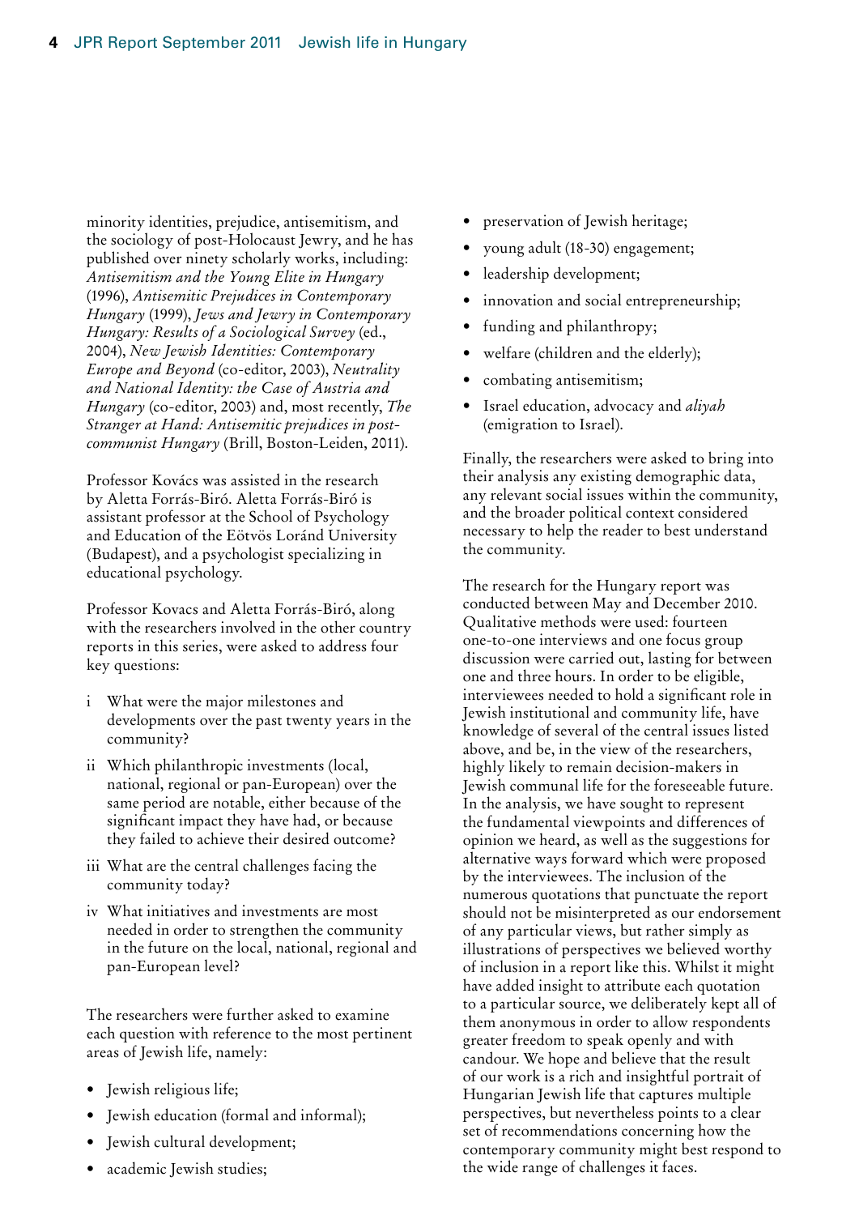minority identities, prejudice, antisemitism, and the sociology of post-Holocaust Jewry, and he has published over ninety scholarly works, including: *Antisemitism and the Young Elite in Hungary* (1996), *Antisemitic Prejudices in Contemporary Hungary* (1999), *Jews and Jewry in Contemporary Hungary: Results of a Sociological Survey* (ed., 2004), *New Jewish Identities: Contemporary Europe and Beyond* (co-editor, 2003), *Neutrality and National Identity: the Case of Austria and Hungary* (co-editor, 2003) and, most recently, *The Stranger at Hand: Antisemitic prejudices in post-communist Hungary* (Brill, Boston-Leiden, 2011).

Professor Kovács was assisted in the research by Aletta Forrás-Biró. Aletta Forrás-Biró is assistant professor at the School of Psychology and Education of the Eötvös Loránd University (Budapest), and a psychologist specializing in educational psychology.

Professor Kovacs and Aletta Forrás-Biró, along with the researchers involved in the other country reports in this series, were asked to address four key questions:

- i What were the major milestones and developments over the past twenty years in the community?
- ii Which philanthropic investments (local, national, regional or pan-European) over the same period are notable, either because of the significant impact they have had, or because they failed to achieve their desired outcome?
- iii What are the central challenges facing the community today?
- iv What initiatives and investments are most needed in order to strengthen the community in the future on the local, national, regional and pan-European level?

The researchers were further asked to examine each question with reference to the most pertinent areas of Jewish life, namely:

- Jewish religious life;
- Jewish education (formal and informal);
- Jewish cultural development;
- academic Jewish studies;
- preservation of Jewish heritage;
- young adult (18-30) engagement;
- leadership development;
- innovation and social entrepreneurship;
- funding and philanthropy;
- welfare (children and the elderly);
- combating antisemitism;
- Israel education, advocacy and *aliyah* (emigration to Israel).

Finally, the researchers were asked to bring into their analysis any existing demographic data, any relevant social issues within the community, and the broader political context considered necessary to help the reader to best understand the community.

The research for the Hungary report was conducted between May and December 2010. Qualitative methods were used: fourteen one-to-one interviews and one focus group discussion were carried out, lasting for between one and three hours. In order to be eligible, interviewees needed to hold a significant role in Jewish institutional and community life, have knowledge of several of the central issues listed above, and be, in the view of the researchers, highly likely to remain decision-makers in Jewish communal life for the foreseeable future. In the analysis, we have sought to represent the fundamental viewpoints and differences of opinion we heard, as well as the suggestions for alternative ways forward which were proposed by the interviewees. The inclusion of the numerous quotations that punctuate the report should not be misinterpreted as our endorsement of any particular views, but rather simply as illustrations of perspectives we believed worthy of inclusion in a report like this. Whilst it might have added insight to attribute each quotation to a particular source, we deliberately kept all of them anonymous in order to allow respondents greater freedom to speak openly and with candour. We hope and believe that the result of our work is a rich and insightful portrait of Hungarian Jewish life that captures multiple perspectives, but nevertheless points to a clear set of recommendations concerning how the contemporary community might best respond to the wide range of challenges it faces.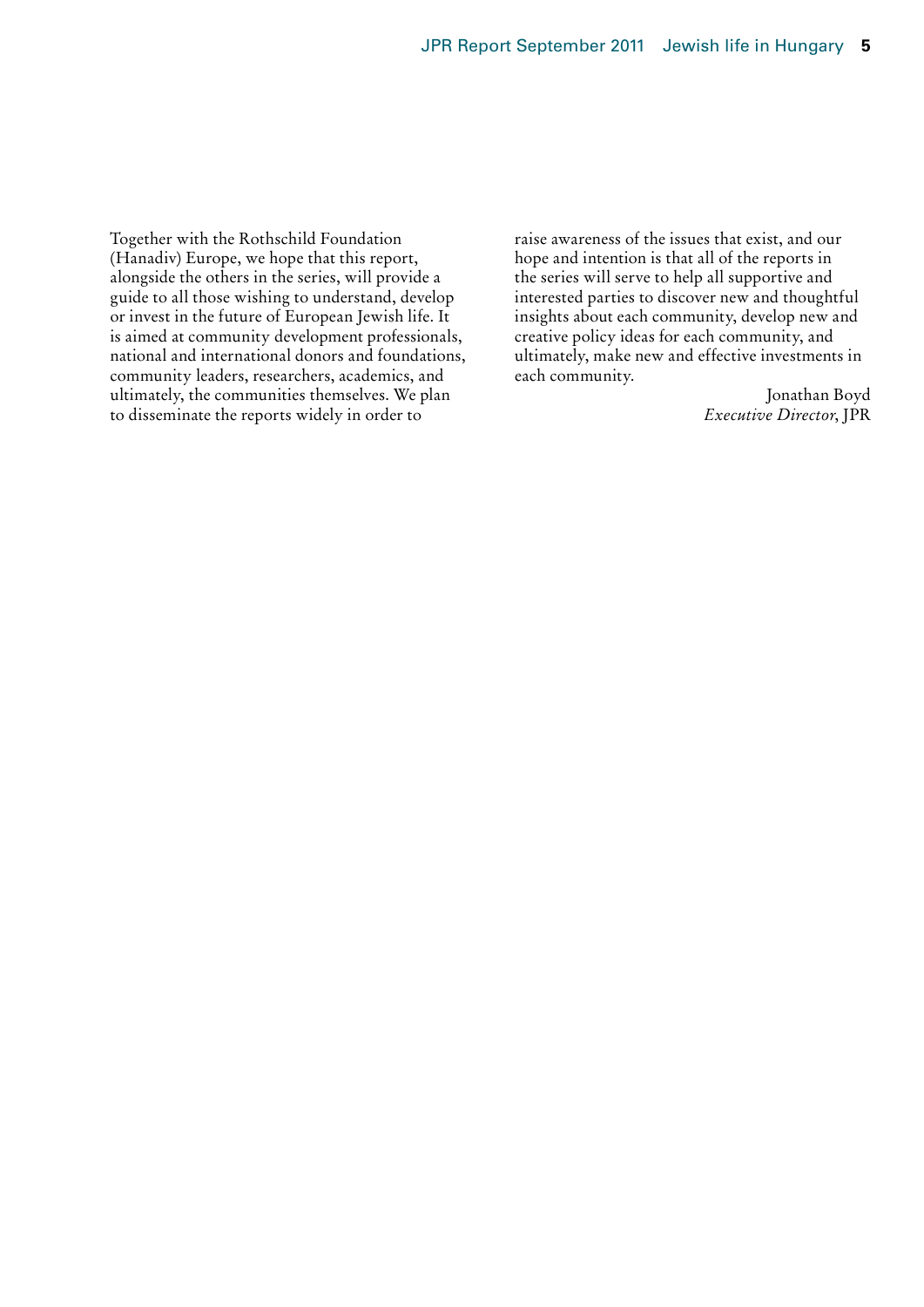Together with the Rothschild Foundation (Hanadiv) Europe, we hope that this report, alongside the others in the series, will provide a guide to all those wishing to understand, develop or invest in the future of European Jewish life. It is aimed at community development professionals, national and international donors and foundations, community leaders, researchers, academics, and ultimately, the communities themselves. We plan to disseminate the reports widely in order to raise awareness of the issues that exist, and our hope and intention is that all of the reports in the series will serve to help all supportive and interested parties to discover new and thoughtful insights about each community, develop new and creative policy ideas for each community, and ultimately, make new and effective investments in each community.

Jonathan Boyd
*Executive Director*, JPR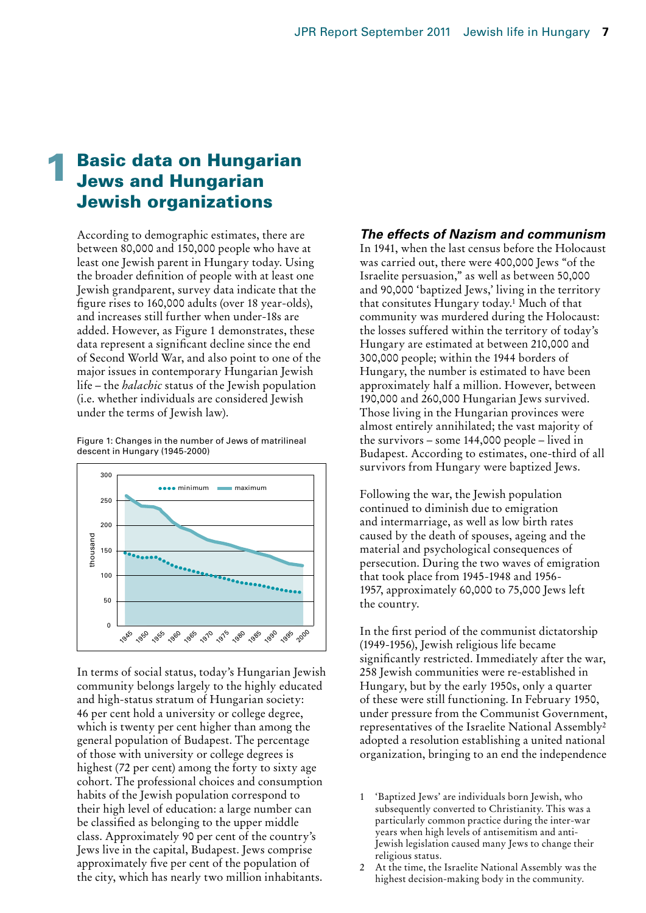# 1 Basic data on Hungarian Jews and Hungarian Jewish organizations

According to demographic estimates, there are between 80,000 and 150,000 people who have at least one Jewish parent in Hungary today. Using the broader definition of people with at least one Jewish grandparent, survey data indicate that the figure rises to 160,000 adults (over 18 year-olds), and increases still further when under-18s are added. However, as Figure 1 demonstrates, these data represent a significant decline since the end of Second World War, and also point to one of the major issues in contemporary Hungarian Jewish life – the *halachic* status of the Jewish population (i.e. whether individuals are considered Jewish under the terms of Jewish law).

Figure 1: Changes in the number of Jews of matrilineal descent in Hungary (1945-2000)

In terms of social status, today's Hungarian Jewish community belongs largely to the highly educated and high-status stratum of Hungarian society: 46 per cent hold a university or college degree, which is twenty per cent higher than among the general population of Budapest. The percentage of those with university or college degrees is highest (72 per cent) among the forty to sixty age cohort. The professional choices and consumption habits of the Jewish population correspond to their high level of education: a large number can be classified as belonging to the upper middle class. Approximately 90 per cent of the country's Jews live in the capital, Budapest. Jews comprise approximately five per cent of the population of the city, which has nearly two million inhabitants.

### *The effects of Nazism and communism*

In 1941, when the last census before the Holocaust was carried out, there were 400,000 Jews "of the Israelite persuasion," as well as between 50,000 and 90,000 'baptized Jews,' living in the territory that consitutes Hungary today.[1] Much of that community was murdered during the Holocaust: the losses suffered within the territory of today's Hungary are estimated at between 210,000 and 300,000 people; within the 1944 borders of Hungary, the number is estimated to have been approximately half a million. However, between 190,000 and 260,000 Hungarian Jews survived. Those living in the Hungarian provinces were almost entirely annihilated; the vast majority of the survivors – some 144,000 people – lived in Budapest. According to estimates, one-third of all survivors from Hungary were baptized Jews.

Following the war, the Jewish population continued to diminish due to emigration and intermarriage, as well as low birth rates caused by the death of spouses, ageing and the material and psychological consequences of persecution. During the two waves of emigration that took place from 1945-1948 and 1956-1957, approximately 60,000 to 75,000 Jews left the country.

In the first period of the communist dictatorship (1949-1956), Jewish religious life became significantly restricted. Immediately after the war, 258 Jewish communities were re-established in Hungary, but by the early 1950s, only a quarter of these were still functioning. In February 1950, under pressure from the Communist Government, representatives of the Israelite National Assembly[2] adopted a resolution establishing a united national organization, bringing to an end the independence

1 'Baptized Jews' are individuals born Jewish, who subsequently converted to Christianity. This was a particularly common practice during the inter-war years when high levels of antisemitism and anti-Jewish legislation caused many Jews to change their religious status.

2 At the time, the Israelite National Assembly was the highest decision-making body in the community.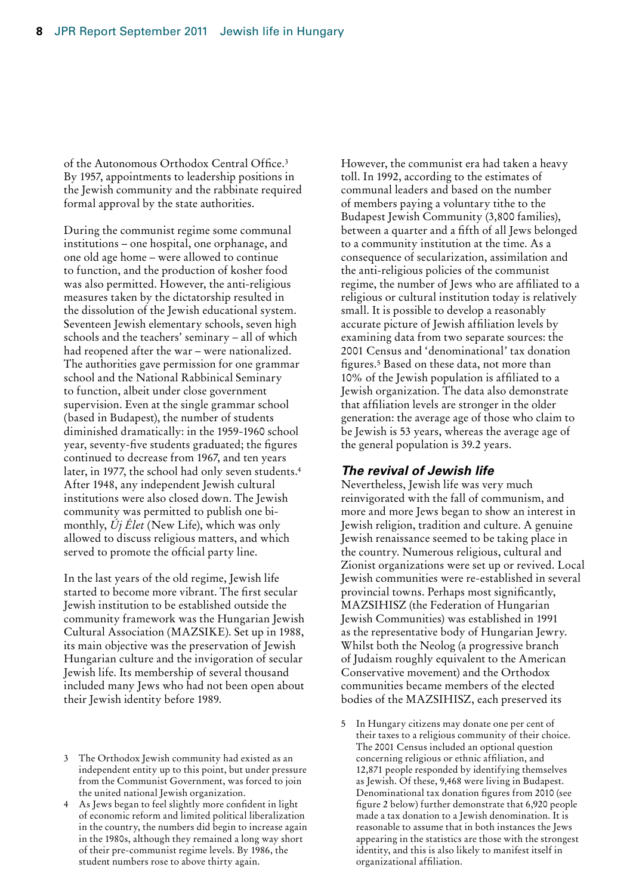of the Autonomous Orthodox Central Office.[3] By 1957, appointments to leadership positions in the Jewish community and the rabbinate required formal approval by the state authorities.

During the communist regime some communal institutions – one hospital, one orphanage, and one old age home – were allowed to continue to function, and the production of kosher food was also permitted. However, the anti-religious measures taken by the dictatorship resulted in the dissolution of the Jewish educational system. Seventeen Jewish elementary schools, seven high schools and the teachers' seminary – all of which had reopened after the war – were nationalized. The authorities gave permission for one grammar school and the National Rabbinical Seminary to function, albeit under close government supervision. Even at the single grammar school (based in Budapest), the number of students diminished dramatically: in the 1959-1960 school year, seventy-five students graduated; the figures continued to decrease from 1967, and ten years later, in 1977, the school had only seven students.[4] After 1948, any independent Jewish cultural institutions were also closed down. The Jewish community was permitted to publish one bi-monthly, *Új Élet* (New Life), which was only allowed to discuss religious matters, and which served to promote the official party line.

In the last years of the old regime, Jewish life started to become more vibrant. The first secular Jewish institution to be established outside the community framework was the Hungarian Jewish Cultural Association (MAZSIKE). Set up in 1988, its main objective was the preservation of Jewish Hungarian culture and the invigoration of secular Jewish life. Its membership of several thousand included many Jews who had not been open about their Jewish identity before 1989.

However, the communist era had taken a heavy toll. In 1992, according to the estimates of communal leaders and based on the number of members paying a voluntary tithe to the Budapest Jewish Community (3,800 families), between a quarter and a fifth of all Jews belonged to a community institution at the time. As a consequence of secularization, assimilation and the anti-religious policies of the communist regime, the number of Jews who are affiliated to a religious or cultural institution today is relatively small. It is possible to develop a reasonably accurate picture of Jewish affiliation levels by examining data from two separate sources: the 2001 Census and 'denominational' tax donation figures.[5] Based on these data, not more than 10% of the Jewish population is affiliated to a Jewish organization. The data also demonstrate that affiliation levels are stronger in the older generation: the average age of those who claim to be Jewish is 53 years, whereas the average age of the general population is 39.2 years.

### *The revival of Jewish life*

Nevertheless, Jewish life was very much reinvigorated with the fall of communism, and more and more Jews began to show an interest in Jewish religion, tradition and culture. A genuine Jewish renaissance seemed to be taking place in the country. Numerous religious, cultural and Zionist organizations were set up or revived. Local Jewish communities were re-established in several provincial towns. Perhaps most significantly, MAZSIHISZ (the Federation of Hungarian Jewish Communities) was established in 1991 as the representative body of Hungarian Jewry. Whilst both the Neolog (a progressive branch of Judaism roughly equivalent to the American Conservative movement) and the Orthodox communities became members of the elected bodies of the MAZSIHISZ, each preserved its

3 The Orthodox Jewish community had existed as an independent entity up to this point, but under pressure from the Communist Government, was forced to join the united national Jewish organization.

4 As Jews began to feel slightly more confident in light of economic reform and limited political liberalization in the country, the numbers did begin to increase again in the 1980s, although they remained a long way short of their pre-communist regime levels. By 1986, the student numbers rose to above thirty again.

5 In Hungary citizens may donate one per cent of their taxes to a religious community of their choice. The 2001 Census included an optional question concerning religious or ethnic affiliation, and 12,871 people responded by identifying themselves as Jewish. Of these, 9,468 were living in Budapest. Denominational tax donation figures from 2010 (see figure 2 below) further demonstrate that 6,920 people made a tax donation to a Jewish denomination. It is reasonable to assume that in both instances the Jews appearing in the statistics are those with the strongest identity, and this is also likely to manifest itself in organizational affiliation.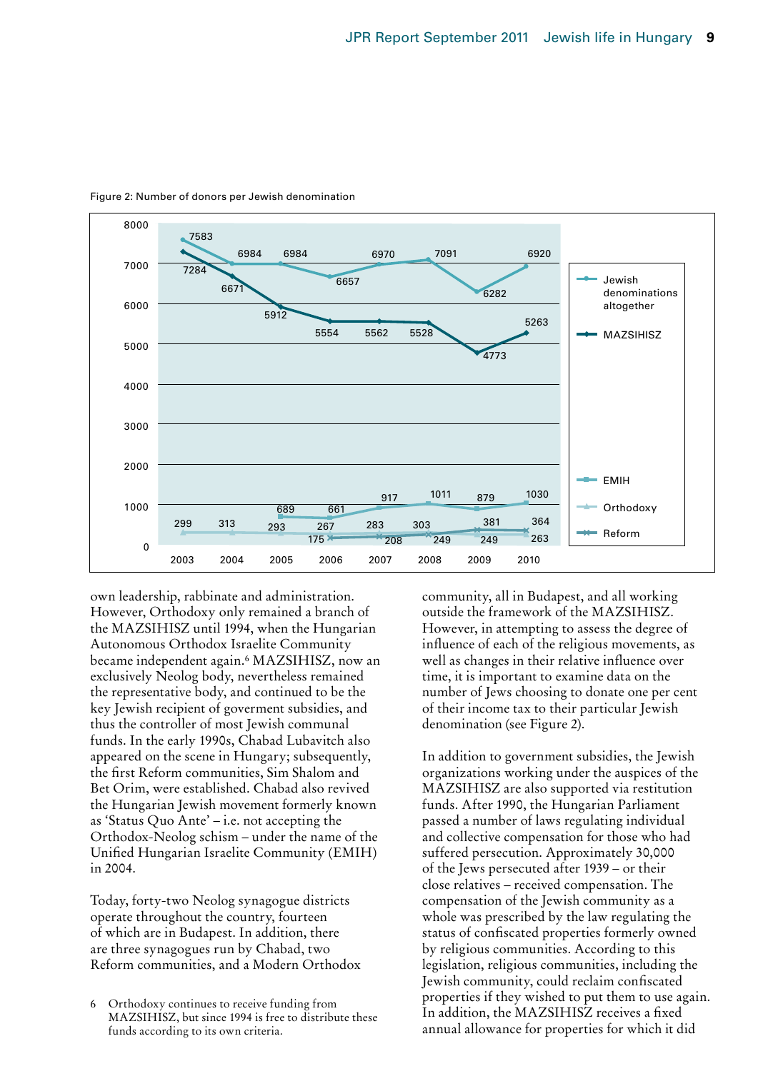Figure 2: Number of donors per Jewish denomination

| | 2003 | 2004 | 2005 | 2006 | 2007 | 2008 | 2009 | 2010 |
|---|---|---|---|---|---|---|---|---|
| Jewish denominations altogether | 7583 | 6984 | 6984 | 6657 | 6970 | 7091 | 6282 | 6920 |
| MAZSIHISZ | 7284 | 6671 | 5912 | 5554 | 5562 | 5528 | 4773 | 5263 |
| EMIH | | | 689 | 661 | 917 | 1011 | 879 | 1030 |
| Orthodoxy | 299 | 313 | 293 | 267 | 283 | 303 | 249 | 263 |
| Reform | | | | 175 | 208 | 249 | 381 | 364 |

own leadership, rabbinate and administration. However, Orthodoxy only remained a branch of the MAZSIHISZ until 1994, when the Hungarian Autonomous Orthodox Israelite Community became independent again.[6] MAZSIHISZ, now an exclusively Neolog body, nevertheless remained the representative body, and continued to be the key Jewish recipient of goverment subsidies, and thus the controller of most Jewish communal funds. In the early 1990s, Chabad Lubavitch also appeared on the scene in Hungary; subsequently, the first Reform communities, Sim Shalom and Bet Orim, were established. Chabad also revived the Hungarian Jewish movement formerly known as 'Status Quo Ante' – i.e. not accepting the Orthodox-Neolog schism – under the name of the Unified Hungarian Israelite Community (EMIH) in 2004.

Today, forty-two Neolog synagogue districts operate throughout the country, fourteen of which are in Budapest. In addition, there are three synagogues run by Chabad, two Reform communities, and a Modern Orthodox community, all in Budapest, and all working outside the framework of the MAZSIHISZ. However, in attempting to assess the degree of influence of each of the religious movements, as well as changes in their relative influence over time, it is important to examine data on the number of Jews choosing to donate one per cent of their income tax to their particular Jewish denomination (see Figure 2).

In addition to government subsidies, the Jewish organizations working under the auspices of the MAZSIHISZ are also supported via restitution funds. After 1990, the Hungarian Parliament passed a number of laws regulating individual and collective compensation for those who had suffered persecution. Approximately 30,000 of the Jews persecuted after 1939 – or their close relatives – received compensation. The compensation of the Jewish community as a whole was prescribed by the law regulating the status of confiscated properties formerly owned by religious communities. According to this legislation, religious communities, including the Jewish community, could reclaim confiscated properties if they wished to put them to use again. In addition, the MAZSIHISZ receives a fixed annual allowance for properties for which it did

6 Orthodoxy continues to receive funding from MAZSIHISZ, but since 1994 is free to distribute these funds according to its own criteria.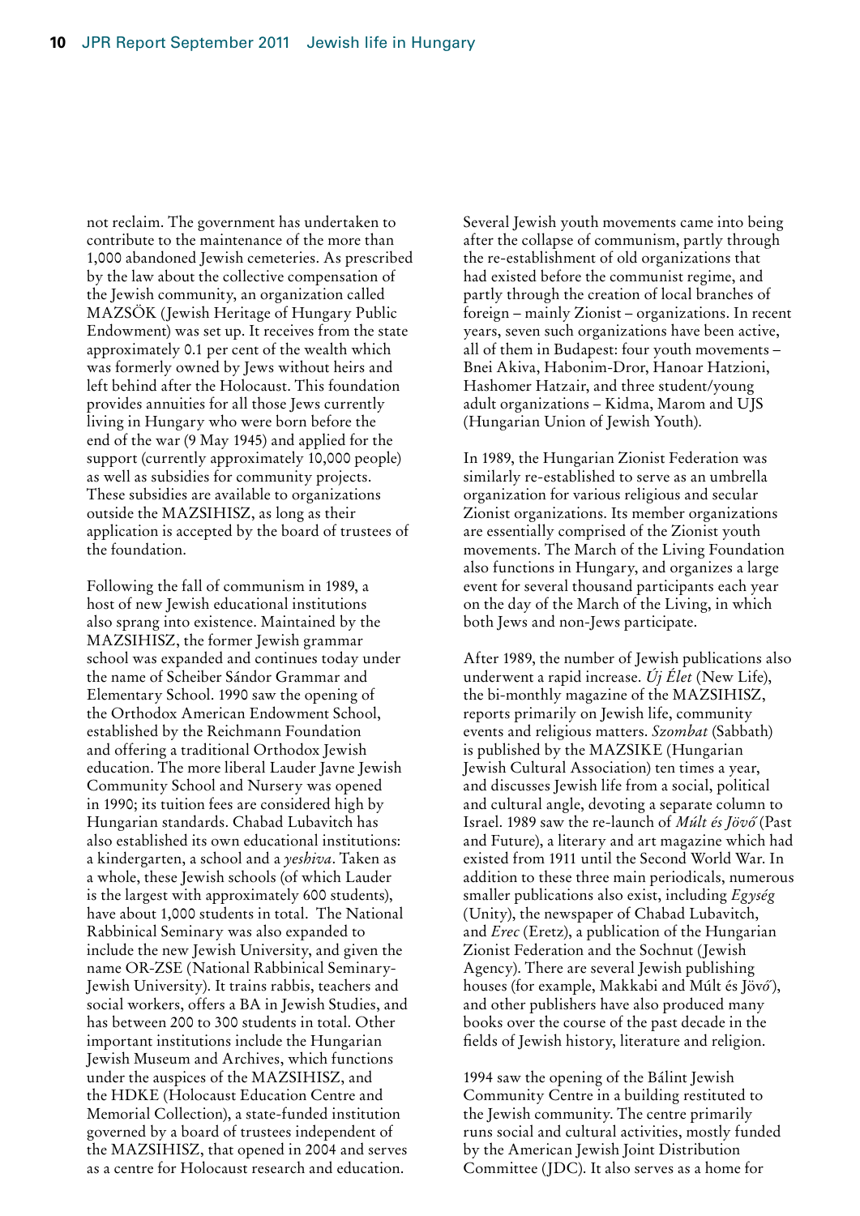not reclaim. The government has undertaken to contribute to the maintenance of the more than 1,000 abandoned Jewish cemeteries. As prescribed by the law about the collective compensation of the Jewish community, an organization called MAZSÖK (Jewish Heritage of Hungary Public Endowment) was set up. It receives from the state approximately 0.1 per cent of the wealth which was formerly owned by Jews without heirs and left behind after the Holocaust. This foundation provides annuities for all those Jews currently living in Hungary who were born before the end of the war (9 May 1945) and applied for the support (currently approximately 10,000 people) as well as subsidies for community projects. These subsidies are available to organizations outside the MAZSIHISZ, as long as their application is accepted by the board of trustees of the foundation.

Following the fall of communism in 1989, a host of new Jewish educational institutions also sprang into existence. Maintained by the MAZSIHISZ, the former Jewish grammar school was expanded and continues today under the name of Scheiber Sándor Grammar and Elementary School. 1990 saw the opening of the Orthodox American Endowment School, established by the Reichmann Foundation and offering a traditional Orthodox Jewish education. The more liberal Lauder Javne Jewish Community School and Nursery was opened in 1990; its tuition fees are considered high by Hungarian standards. Chabad Lubavitch has also established its own educational institutions: a kindergarten, a school and a *yeshiva*. Taken as a whole, these Jewish schools (of which Lauder is the largest with approximately 600 students), have about 1,000 students in total. The National Rabbinical Seminary was also expanded to include the new Jewish University, and given the name OR-ZSE (National Rabbinical Seminary-Jewish University). It trains rabbis, teachers and social workers, offers a BA in Jewish Studies, and has between 200 to 300 students in total. Other important institutions include the Hungarian Jewish Museum and Archives, which functions under the auspices of the MAZSIHISZ, and the HDKE (Holocaust Education Centre and Memorial Collection), a state-funded institution governed by a board of trustees independent of the MAZSIHISZ, that opened in 2004 and serves as a centre for Holocaust research and education.

Several Jewish youth movements came into being after the collapse of communism, partly through the re-establishment of old organizations that had existed before the communist regime, and partly through the creation of local branches of foreign – mainly Zionist – organizations. In recent years, seven such organizations have been active, all of them in Budapest: four youth movements – Bnei Akiva, Habonim-Dror, Hanoar Hatzioni, Hashomer Hatzair, and three student/young adult organizations – Kidma, Marom and UJS (Hungarian Union of Jewish Youth).

In 1989, the Hungarian Zionist Federation was similarly re-established to serve as an umbrella organization for various religious and secular Zionist organizations. Its member organizations are essentially comprised of the Zionist youth movements. The March of the Living Foundation also functions in Hungary, and organizes a large event for several thousand participants each year on the day of the March of the Living, in which both Jews and non-Jews participate.

After 1989, the number of Jewish publications also underwent a rapid increase. *Új Élet* (New Life), the bi-monthly magazine of the MAZSIHISZ, reports primarily on Jewish life, community events and religious matters. *Szombat* (Sabbath) is published by the MAZSIKE (Hungarian Jewish Cultural Association) ten times a year, and discusses Jewish life from a social, political and cultural angle, devoting a separate column to Israel. 1989 saw the re-launch of *Múlt és Jövő* (Past and Future), a literary and art magazine which had existed from 1911 until the Second World War. In addition to these three main periodicals, numerous smaller publications also exist, including *Egység* (Unity), the newspaper of Chabad Lubavitch, and *Erec* (Eretz), a publication of the Hungarian Zionist Federation and the Sochnut (Jewish Agency). There are several Jewish publishing houses (for example, Makkabi and Múlt és Jövő), and other publishers have also produced many books over the course of the past decade in the fields of Jewish history, literature and religion.

1994 saw the opening of the Bálint Jewish Community Centre in a building restituted to the Jewish community. The centre primarily runs social and cultural activities, mostly funded by the American Jewish Joint Distribution Committee (JDC). It also serves as a home for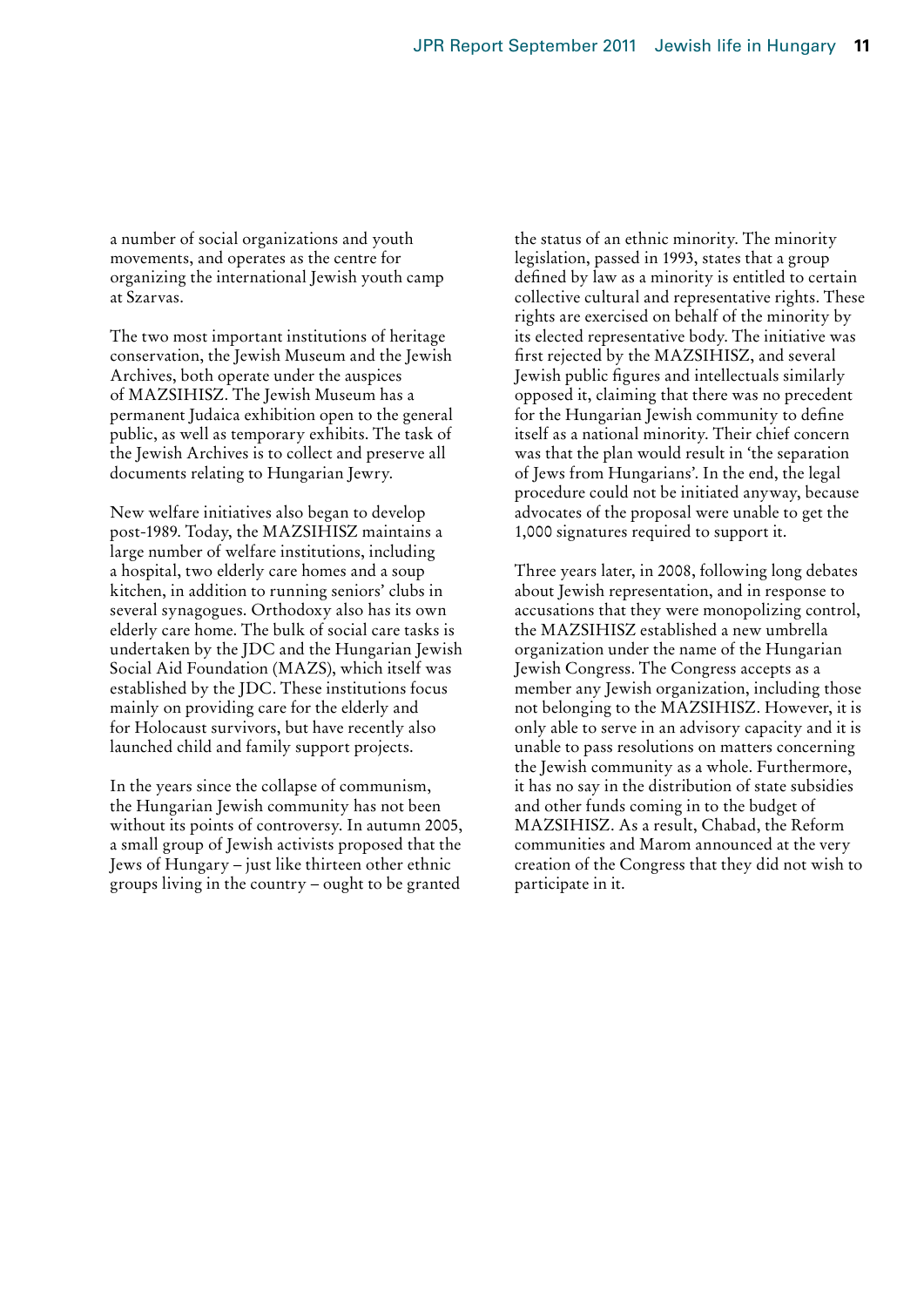a number of social organizations and youth movements, and operates as the centre for organizing the international Jewish youth camp at Szarvas.

The two most important institutions of heritage conservation, the Jewish Museum and the Jewish Archives, both operate under the auspices of MAZSIHISZ. The Jewish Museum has a permanent Judaica exhibition open to the general public, as well as temporary exhibits. The task of the Jewish Archives is to collect and preserve all documents relating to Hungarian Jewry.

New welfare initiatives also began to develop post-1989. Today, the MAZSIHISZ maintains a large number of welfare institutions, including a hospital, two elderly care homes and a soup kitchen, in addition to running seniors' clubs in several synagogues. Orthodoxy also has its own elderly care home. The bulk of social care tasks is undertaken by the JDC and the Hungarian Jewish Social Aid Foundation (MAZS), which itself was established by the JDC. These institutions focus mainly on providing care for the elderly and for Holocaust survivors, but have recently also launched child and family support projects.

In the years since the collapse of communism, the Hungarian Jewish community has not been without its points of controversy. In autumn 2005, a small group of Jewish activists proposed that the Jews of Hungary – just like thirteen other ethnic groups living in the country – ought to be granted the status of an ethnic minority. The minority legislation, passed in 1993, states that a group defined by law as a minority is entitled to certain collective cultural and representative rights. These rights are exercised on behalf of the minority by its elected representative body. The initiative was first rejected by the MAZSIHISZ, and several Jewish public figures and intellectuals similarly opposed it, claiming that there was no precedent for the Hungarian Jewish community to define itself as a national minority. Their chief concern was that the plan would result in 'the separation of Jews from Hungarians'. In the end, the legal procedure could not be initiated anyway, because advocates of the proposal were unable to get the 1,000 signatures required to support it.

Three years later, in 2008, following long debates about Jewish representation, and in response to accusations that they were monopolizing control, the MAZSIHISZ established a new umbrella organization under the name of the Hungarian Jewish Congress. The Congress accepts as a member any Jewish organization, including those not belonging to the MAZSIHISZ. However, it is only able to serve in an advisory capacity and it is unable to pass resolutions on matters concerning the Jewish community as a whole. Furthermore, it has no say in the distribution of state subsidies and other funds coming in to the budget of MAZSIHISZ. As a result, Chabad, the Reform communities and Marom announced at the very creation of the Congress that they did not wish to participate in it.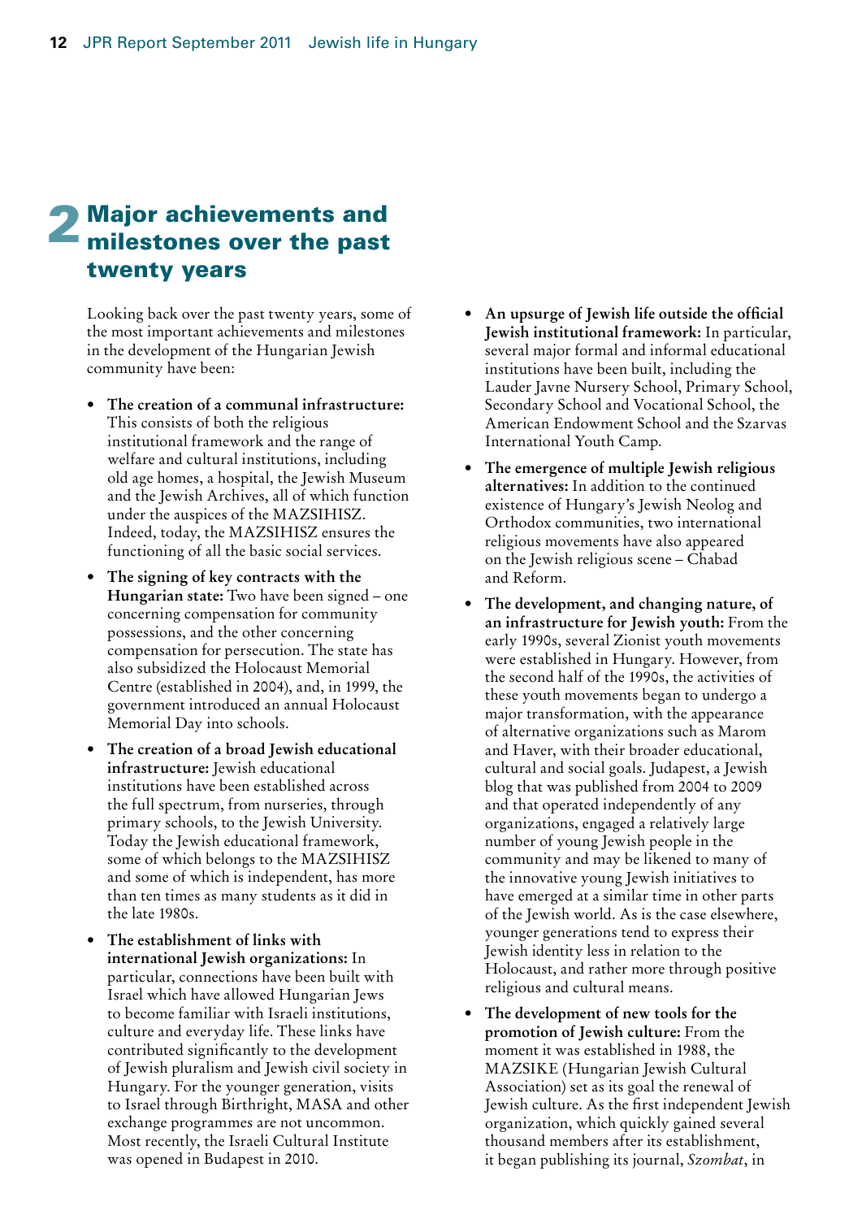# 2 Major achievements and milestones over the past twenty years

Looking back over the past twenty years, some of the most important achievements and milestones in the development of the Hungarian Jewish community have been:

- **The creation of a communal infrastructure:** This consists of both the religious institutional framework and the range of welfare and cultural institutions, including old age homes, a hospital, the Jewish Museum and the Jewish Archives, all of which function under the auspices of the MAZSIHISZ. Indeed, today, the MAZSIHISZ ensures the functioning of all the basic social services.
- **The signing of key contracts with the Hungarian state:** Two have been signed – one concerning compensation for community possessions, and the other concerning compensation for persecution. The state has also subsidized the Holocaust Memorial Centre (established in 2004), and, in 1999, the government introduced an annual Holocaust Memorial Day into schools.
- **The creation of a broad Jewish educational infrastructure:** Jewish educational institutions have been established across the full spectrum, from nurseries, through primary schools, to the Jewish University. Today the Jewish educational framework, some of which belongs to the MAZSIHISZ and some of which is independent, has more than ten times as many students as it did in the late 1980s.
- **The establishment of links with international Jewish organizations:** In particular, connections have been built with Israel which have allowed Hungarian Jews to become familiar with Israeli institutions, culture and everyday life. These links have contributed significantly to the development of Jewish pluralism and Jewish civil society in Hungary. For the younger generation, visits to Israel through Birthright, MASA and other exchange programmes are not uncommon. Most recently, the Israeli Cultural Institute was opened in Budapest in 2010.
- **An upsurge of Jewish life outside the official Jewish institutional framework:** In particular, several major formal and informal educational institutions have been built, including the Lauder Javne Nursery School, Primary School, Secondary School and Vocational School, the American Endowment School and the Szarvas International Youth Camp.
- **The emergence of multiple Jewish religious alternatives:** In addition to the continued existence of Hungary's Jewish Neolog and Orthodox communities, two international religious movements have also appeared on the Jewish religious scene – Chabad and Reform.
- **The development, and changing nature, of an infrastructure for Jewish youth:** From the early 1990s, several Zionist youth movements were established in Hungary. However, from the second half of the 1990s, the activities of these youth movements began to undergo a major transformation, with the appearance of alternative organizations such as Marom and Haver, with their broader educational, cultural and social goals. Judapest, a Jewish blog that was published from 2004 to 2009 and that operated independently of any organizations, engaged a relatively large number of young Jewish people in the community and may be likened to many of the innovative young Jewish initiatives to have emerged at a similar time in other parts of the Jewish world. As is the case elsewhere, younger generations tend to express their Jewish identity less in relation to the Holocaust, and rather more through positive religious and cultural means.
- **The development of new tools for the promotion of Jewish culture:** From the moment it was established in 1988, the MAZSIKE (Hungarian Jewish Cultural Association) set as its goal the renewal of Jewish culture. As the first independent Jewish organization, which quickly gained several thousand members after its establishment, it began publishing its journal, *Szombat*, in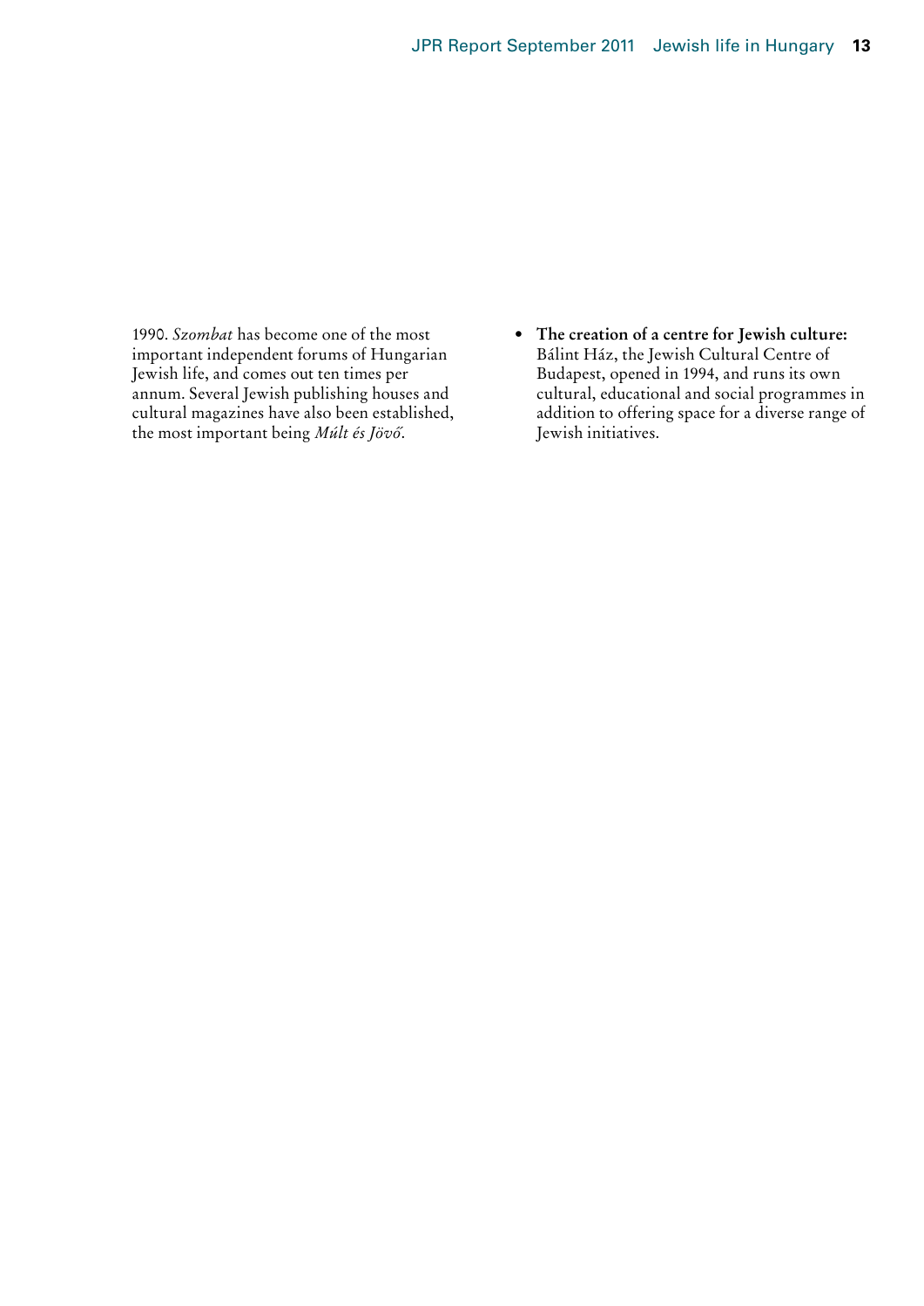1990. *Szombat* has become one of the most important independent forums of Hungarian Jewish life, and comes out ten times per annum. Several Jewish publishing houses and cultural magazines have also been established, the most important being *Múlt és Jövő*.

- **The creation of a centre for Jewish culture:** Bálint Ház, the Jewish Cultural Centre of Budapest, opened in 1994, and runs its own cultural, educational and social programmes in addition to offering space for a diverse range of Jewish initiatives.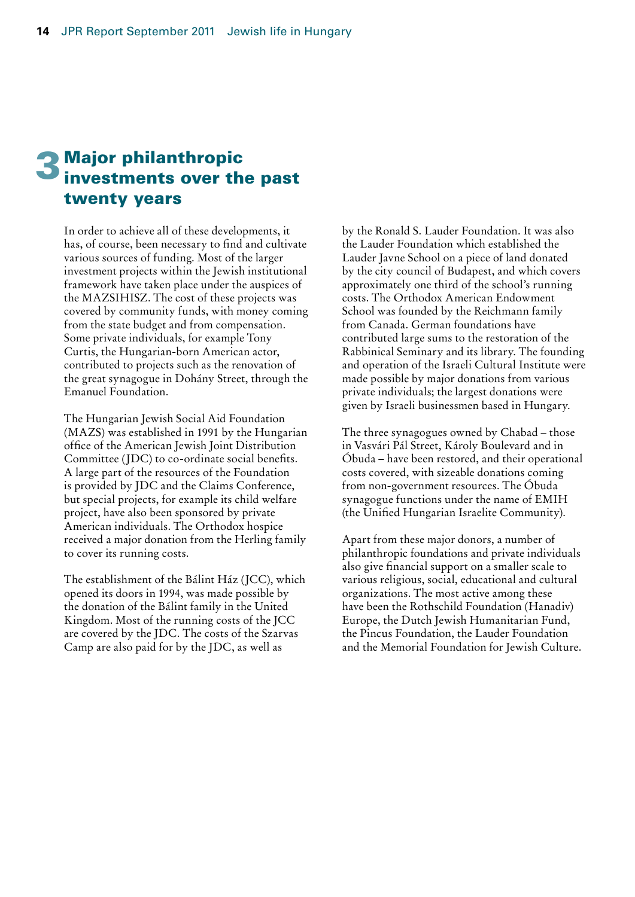# 3 Major philanthropic investments over the past twenty years

In order to achieve all of these developments, it has, of course, been necessary to find and cultivate various sources of funding. Most of the larger investment projects within the Jewish institutional framework have taken place under the auspices of the MAZSIHISZ. The cost of these projects was covered by community funds, with money coming from the state budget and from compensation. Some private individuals, for example Tony Curtis, the Hungarian-born American actor, contributed to projects such as the renovation of the great synagogue in Dohány Street, through the Emanuel Foundation.

The Hungarian Jewish Social Aid Foundation (MAZS) was established in 1991 by the Hungarian office of the American Jewish Joint Distribution Committee (JDC) to co-ordinate social benefits. A large part of the resources of the Foundation is provided by JDC and the Claims Conference, but special projects, for example its child welfare project, have also been sponsored by private American individuals. The Orthodox hospice received a major donation from the Herling family to cover its running costs.

The establishment of the Bálint Ház (JCC), which opened its doors in 1994, was made possible by the donation of the Bálint family in the United Kingdom. Most of the running costs of the JCC are covered by the JDC. The costs of the Szarvas Camp are also paid for by the JDC, as well as by the Ronald S. Lauder Foundation. It was also the Lauder Foundation which established the Lauder Javne School on a piece of land donated by the city council of Budapest, and which covers approximately one third of the school's running costs. The Orthodox American Endowment School was founded by the Reichmann family from Canada. German foundations have contributed large sums to the restoration of the Rabbinical Seminary and its library. The founding and operation of the Israeli Cultural Institute were made possible by major donations from various private individuals; the largest donations were given by Israeli businessmen based in Hungary.

The three synagogues owned by Chabad – those in Vasvári Pál Street, Károly Boulevard and in Óbuda – have been restored, and their operational costs covered, with sizeable donations coming from non-government resources. The Óbuda synagogue functions under the name of EMIH (the Unified Hungarian Israelite Community).

Apart from these major donors, a number of philanthropic foundations and private individuals also give financial support on a smaller scale to various religious, social, educational and cultural organizations. The most active among these have been the Rothschild Foundation (Hanadiv) Europe, the Dutch Jewish Humanitarian Fund, the Pincus Foundation, the Lauder Foundation and the Memorial Foundation for Jewish Culture.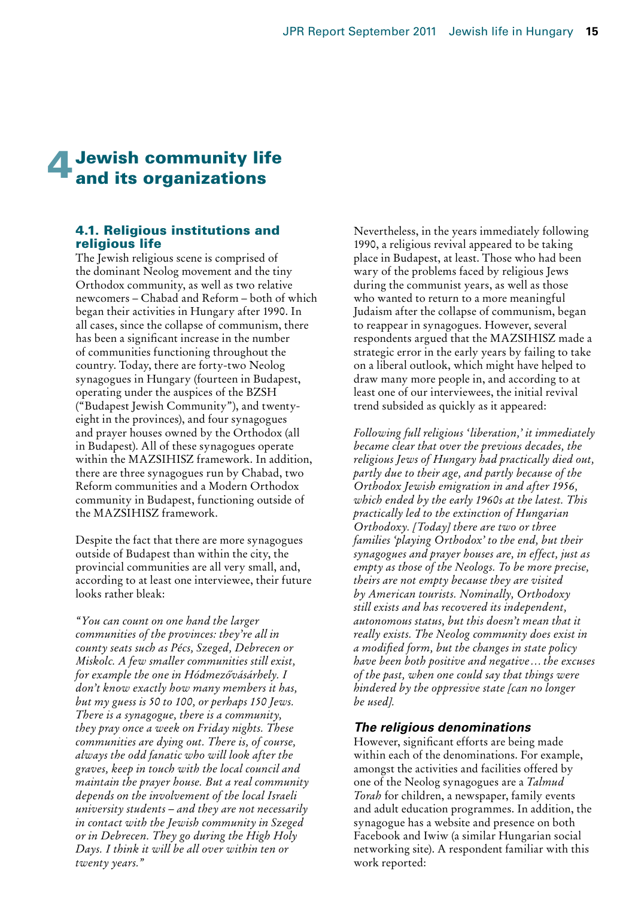# 4 Jewish community life and its organizations

## 4.1. Religious institutions and religious life

The Jewish religious scene is comprised of the dominant Neolog movement and the tiny Orthodox community, as well as two relative newcomers – Chabad and Reform – both of which began their activities in Hungary after 1990. In all cases, since the collapse of communism, there has been a significant increase in the number of communities functioning throughout the country. Today, there are forty-two Neolog synagogues in Hungary (fourteen in Budapest, operating under the auspices of the BZSH ("Budapest Jewish Community"), and twenty-eight in the provinces), and four synagogues and prayer houses owned by the Orthodox (all in Budapest). All of these synagogues operate within the MAZSIHISZ framework. In addition, there are three synagogues run by Chabad, two Reform communities and a Modern Orthodox community in Budapest, functioning outside of the MAZSIHISZ framework.

Despite the fact that there are more synagogues outside of Budapest than within the city, the provincial communities are all very small, and, according to at least one interviewee, their future looks rather bleak:

*"You can count on one hand the larger communities of the provinces: they're all in county seats such as Pécs, Szeged, Debrecen or Miskolc. A few smaller communities still exist, for example the one in Hódmezővásárhely. I don't know exactly how many members it has, but my guess is 50 to 100, or perhaps 150 Jews. There is a synagogue, there is a community, they pray once a week on Friday nights. These communities are dying out. There is, of course, always the odd fanatic who will look after the graves, keep in touch with the local council and maintain the prayer house. But a real community depends on the involvement of the local Israeli university students – and they are not necessarily in contact with the Jewish community in Szeged or in Debrecen. They go during the High Holy Days. I think it will be all over within ten or twenty years."*

Nevertheless, in the years immediately following 1990, a religious revival appeared to be taking place in Budapest, at least. Those who had been wary of the problems faced by religious Jews during the communist years, as well as those who wanted to return to a more meaningful Judaism after the collapse of communism, began to reappear in synagogues. However, several respondents argued that the MAZSIHISZ made a strategic error in the early years by failing to take on a liberal outlook, which might have helped to draw many more people in, and according to at least one of our interviewees, the initial revival trend subsided as quickly as it appeared:

*Following full religious 'liberation,' it immediately became clear that over the previous decades, the religious Jews of Hungary had practically died out, partly due to their age, and partly because of the Orthodox Jewish emigration in and after 1956, which ended by the early 1960s at the latest. This practically led to the extinction of Hungarian Orthodoxy. [Today] there are two or three families 'playing Orthodox' to the end, but their synagogues and prayer houses are, in effect, just as empty as those of the Neologs. To be more precise, theirs are not empty because they are visited by American tourists. Nominally, Orthodoxy still exists and has recovered its independent, autonomous status, but this doesn't mean that it really exists. The Neolog community does exist in a modified form, but the changes in state policy have been both positive and negative… the excuses of the past, when one could say that things were hindered by the oppressive state [can no longer be used].*

### The religious denominations

However, significant efforts are being made within each of the denominations. For example, amongst the activities and facilities offered by one of the Neolog synagogues are a *Talmud Torah* for children, a newspaper, family events and adult education programmes. In addition, the synagogue has a website and presence on both Facebook and Iwiw (a similar Hungarian social networking site). A respondent familiar with this work reported: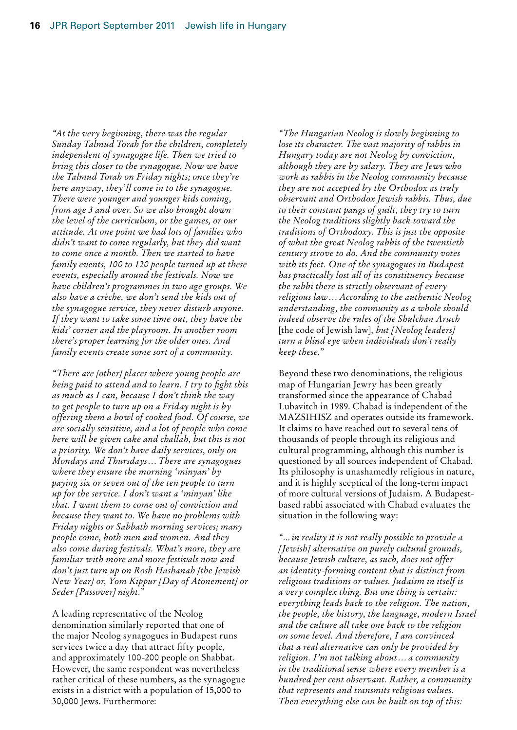*"At the very beginning, there was the regular Sunday Talmud Torah for the children, completely independent of synagogue life. Then we tried to bring this closer to the synagogue. Now we have the Talmud Torah on Friday nights; once they're here anyway, they'll come in to the synagogue. There were younger and younger kids coming, from age 3 and over. So we also brought down the level of the curriculum, or the games, or our attitude. At one point we had lots of families who didn't want to come regularly, but they did want to come once a month. Then we started to have family events, 100 to 120 people turned up at these events, especially around the festivals. Now we have children's programmes in two age groups. We also have a crèche, we don't send the kids out of the synagogue service, they never disturb anyone. If they want to take some time out, they have the kids' corner and the playroom. In another room there's proper learning for the older ones. And family events create some sort of a community.*

*"There are [other] places where young people are being paid to attend and to learn. I try to fight this as much as I can, because I don't think the way to get people to turn up on a Friday night is by offering them a bowl of cooked food. Of course, we are socially sensitive, and a lot of people who come here will be given cake and challah, but this is not a priority. We don't have daily services, only on Mondays and Thursdays… There are synagogues where they ensure the morning 'minyan' by paying six or seven out of the ten people to turn up for the service. I don't want a 'minyan' like that. I want them to come out of conviction and because they want to. We have no problems with Friday nights or Sabbath morning services; many people come, both men and women. And they also come during festivals. What's more, they are familiar with more and more festivals now and don't just turn up on Rosh Hashanah [the Jewish New Year] or, Yom Kippur [Day of Atonement] or Seder [Passover] night."*

A leading representative of the Neolog denomination similarly reported that one of the major Neolog synagogues in Budapest runs services twice a day that attract fifty people, and approximately 100-200 people on Shabbat. However, the same respondent was nevertheless rather critical of these numbers, as the synagogue exists in a district with a population of 15,000 to 30,000 Jews. Furthermore:

*"The Hungarian Neolog is slowly beginning to lose its character. The vast majority of rabbis in Hungary today are not Neolog by conviction, although they are by salary. They are Jews who work as rabbis in the Neolog community because they are not accepted by the Orthodox as truly observant and Orthodox Jewish rabbis. Thus, due to their constant pangs of guilt, they try to turn the Neolog traditions slightly back toward the traditions of Orthodoxy. This is just the opposite of what the great Neolog rabbis of the twentieth century strove to do. And the community votes with its feet. One of the synagogues in Budapest has practically lost all of its constituency because the rabbi there is strictly observant of every religious law… According to the authentic Neolog understanding, the community as a whole should indeed observe the rules of the Shulchan Aruch* [the code of Jewish law], *but [Neolog leaders] turn a blind eye when individuals don't really keep these."*

Beyond these two denominations, the religious map of Hungarian Jewry has been greatly transformed since the appearance of Chabad Lubavitch in 1989. Chabad is independent of the MAZSIHISZ and operates outside its framework. It claims to have reached out to several tens of thousands of people through its religious and cultural programming, although this number is questioned by all sources independent of Chabad. Its philosophy is unashamedly religious in nature, and it is highly sceptical of the long-term impact of more cultural versions of Judaism. A Budapest-based rabbi associated with Chabad evaluates the situation in the following way:

*"…in reality it is not really possible to provide a [Jewish] alternative on purely cultural grounds, because Jewish culture, as such, does not offer an identity-forming content that is distinct from religious traditions or values. Judaism in itself is a very complex thing. But one thing is certain: everything leads back to the religion. The nation, the people, the history, the language, modern Israel and the culture all take one back to the religion on some level. And therefore, I am convinced that a real alternative can only be provided by religion. I'm not talking about… a community in the traditional sense where every member is a hundred per cent observant. Rather, a community that represents and transmits religious values. Then everything else can be built on top of this:*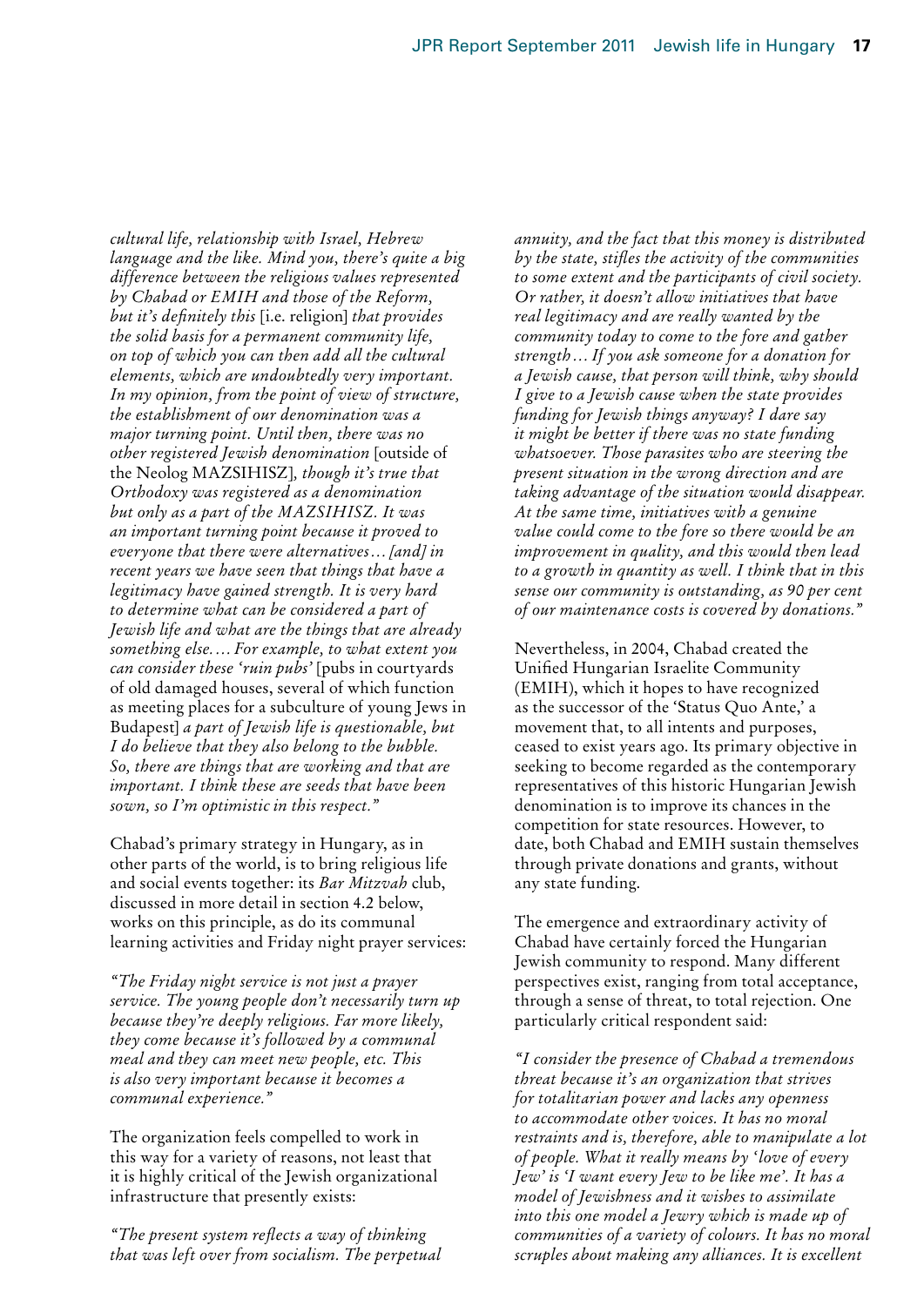*cultural life, relationship with Israel, Hebrew language and the like. Mind you, there's quite a big difference between the religious values represented by Chabad or EMIH and those of the Reform, but it's definitely this* [i.e. religion] *that provides the solid basis for a permanent community life, on top of which you can then add all the cultural elements, which are undoubtedly very important. In my opinion, from the point of view of structure, the establishment of our denomination was a major turning point. Until then, there was no other registered Jewish denomination* [outside of the Neolog MAZSIHISZ]*, though it's true that Orthodoxy was registered as a denomination but only as a part of the MAZSIHISZ. It was an important turning point because it proved to everyone that there were alternatives… [and] in recent years we have seen that things that have a legitimacy have gained strength. It is very hard to determine what can be considered a part of Jewish life and what are the things that are already something else.… For example, to what extent you can consider these 'ruin pubs'* [pubs in courtyards of old damaged houses, several of which function as meeting places for a subculture of young Jews in Budapest] *a part of Jewish life is questionable, but I do believe that they also belong to the bubble. So, there are things that are working and that are important. I think these are seeds that have been sown, so I'm optimistic in this respect."*

Chabad's primary strategy in Hungary, as in other parts of the world, is to bring religious life and social events together: its *Bar Mitzvah* club, discussed in more detail in section 4.2 below, works on this principle, as do its communal learning activities and Friday night prayer services:

*"The Friday night service is not just a prayer service. The young people don't necessarily turn up because they're deeply religious. Far more likely, they come because it's followed by a communal meal and they can meet new people, etc. This is also very important because it becomes a communal experience."*

The organization feels compelled to work in this way for a variety of reasons, not least that it is highly critical of the Jewish organizational infrastructure that presently exists:

*"The present system reflects a way of thinking that was left over from socialism. The perpetual annuity, and the fact that this money is distributed by the state, stifles the activity of the communities to some extent and the participants of civil society. Or rather, it doesn't allow initiatives that have real legitimacy and are really wanted by the community today to come to the fore and gather strength… If you ask someone for a donation for a Jewish cause, that person will think, why should I give to a Jewish cause when the state provides funding for Jewish things anyway? I dare say it might be better if there was no state funding whatsoever. Those parasites who are steering the present situation in the wrong direction and are taking advantage of the situation would disappear. At the same time, initiatives with a genuine value could come to the fore so there would be an improvement in quality, and this would then lead to a growth in quantity as well. I think that in this sense our community is outstanding, as 90 per cent of our maintenance costs is covered by donations."*

Nevertheless, in 2004, Chabad created the Unified Hungarian Israelite Community (EMIH), which it hopes to have recognized as the successor of the 'Status Quo Ante,' a movement that, to all intents and purposes, ceased to exist years ago. Its primary objective in seeking to become regarded as the contemporary representatives of this historic Hungarian Jewish denomination is to improve its chances in the competition for state resources. However, to date, both Chabad and EMIH sustain themselves through private donations and grants, without any state funding.

The emergence and extraordinary activity of Chabad have certainly forced the Hungarian Jewish community to respond. Many different perspectives exist, ranging from total acceptance, through a sense of threat, to total rejection. One particularly critical respondent said:

*"I consider the presence of Chabad a tremendous threat because it's an organization that strives for totalitarian power and lacks any openness to accommodate other voices. It has no moral restraints and is, therefore, able to manipulate a lot of people. What it really means by 'love of every Jew' is 'I want every Jew to be like me'. It has a model of Jewishness and it wishes to assimilate into this one model a Jewry which is made up of communities of a variety of colours. It has no moral scruples about making any alliances. It is excellent*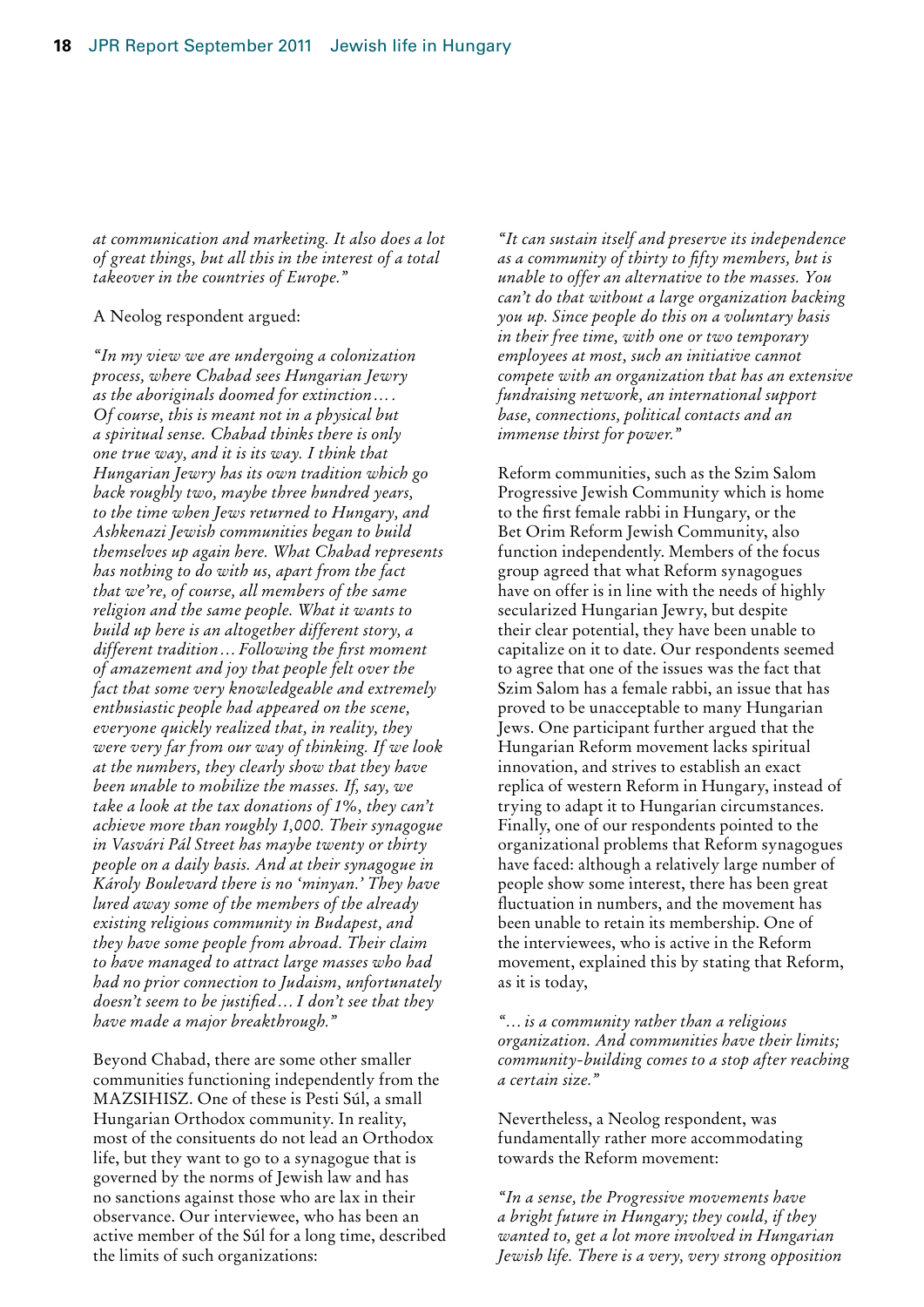*at communication and marketing. It also does a lot of great things, but all this in the interest of a total takeover in the countries of Europe."*

A Neolog respondent argued:

*"In my view we are undergoing a colonization process, where Chabad sees Hungarian Jewry as the aboriginals doomed for extinction…. Of course, this is meant not in a physical but a spiritual sense. Chabad thinks there is only one true way, and it is its way. I think that Hungarian Jewry has its own tradition which go back roughly two, maybe three hundred years, to the time when Jews returned to Hungary, and Ashkenazi Jewish communities began to build themselves up again here. What Chabad represents has nothing to do with us, apart from the fact that we're, of course, all members of the same religion and the same people. What it wants to build up here is an altogether different story, a different tradition… Following the first moment of amazement and joy that people felt over the fact that some very knowledgeable and extremely enthusiastic people had appeared on the scene, everyone quickly realized that, in reality, they were very far from our way of thinking. If we look at the numbers, they clearly show that they have been unable to mobilize the masses. If, say, we take a look at the tax donations of 1%, they can't achieve more than roughly 1,000. Their synagogue in Vasvári Pál Street has maybe twenty or thirty people on a daily basis. And at their synagogue in Károly Boulevard there is no 'minyan.' They have lured away some of the members of the already existing religious community in Budapest, and they have some people from abroad. Their claim to have managed to attract large masses who had had no prior connection to Judaism, unfortunately doesn't seem to be justified… I don't see that they have made a major breakthrough."*

Beyond Chabad, there are some other smaller communities functioning independently from the MAZSIHISZ. One of these is Pesti Súl, a small Hungarian Orthodox community. In reality, most of the consituents do not lead an Orthodox life, but they want to go to a synagogue that is governed by the norms of Jewish law and has no sanctions against those who are lax in their observance. Our interviewee, who has been an active member of the Súl for a long time, described the limits of such organizations:

*"It can sustain itself and preserve its independence as a community of thirty to fifty members, but is unable to offer an alternative to the masses. You can't do that without a large organization backing you up. Since people do this on a voluntary basis in their free time, with one or two temporary employees at most, such an initiative cannot compete with an organization that has an extensive fundraising network, an international support base, connections, political contacts and an immense thirst for power."*

Reform communities, such as the Szim Salom Progressive Jewish Community which is home to the first female rabbi in Hungary, or the Bet Orim Reform Jewish Community, also function independently. Members of the focus group agreed that what Reform synagogues have on offer is in line with the needs of highly secularized Hungarian Jewry, but despite their clear potential, they have been unable to capitalize on it to date. Our respondents seemed to agree that one of the issues was the fact that Szim Salom has a female rabbi, an issue that has proved to be unacceptable to many Hungarian Jews. One participant further argued that the Hungarian Reform movement lacks spiritual innovation, and strives to establish an exact replica of western Reform in Hungary, instead of trying to adapt it to Hungarian circumstances. Finally, one of our respondents pointed to the organizational problems that Reform synagogues have faced: although a relatively large number of people show some interest, there has been great fluctuation in numbers, and the movement has been unable to retain its membership. One of the interviewees, who is active in the Reform movement, explained this by stating that Reform, as it is today,

*"… is a community rather than a religious organization. And communities have their limits; community-building comes to a stop after reaching a certain size."*

Nevertheless, a Neolog respondent, was fundamentally rather more accommodating towards the Reform movement:

*"In a sense, the Progressive movements have a bright future in Hungary; they could, if they wanted to, get a lot more involved in Hungarian Jewish life. There is a very, very strong opposition*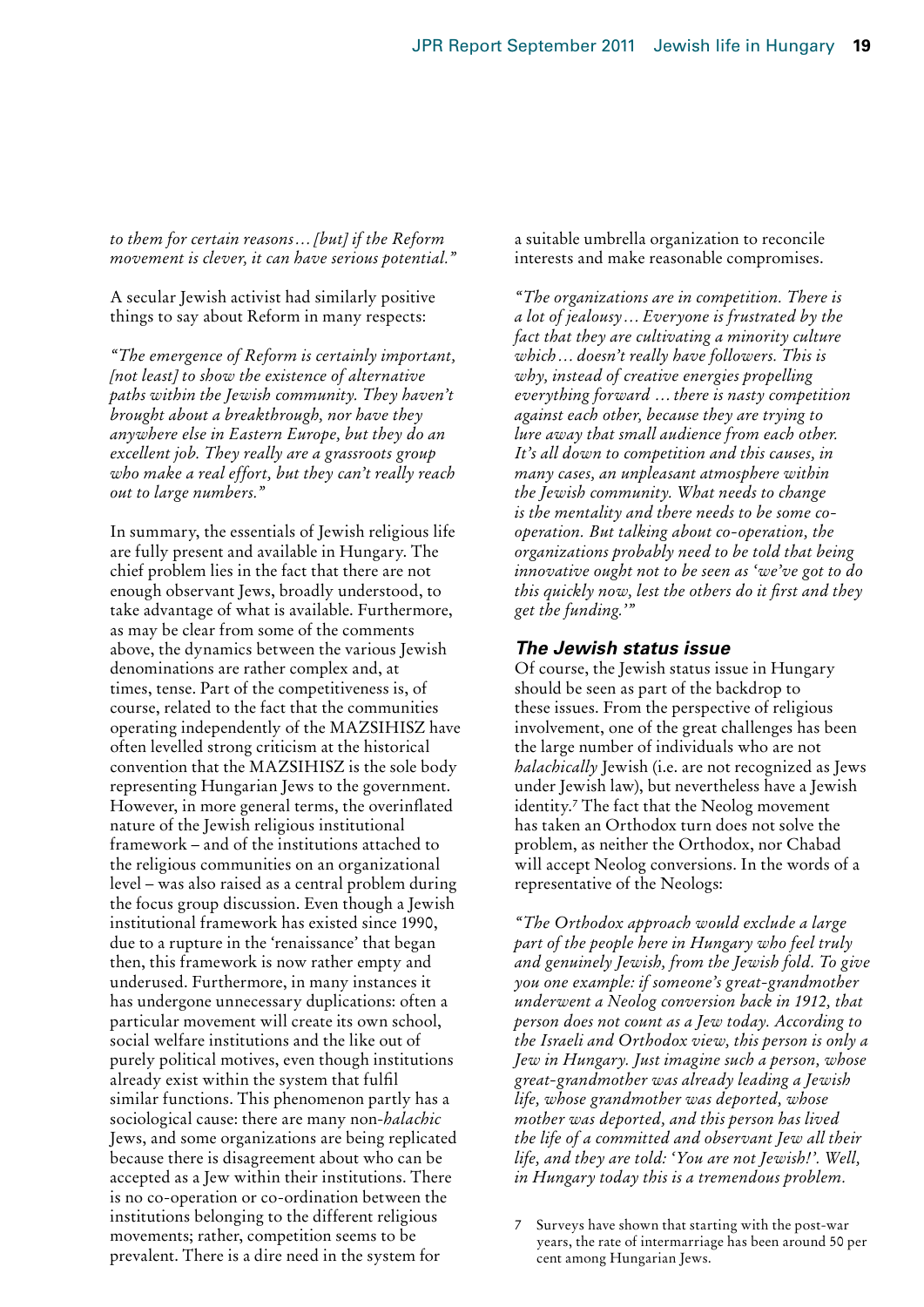*to them for certain reasons… [but] if the Reform movement is clever, it can have serious potential."*

A secular Jewish activist had similarly positive things to say about Reform in many respects:

*"The emergence of Reform is certainly important, [not least] to show the existence of alternative paths within the Jewish community. They haven't brought about a breakthrough, nor have they anywhere else in Eastern Europe, but they do an excellent job. They really are a grassroots group who make a real effort, but they can't really reach out to large numbers."*

In summary, the essentials of Jewish religious life are fully present and available in Hungary. The chief problem lies in the fact that there are not enough observant Jews, broadly understood, to take advantage of what is available. Furthermore, as may be clear from some of the comments above, the dynamics between the various Jewish denominations are rather complex and, at times, tense. Part of the competitiveness is, of course, related to the fact that the communities operating independently of the MAZSIHISZ have often levelled strong criticism at the historical convention that the MAZSIHISZ is the sole body representing Hungarian Jews to the government. However, in more general terms, the overinflated nature of the Jewish religious institutional framework – and of the institutions attached to the religious communities on an organizational level – was also raised as a central problem during the focus group discussion. Even though a Jewish institutional framework has existed since 1990, due to a rupture in the 'renaissance' that began then, this framework is now rather empty and underused. Furthermore, in many instances it has undergone unnecessary duplications: often a particular movement will create its own school, social welfare institutions and the like out of purely political motives, even though institutions already exist within the system that fulfil similar functions. This phenomenon partly has a sociological cause: there are many non-*halachic* Jews, and some organizations are being replicated because there is disagreement about who can be accepted as a Jew within their institutions. There is no co-operation or co-ordination between the institutions belonging to the different religious movements; rather, competition seems to be prevalent. There is a dire need in the system for a suitable umbrella organization to reconcile interests and make reasonable compromises.

*"The organizations are in competition. There is a lot of jealousy… Everyone is frustrated by the fact that they are cultivating a minority culture which… doesn't really have followers. This is why, instead of creative energies propelling everything forward … there is nasty competition against each other, because they are trying to lure away that small audience from each other. It's all down to competition and this causes, in many cases, an unpleasant atmosphere within the Jewish community. What needs to change is the mentality and there needs to be some co-operation. But talking about co-operation, the organizations probably need to be told that being innovative ought not to be seen as 'we've got to do this quickly now, lest the others do it first and they get the funding.'"*

### The Jewish status issue

Of course, the Jewish status issue in Hungary should be seen as part of the backdrop to these issues. From the perspective of religious involvement, one of the great challenges has been the large number of individuals who are not *halachically* Jewish (i.e. are not recognized as Jews under Jewish law), but nevertheless have a Jewish identity.[7] The fact that the Neolog movement has taken an Orthodox turn does not solve the problem, as neither the Orthodox, nor Chabad will accept Neolog conversions. In the words of a representative of the Neologs:

*"The Orthodox approach would exclude a large part of the people here in Hungary who feel truly and genuinely Jewish, from the Jewish fold. To give you one example: if someone's great-grandmother underwent a Neolog conversion back in 1912, that person does not count as a Jew today. According to the Israeli and Orthodox view, this person is only a Jew in Hungary. Just imagine such a person, whose great-grandmother was already leading a Jewish life, whose grandmother was deported, whose mother was deported, and this person has lived the life of a committed and observant Jew all their life, and they are told: 'You are not Jewish!'. Well, in Hungary today this is a tremendous problem.*

7 Surveys have shown that starting with the post-war years, the rate of intermarriage has been around 50 per cent among Hungarian Jews.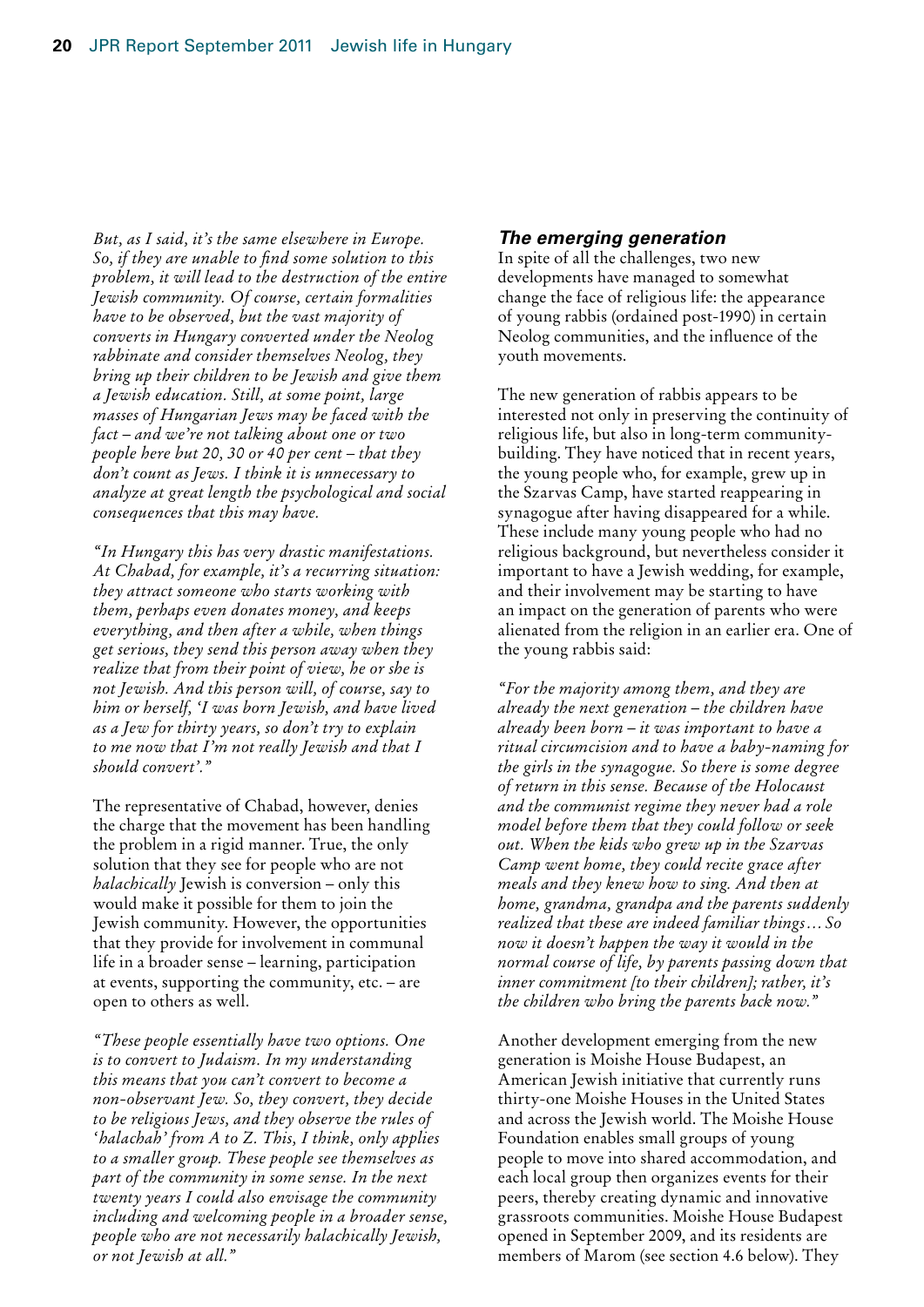*But, as I said, it's the same elsewhere in Europe. So, if they are unable to find some solution to this problem, it will lead to the destruction of the entire Jewish community. Of course, certain formalities have to be observed, but the vast majority of converts in Hungary converted under the Neolog rabbinate and consider themselves Neolog, they bring up their children to be Jewish and give them a Jewish education. Still, at some point, large masses of Hungarian Jews may be faced with the fact – and we're not talking about one or two people here but 20, 30 or 40 per cent – that they don't count as Jews. I think it is unnecessary to analyze at great length the psychological and social consequences that this may have.*

*"In Hungary this has very drastic manifestations. At Chabad, for example, it's a recurring situation: they attract someone who starts working with them, perhaps even donates money, and keeps everything, and then after a while, when things get serious, they send this person away when they realize that from their point of view, he or she is not Jewish. And this person will, of course, say to him or herself, 'I was born Jewish, and have lived as a Jew for thirty years, so don't try to explain to me now that I'm not really Jewish and that I should convert'."*

The representative of Chabad, however, denies the charge that the movement has been handling the problem in a rigid manner. True, the only solution that they see for people who are not *halachically* Jewish is conversion – only this would make it possible for them to join the Jewish community. However, the opportunities that they provide for involvement in communal life in a broader sense – learning, participation at events, supporting the community, etc. – are open to others as well.

*"These people essentially have two options. One is to convert to Judaism. In my understanding this means that you can't convert to become a non-observant Jew. So, they convert, they decide to be religious Jews, and they observe the rules of 'halachah' from A to Z. This, I think, only applies to a smaller group. These people see themselves as part of the community in some sense. In the next twenty years I could also envisage the community including and welcoming people in a broader sense, people who are not necessarily halachically Jewish, or not Jewish at all."*

### The emerging generation

In spite of all the challenges, two new developments have managed to somewhat change the face of religious life: the appearance of young rabbis (ordained post-1990) in certain Neolog communities, and the influence of the youth movements.

The new generation of rabbis appears to be interested not only in preserving the continuity of religious life, but also in long-term community-building. They have noticed that in recent years, the young people who, for example, grew up in the Szarvas Camp, have started reappearing in synagogue after having disappeared for a while. These include many young people who had no religious background, but nevertheless consider it important to have a Jewish wedding, for example, and their involvement may be starting to have an impact on the generation of parents who were alienated from the religion in an earlier era. One of the young rabbis said:

*"For the majority among them, and they are already the next generation – the children have already been born – it was important to have a ritual circumcision and to have a baby-naming for the girls in the synagogue. So there is some degree of return in this sense. Because of the Holocaust and the communist regime they never had a role model before them that they could follow or seek out. When the kids who grew up in the Szarvas Camp went home, they could recite grace after meals and they knew how to sing. And then at home, grandma, grandpa and the parents suddenly realized that these are indeed familiar things… So now it doesn't happen the way it would in the normal course of life, by parents passing down that inner commitment [to their children]; rather, it's the children who bring the parents back now."*

Another development emerging from the new generation is Moishe House Budapest, an American Jewish initiative that currently runs thirty-one Moishe Houses in the United States and across the Jewish world. The Moishe House Foundation enables small groups of young people to move into shared accommodation, and each local group then organizes events for their peers, thereby creating dynamic and innovative grassroots communities. Moishe House Budapest opened in September 2009, and its residents are members of Marom (see section 4.6 below). They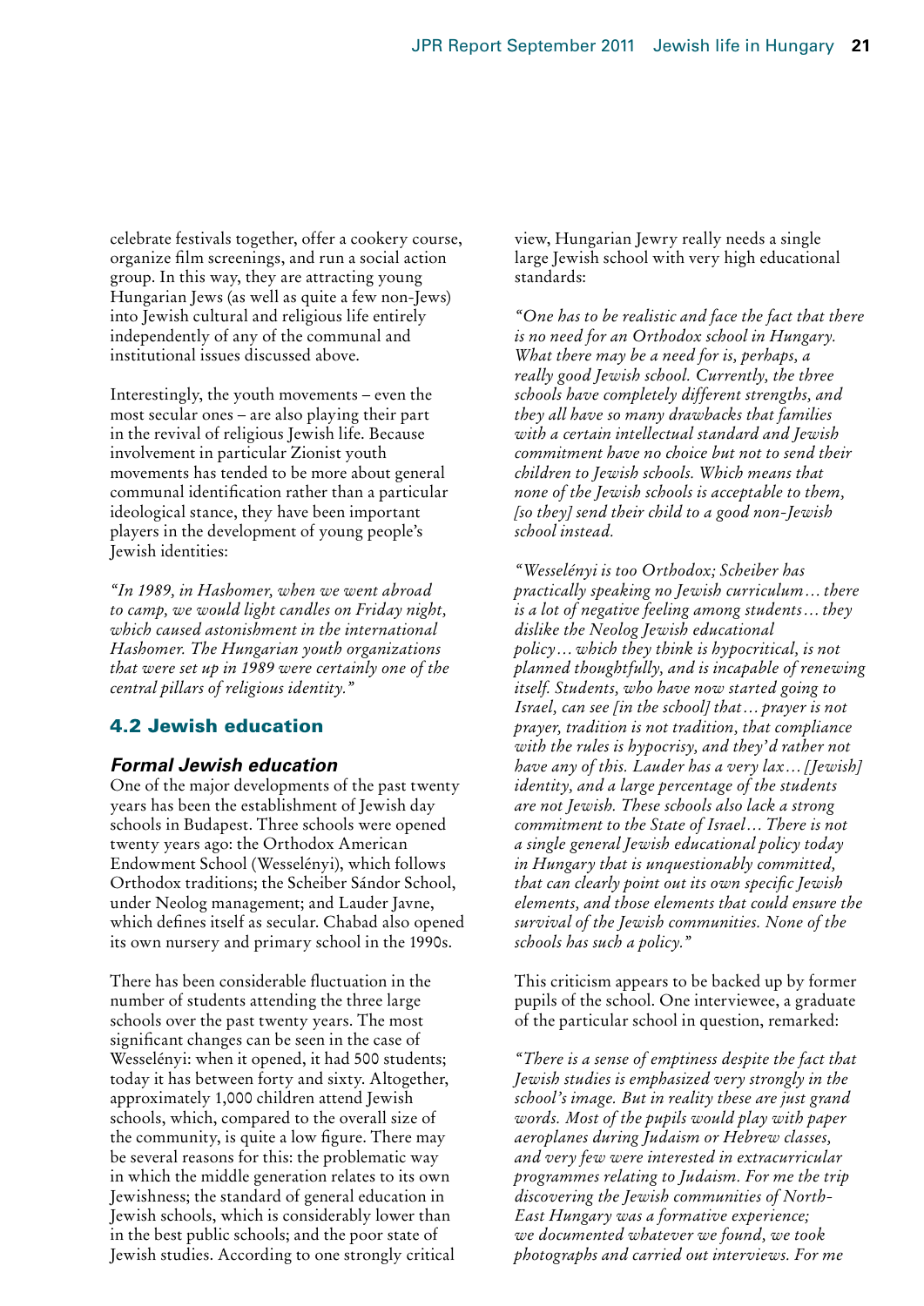celebrate festivals together, offer a cookery course, organize film screenings, and run a social action group. In this way, they are attracting young Hungarian Jews (as well as quite a few non-Jews) into Jewish cultural and religious life entirely independently of any of the communal and institutional issues discussed above.

Interestingly, the youth movements – even the most secular ones – are also playing their part in the revival of religious Jewish life. Because involvement in particular Zionist youth movements has tended to be more about general communal identification rather than a particular ideological stance, they have been important players in the development of young people's Jewish identities:

*"In 1989, in Hashomer, when we went abroad to camp, we would light candles on Friday night, which caused astonishment in the international Hashomer. The Hungarian youth organizations that were set up in 1989 were certainly one of the central pillars of religious identity."*

## 4.2 Jewish education

### Formal Jewish education

One of the major developments of the past twenty years has been the establishment of Jewish day schools in Budapest. Three schools were opened twenty years ago: the Orthodox American Endowment School (Wesselényi), which follows Orthodox traditions; the Scheiber Sándor School, under Neolog management; and Lauder Javne, which defines itself as secular. Chabad also opened its own nursery and primary school in the 1990s.

There has been considerable fluctuation in the number of students attending the three large schools over the past twenty years. The most significant changes can be seen in the case of Wesselényi: when it opened, it had 500 students; today it has between forty and sixty. Altogether, approximately 1,000 children attend Jewish schools, which, compared to the overall size of the community, is quite a low figure. There may be several reasons for this: the problematic way in which the middle generation relates to its own Jewishness; the standard of general education in Jewish schools, which is considerably lower than in the best public schools; and the poor state of Jewish studies. According to one strongly critical view, Hungarian Jewry really needs a single large Jewish school with very high educational standards:

*"One has to be realistic and face the fact that there is no need for an Orthodox school in Hungary. What there may be a need for is, perhaps, a really good Jewish school. Currently, the three schools have completely different strengths, and they all have so many drawbacks that families with a certain intellectual standard and Jewish commitment have no choice but not to send their children to Jewish schools. Which means that none of the Jewish schools is acceptable to them, [so they] send their child to a good non-Jewish school instead.*

*"Wesselényi is too Orthodox; Scheiber has practically speaking no Jewish curriculum… there is a lot of negative feeling among students… they dislike the Neolog Jewish educational policy… which they think is hypocritical, is not planned thoughtfully, and is incapable of renewing itself. Students, who have now started going to Israel, can see [in the school] that… prayer is not prayer, tradition is not tradition, that compliance with the rules is hypocrisy, and they'd rather not have any of this. Lauder has a very lax… [Jewish] identity, and a large percentage of the students are not Jewish. These schools also lack a strong commitment to the State of Israel… There is not a single general Jewish educational policy today in Hungary that is unquestionably committed, that can clearly point out its own specific Jewish elements, and those elements that could ensure the survival of the Jewish communities. None of the schools has such a policy."*

This criticism appears to be backed up by former pupils of the school. One interviewee, a graduate of the particular school in question, remarked:

*"There is a sense of emptiness despite the fact that Jewish studies is emphasized very strongly in the school's image. But in reality these are just grand words. Most of the pupils would play with paper aeroplanes during Judaism or Hebrew classes, and very few were interested in extracurricular programmes relating to Judaism. For me the trip discovering the Jewish communities of North-East Hungary was a formative experience; we documented whatever we found, we took photographs and carried out interviews. For me*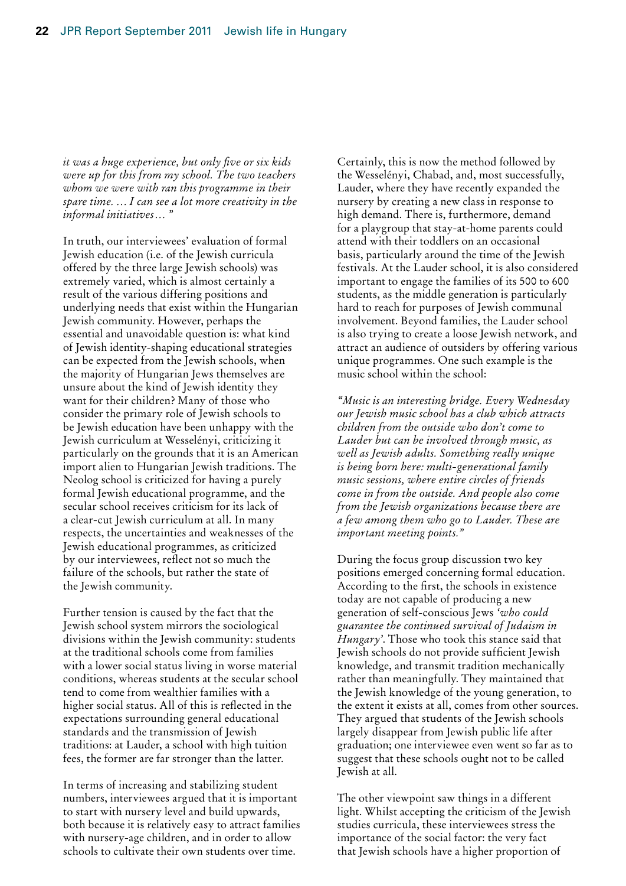*it was a huge experience, but only five or six kids were up for this from my school. The two teachers whom we were with ran this programme in their spare time. … I can see a lot more creativity in the informal initiatives… "*

In truth, our interviewees' evaluation of formal Jewish education (i.e. of the Jewish curricula offered by the three large Jewish schools) was extremely varied, which is almost certainly a result of the various differing positions and underlying needs that exist within the Hungarian Jewish community. However, perhaps the essential and unavoidable question is: what kind of Jewish identity-shaping educational strategies can be expected from the Jewish schools, when the majority of Hungarian Jews themselves are unsure about the kind of Jewish identity they want for their children? Many of those who consider the primary role of Jewish schools to be Jewish education have been unhappy with the Jewish curriculum at Wesselényi, criticizing it particularly on the grounds that it is an American import alien to Hungarian Jewish traditions. The Neolog school is criticized for having a purely formal Jewish educational programme, and the secular school receives criticism for its lack of a clear-cut Jewish curriculum at all. In many respects, the uncertainties and weaknesses of the Jewish educational programmes, as criticized by our interviewees, reflect not so much the failure of the schools, but rather the state of the Jewish community.

Further tension is caused by the fact that the Jewish school system mirrors the sociological divisions within the Jewish community: students at the traditional schools come from families with a lower social status living in worse material conditions, whereas students at the secular school tend to come from wealthier families with a higher social status. All of this is reflected in the expectations surrounding general educational standards and the transmission of Jewish traditions: at Lauder, a school with high tuition fees, the former are far stronger than the latter.

In terms of increasing and stabilizing student numbers, interviewees argued that it is important to start with nursery level and build upwards, both because it is relatively easy to attract families with nursery-age children, and in order to allow schools to cultivate their own students over time. Certainly, this is now the method followed by the Wesselényi, Chabad, and, most successfully, Lauder, where they have recently expanded the nursery by creating a new class in response to high demand. There is, furthermore, demand for a playgroup that stay-at-home parents could attend with their toddlers on an occasional basis, particularly around the time of the Jewish festivals. At the Lauder school, it is also considered important to engage the families of its 500 to 600 students, as the middle generation is particularly hard to reach for purposes of Jewish communal involvement. Beyond families, the Lauder school is also trying to create a loose Jewish network, and attract an audience of outsiders by offering various unique programmes. One such example is the music school within the school:

*"Music is an interesting bridge. Every Wednesday our Jewish music school has a club which attracts children from the outside who don't come to Lauder but can be involved through music, as well as Jewish adults. Something really unique is being born here: multi-generational family music sessions, where entire circles of friends come in from the outside. And people also come from the Jewish organizations because there are a few among them who go to Lauder. These are important meeting points."*

During the focus group discussion two key positions emerged concerning formal education. According to the first, the schools in existence today are not capable of producing a new generation of self-conscious Jews '*who could guarantee the continued survival of Judaism in Hungary*'. Those who took this stance said that Jewish schools do not provide sufficient Jewish knowledge, and transmit tradition mechanically rather than meaningfully. They maintained that the Jewish knowledge of the young generation, to the extent it exists at all, comes from other sources. They argued that students of the Jewish schools largely disappear from Jewish public life after graduation; one interviewee even went so far as to suggest that these schools ought not to be called Jewish at all.

The other viewpoint saw things in a different light. Whilst accepting the criticism of the Jewish studies curricula, these interviewees stress the importance of the social factor: the very fact that Jewish schools have a higher proportion of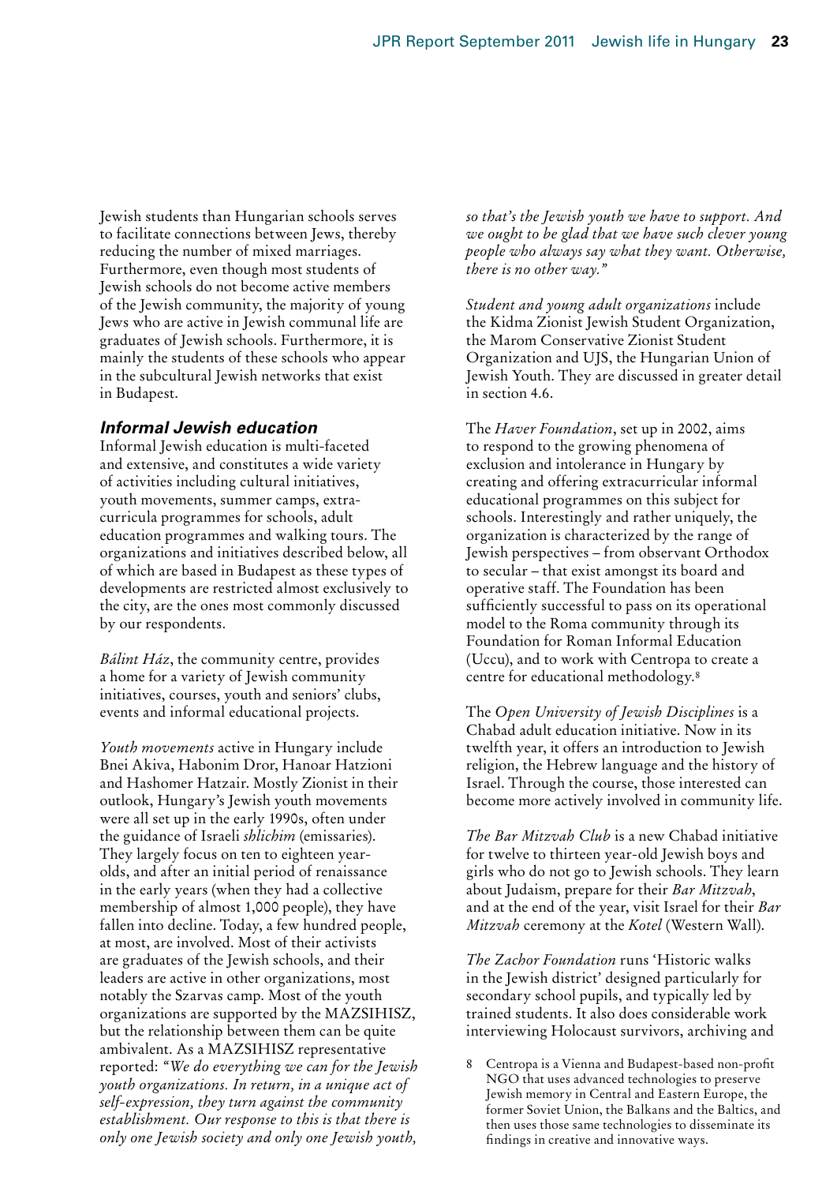Jewish students than Hungarian schools serves to facilitate connections between Jews, thereby reducing the number of mixed marriages. Furthermore, even though most students of Jewish schools do not become active members of the Jewish community, the majority of young Jews who are active in Jewish communal life are graduates of Jewish schools. Furthermore, it is mainly the students of these schools who appear in the subcultural Jewish networks that exist in Budapest.

### Informal Jewish education

Informal Jewish education is multi-faceted and extensive, and constitutes a wide variety of activities including cultural initiatives, youth movements, summer camps, extra-curricula programmes for schools, adult education programmes and walking tours. The organizations and initiatives described below, all of which are based in Budapest as these types of developments are restricted almost exclusively to the city, are the ones most commonly discussed by our respondents.

*Bálint Ház*, the community centre, provides a home for a variety of Jewish community initiatives, courses, youth and seniors' clubs, events and informal educational projects.

*Youth movements* active in Hungary include Bnei Akiva, Habonim Dror, Hanoar Hatzioni and Hashomer Hatzair. Mostly Zionist in their outlook, Hungary's Jewish youth movements were all set up in the early 1990s, often under the guidance of Israeli *shlichim* (emissaries). They largely focus on ten to eighteen year-olds, and after an initial period of renaissance in the early years (when they had a collective membership of almost 1,000 people), they have fallen into decline. Today, a few hundred people, at most, are involved. Most of their activists are graduates of the Jewish schools, and their leaders are active in other organizations, most notably the Szarvas camp. Most of the youth organizations are supported by the MAZSIHISZ, but the relationship between them can be quite ambivalent. As a MAZSIHISZ representative reported: *"We do everything we can for the Jewish youth organizations. In return, in a unique act of self-expression, they turn against the community establishment. Our response to this is that there is only one Jewish society and only one Jewish youth, so that's the Jewish youth we have to support. And we ought to be glad that we have such clever young people who always say what they want. Otherwise, there is no other way."*

*Student and young adult organizations* include the Kidma Zionist Jewish Student Organization, the Marom Conservative Zionist Student Organization and UJS, the Hungarian Union of Jewish Youth. They are discussed in greater detail in section 4.6.

The *Haver Foundation*, set up in 2002, aims to respond to the growing phenomena of exclusion and intolerance in Hungary by creating and offering extracurricular informal educational programmes on this subject for schools. Interestingly and rather uniquely, the organization is characterized by the range of Jewish perspectives – from observant Orthodox to secular – that exist amongst its board and operative staff. The Foundation has been sufficiently successful to pass on its operational model to the Roma community through its Foundation for Roman Informal Education (Uccu), and to work with Centropa to create a centre for educational methodology.[8]

The *Open University of Jewish Disciplines* is a Chabad adult education initiative. Now in its twelfth year, it offers an introduction to Jewish religion, the Hebrew language and the history of Israel. Through the course, those interested can become more actively involved in community life.

*The Bar Mitzvah Club* is a new Chabad initiative for twelve to thirteen year-old Jewish boys and girls who do not go to Jewish schools. They learn about Judaism, prepare for their *Bar Mitzvah*, and at the end of the year, visit Israel for their *Bar Mitzvah* ceremony at the *Kotel* (Western Wall).

*The Zachor Foundation* runs 'Historic walks in the Jewish district' designed particularly for secondary school pupils, and typically led by trained students. It also does considerable work interviewing Holocaust survivors, archiving and

8 Centropa is a Vienna and Budapest-based non-profit NGO that uses advanced technologies to preserve Jewish memory in Central and Eastern Europe, the former Soviet Union, the Balkans and the Baltics, and then uses those same technologies to disseminate its findings in creative and innovative ways.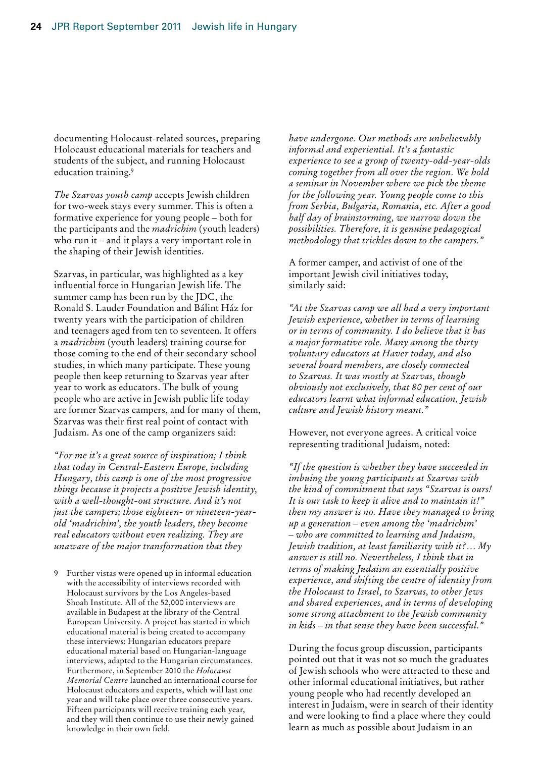documenting Holocaust-related sources, preparing Holocaust educational materials for teachers and students of the subject, and running Holocaust education training.[9]

*The Szarvas youth camp* accepts Jewish children for two-week stays every summer. This is often a formative experience for young people – both for the participants and the *madrichim* (youth leaders) who run it – and it plays a very important role in the shaping of their Jewish identities.

Szarvas, in particular, was highlighted as a key influential force in Hungarian Jewish life. The summer camp has been run by the JDC, the Ronald S. Lauder Foundation and Bálint Ház for twenty years with the participation of children and teenagers aged from ten to seventeen. It offers a *madrichim* (youth leaders) training course for those coming to the end of their secondary school studies, in which many participate. These young people then keep returning to Szarvas year after year to work as educators. The bulk of young people who are active in Jewish public life today are former Szarvas campers, and for many of them, Szarvas was their first real point of contact with Judaism. As one of the camp organizers said:

*"For me it's a great source of inspiration; I think that today in Central-Eastern Europe, including Hungary, this camp is one of the most progressive things because it projects a positive Jewish identity, with a well-thought-out structure. And it's not just the campers; those eighteen- or nineteen-year-old 'madrichim', the youth leaders, they become real educators without even realizing. They are unaware of the major transformation that they have undergone. Our methods are unbelievably informal and experiential. It's a fantastic experience to see a group of twenty-odd-year-olds coming together from all over the region. We hold a seminar in November where we pick the theme for the following year. Young people come to this from Serbia, Bulgaria, Romania, etc. After a good half day of brainstorming, we narrow down the possibilities. Therefore, it is genuine pedagogical methodology that trickles down to the campers."*

A former camper, and activist of one of the important Jewish civil initiatives today, similarly said:

*"At the Szarvas camp we all had a very important Jewish experience, whether in terms of learning or in terms of community. I do believe that it has a major formative role. Many among the thirty voluntary educators at Haver today, and also several board members, are closely connected to Szarvas. It was mostly at Szarvas, though obviously not exclusively, that 80 per cent of our educators learnt what informal education, Jewish culture and Jewish history meant."*

However, not everyone agrees. A critical voice representing traditional Judaism, noted:

*"If the question is whether they have succeeded in imbuing the young participants at Szarvas with the kind of commitment that says "Szarvas is ours! It is our task to keep it alive and to maintain it!" then my answer is no. Have they managed to bring up a generation – even among the 'madrichim' – who are committed to learning and Judaism, Jewish tradition, at least familiarity with it?… My answer is still no. Nevertheless, I think that in terms of making Judaism an essentially positive experience, and shifting the centre of identity from the Holocaust to Israel, to Szarvas, to other Jews and shared experiences, and in terms of developing some strong attachment to the Jewish community in kids – in that sense they have been successful."*

During the focus group discussion, participants pointed out that it was not so much the graduates of Jewish schools who were attracted to these and other informal educational initiatives, but rather young people who had recently developed an interest in Judaism, were in search of their identity and were looking to find a place where they could learn as much as possible about Judaism in an

9 Further vistas were opened up in informal education with the accessibility of interviews recorded with Holocaust survivors by the Los Angeles-based Shoah Institute. All of the 52,000 interviews are available in Budapest at the library of the Central European University. A project has started in which educational material is being created to accompany these interviews: Hungarian educators prepare educational material based on Hungarian-language interviews, adapted to the Hungarian circumstances. Furthermore, in September 2010 the *Holocaust Memorial Centre* launched an international course for Holocaust educators and experts, which will last one year and will take place over three consecutive years. Fifteen participants will receive training each year, and they will then continue to use their newly gained knowledge in their own field.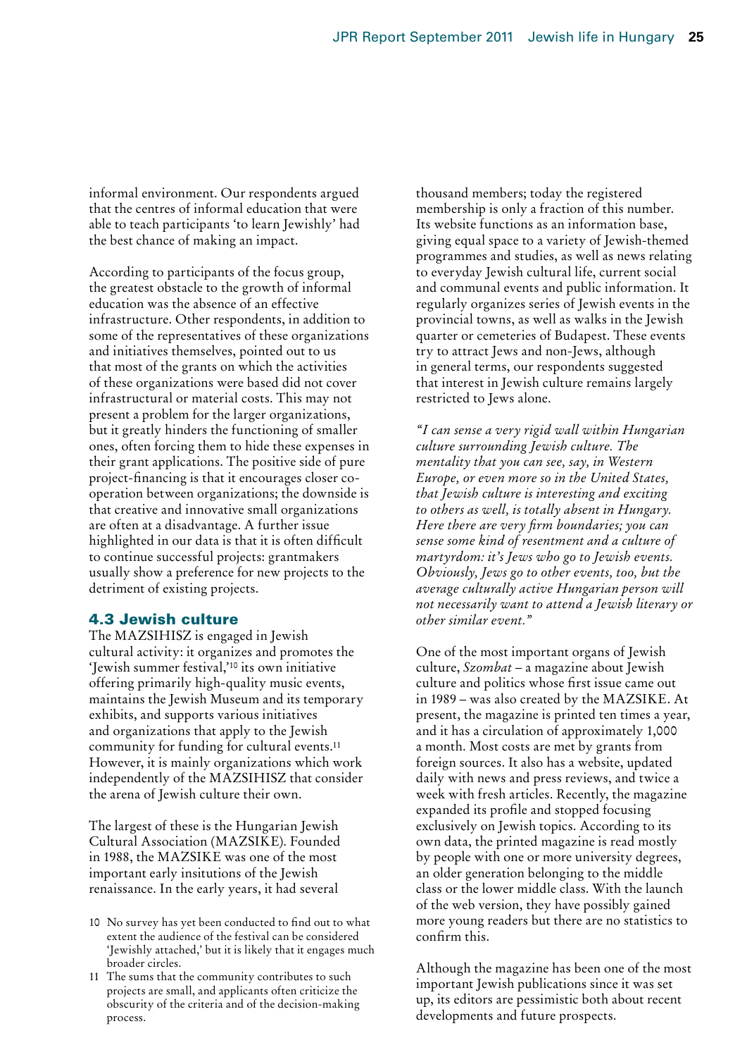informal environment. Our respondents argued that the centres of informal education that were able to teach participants 'to learn Jewishly' had the best chance of making an impact.

According to participants of the focus group, the greatest obstacle to the growth of informal education was the absence of an effective infrastructure. Other respondents, in addition to some of the representatives of these organizations and initiatives themselves, pointed out to us that most of the grants on which the activities of these organizations were based did not cover infrastructural or material costs. This may not present a problem for the larger organizations, but it greatly hinders the functioning of smaller ones, often forcing them to hide these expenses in their grant applications. The positive side of pure project-financing is that it encourages closer co-operation between organizations; the downside is that creative and innovative small organizations are often at a disadvantage. A further issue highlighted in our data is that it is often difficult to continue successful projects: grantmakers usually show a preference for new projects to the detriment of existing projects.

## 4.3 Jewish culture

The MAZSIHISZ is engaged in Jewish cultural activity: it organizes and promotes the 'Jewish summer festival,'[10] its own initiative offering primarily high-quality music events, maintains the Jewish Museum and its temporary exhibits, and supports various initiatives and organizations that apply to the Jewish community for funding for cultural events.[11] However, it is mainly organizations which work independently of the MAZSIHISZ that consider the arena of Jewish culture their own.

The largest of these is the Hungarian Jewish Cultural Association (MAZSIKE). Founded in 1988, the MAZSIKE was one of the most important early insitutions of the Jewish renaissance. In the early years, it had several thousand members; today the registered membership is only a fraction of this number. Its website functions as an information base, giving equal space to a variety of Jewish-themed programmes and studies, as well as news relating to everyday Jewish cultural life, current social and communal events and public information. It regularly organizes series of Jewish events in the provincial towns, as well as walks in the Jewish quarter or cemeteries of Budapest. These events try to attract Jews and non-Jews, although in general terms, our respondents suggested that interest in Jewish culture remains largely restricted to Jews alone.

*"I can sense a very rigid wall within Hungarian culture surrounding Jewish culture. The mentality that you can see, say, in Western Europe, or even more so in the United States, that Jewish culture is interesting and exciting to others as well, is totally absent in Hungary. Here there are very firm boundaries; you can sense some kind of resentment and a culture of martyrdom: it's Jews who go to Jewish events. Obviously, Jews go to other events, too, but the average culturally active Hungarian person will not necessarily want to attend a Jewish literary or other similar event."*

One of the most important organs of Jewish culture, *Szombat* – a magazine about Jewish culture and politics whose first issue came out in 1989 – was also created by the MAZSIKE. At present, the magazine is printed ten times a year, and it has a circulation of approximately 1,000 a month. Most costs are met by grants from foreign sources. It also has a website, updated daily with news and press reviews, and twice a week with fresh articles. Recently, the magazine expanded its profile and stopped focusing exclusively on Jewish topics. According to its own data, the printed magazine is read mostly by people with one or more university degrees, an older generation belonging to the middle class or the lower middle class. With the launch of the web version, they have possibly gained more young readers but there are no statistics to confirm this.

Although the magazine has been one of the most important Jewish publications since it was set up, its editors are pessimistic both about recent developments and future prospects.

10 No survey has yet been conducted to find out to what extent the audience of the festival can be considered 'Jewishly attached,' but it is likely that it engages much broader circles.

11 The sums that the community contributes to such projects are small, and applicants often criticize the obscurity of the criteria and of the decision-making process.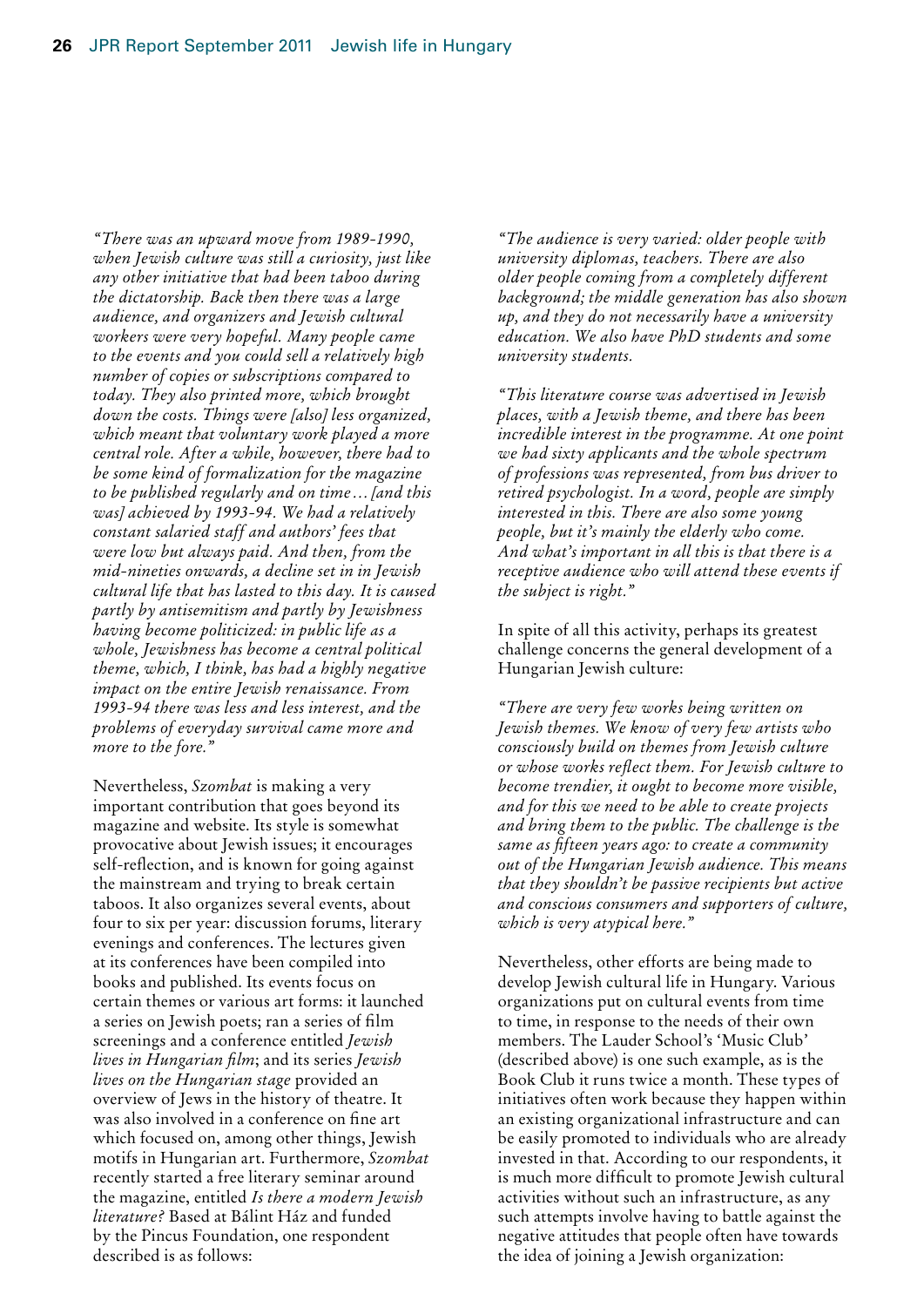*"There was an upward move from 1989-1990, when Jewish culture was still a curiosity, just like any other initiative that had been taboo during the dictatorship. Back then there was a large audience, and organizers and Jewish cultural workers were very hopeful. Many people came to the events and you could sell a relatively high number of copies or subscriptions compared to today. They also printed more, which brought down the costs. Things were [also] less organized, which meant that voluntary work played a more central role. After a while, however, there had to be some kind of formalization for the magazine to be published regularly and on time… [and this was] achieved by 1993-94. We had a relatively constant salaried staff and authors' fees that were low but always paid. And then, from the mid-nineties onwards, a decline set in in Jewish cultural life that has lasted to this day. It is caused partly by antisemitism and partly by Jewishness having become politicized: in public life as a whole, Jewishness has become a central political theme, which, I think, has had a highly negative impact on the entire Jewish renaissance. From 1993-94 there was less and less interest, and the problems of everyday survival came more and more to the fore."*

Nevertheless, *Szombat* is making a very important contribution that goes beyond its magazine and website. Its style is somewhat provocative about Jewish issues; it encourages self-reflection, and is known for going against the mainstream and trying to break certain taboos. It also organizes several events, about four to six per year: discussion forums, literary evenings and conferences. The lectures given at its conferences have been compiled into books and published. Its events focus on certain themes or various art forms: it launched a series on Jewish poets; ran a series of film screenings and a conference entitled *Jewish lives in Hungarian film*; and its series *Jewish lives on the Hungarian stage* provided an overview of Jews in the history of theatre. It was also involved in a conference on fine art which focused on, among other things, Jewish motifs in Hungarian art. Furthermore, *Szombat* recently started a free literary seminar around the magazine, entitled *Is there a modern Jewish literature?* Based at Bálint Ház and funded by the Pincus Foundation, one respondent described is as follows:

*"The audience is very varied: older people with university diplomas, teachers. There are also older people coming from a completely different background; the middle generation has also shown up, and they do not necessarily have a university education. We also have PhD students and some university students.*

*"This literature course was advertised in Jewish places, with a Jewish theme, and there has been incredible interest in the programme. At one point we had sixty applicants and the whole spectrum of professions was represented, from bus driver to retired psychologist. In a word, people are simply interested in this. There are also some young people, but it's mainly the elderly who come. And what's important in all this is that there is a receptive audience who will attend these events if the subject is right."*

In spite of all this activity, perhaps its greatest challenge concerns the general development of a Hungarian Jewish culture:

*"There are very few works being written on Jewish themes. We know of very few artists who consciously build on themes from Jewish culture or whose works reflect them. For Jewish culture to become trendier, it ought to become more visible, and for this we need to be able to create projects and bring them to the public. The challenge is the same as fifteen years ago: to create a community out of the Hungarian Jewish audience. This means that they shouldn't be passive recipients but active and conscious consumers and supporters of culture, which is very atypical here."*

Nevertheless, other efforts are being made to develop Jewish cultural life in Hungary. Various organizations put on cultural events from time to time, in response to the needs of their own members. The Lauder School's 'Music Club' (described above) is one such example, as is the Book Club it runs twice a month. These types of initiatives often work because they happen within an existing organizational infrastructure and can be easily promoted to individuals who are already invested in that. According to our respondents, it is much more difficult to promote Jewish cultural activities without such an infrastructure, as any such attempts involve having to battle against the negative attitudes that people often have towards the idea of joining a Jewish organization: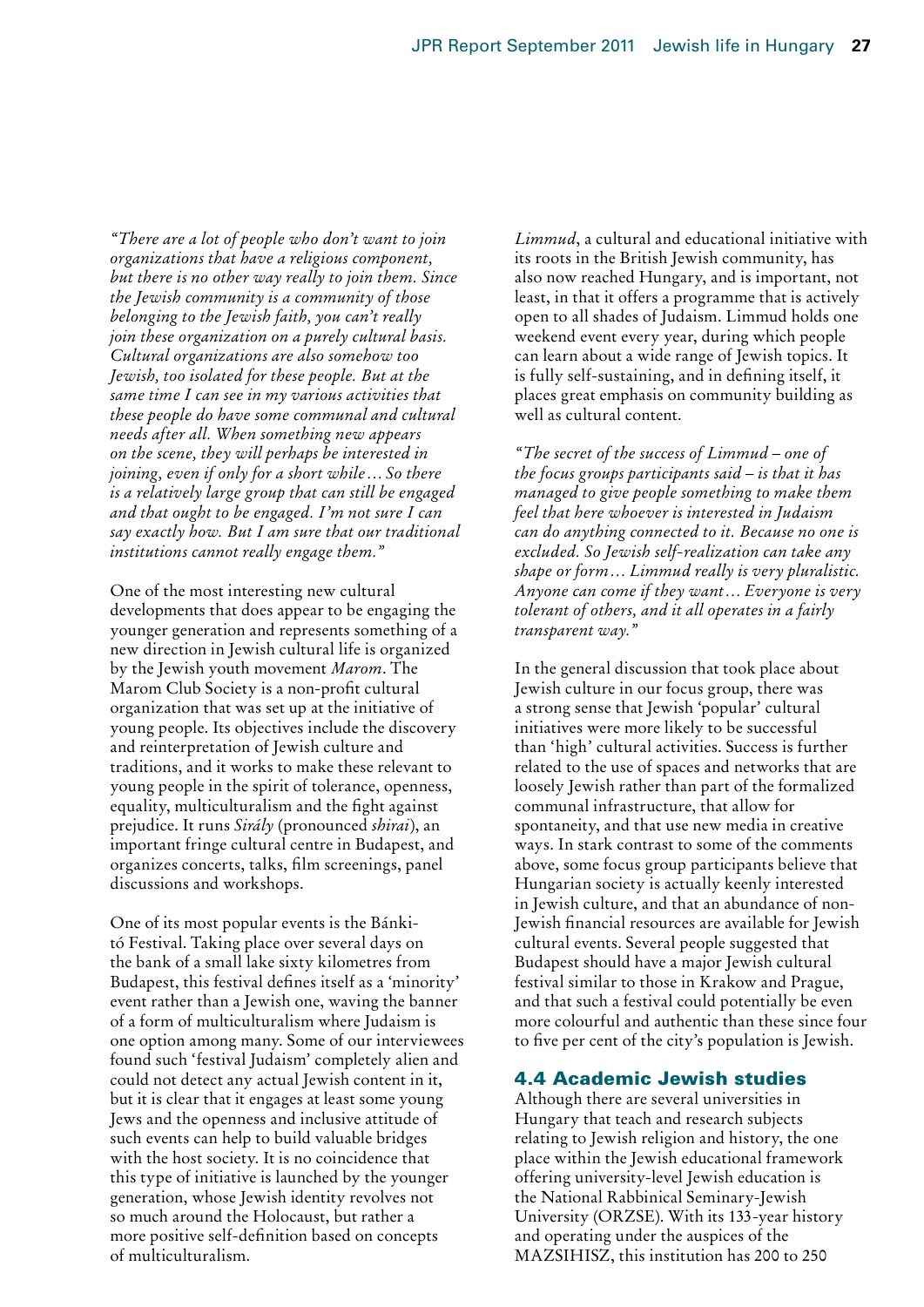*"There are a lot of people who don't want to join organizations that have a religious component, but there is no other way really to join them. Since the Jewish community is a community of those belonging to the Jewish faith, you can't really join these organization on a purely cultural basis. Cultural organizations are also somehow too Jewish, too isolated for these people. But at the same time I can see in my various activities that these people do have some communal and cultural needs after all. When something new appears on the scene, they will perhaps be interested in joining, even if only for a short while… So there is a relatively large group that can still be engaged and that ought to be engaged. I'm not sure I can say exactly how. But I am sure that our traditional institutions cannot really engage them."*

One of the most interesting new cultural developments that does appear to be engaging the younger generation and represents something of a new direction in Jewish cultural life is organized by the Jewish youth movement *Marom*. The Marom Club Society is a non-profit cultural organization that was set up at the initiative of young people. Its objectives include the discovery and reinterpretation of Jewish culture and traditions, and it works to make these relevant to young people in the spirit of tolerance, openness, equality, multiculturalism and the fight against prejudice. It runs *Sirály* (pronounced *shirai*), an important fringe cultural centre in Budapest, and organizes concerts, talks, film screenings, panel discussions and workshops.

One of its most popular events is the Bánki-tó Festival. Taking place over several days on the bank of a small lake sixty kilometres from Budapest, this festival defines itself as a 'minority' event rather than a Jewish one, waving the banner of a form of multiculturalism where Judaism is one option among many. Some of our interviewees found such 'festival Judaism' completely alien and could not detect any actual Jewish content in it, but it is clear that it engages at least some young Jews and the openness and inclusive attitude of such events can help to build valuable bridges with the host society. It is no coincidence that this type of initiative is launched by the younger generation, whose Jewish identity revolves not so much around the Holocaust, but rather a more positive self-definition based on concepts of multiculturalism.

*Limmud*, a cultural and educational initiative with its roots in the British Jewish community, has also now reached Hungary, and is important, not least, in that it offers a programme that is actively open to all shades of Judaism. Limmud holds one weekend event every year, during which people can learn about a wide range of Jewish topics. It is fully self-sustaining, and in defining itself, it places great emphasis on community building as well as cultural content.

*"The secret of the success of Limmud – one of the focus groups participants said – is that it has managed to give people something to make them feel that here whoever is interested in Judaism can do anything connected to it. Because no one is excluded. So Jewish self-realization can take any shape or form… Limmud really is very pluralistic. Anyone can come if they want… Everyone is very tolerant of others, and it all operates in a fairly transparent way."*

In the general discussion that took place about Jewish culture in our focus group, there was a strong sense that Jewish 'popular' cultural initiatives were more likely to be successful than 'high' cultural activities. Success is further related to the use of spaces and networks that are loosely Jewish rather than part of the formalized communal infrastructure, that allow for spontaneity, and that use new media in creative ways. In stark contrast to some of the comments above, some focus group participants believe that Hungarian society is actually keenly interested in Jewish culture, and that an abundance of non-Jewish financial resources are available for Jewish cultural events. Several people suggested that Budapest should have a major Jewish cultural festival similar to those in Krakow and Prague, and that such a festival could potentially be even more colourful and authentic than these since four to five per cent of the city's population is Jewish.

## 4.4 Academic Jewish studies

Although there are several universities in Hungary that teach and research subjects relating to Jewish religion and history, the one place within the Jewish educational framework offering university-level Jewish education is the National Rabbinical Seminary-Jewish University (ORZSE). With its 133-year history and operating under the auspices of the MAZSIHISZ, this institution has 200 to 250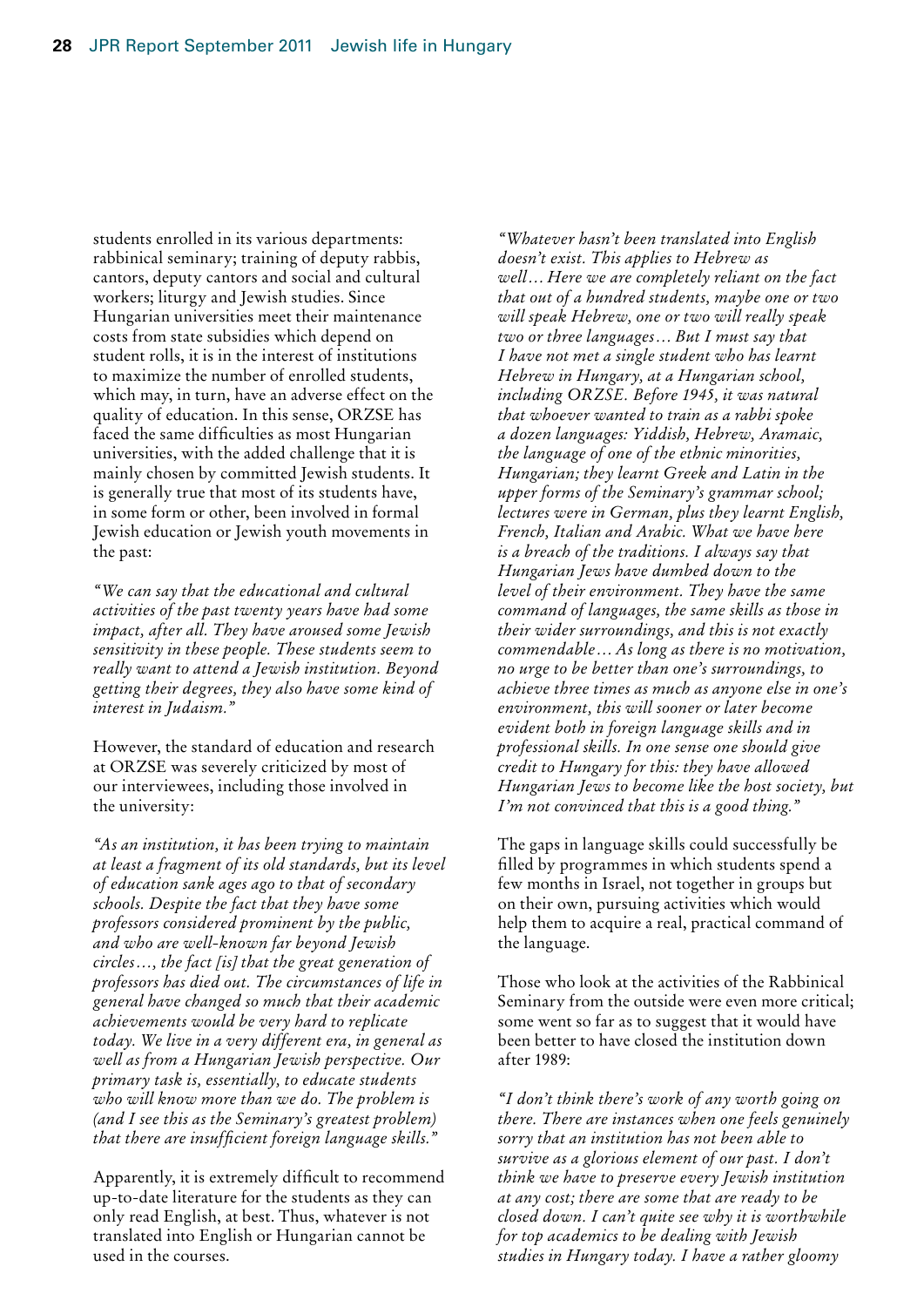students enrolled in its various departments: rabbinical seminary; training of deputy rabbis, cantors, deputy cantors and social and cultural workers; liturgy and Jewish studies. Since Hungarian universities meet their maintenance costs from state subsidies which depend on student rolls, it is in the interest of institutions to maximize the number of enrolled students, which may, in turn, have an adverse effect on the quality of education. In this sense, ORZSE has faced the same difficulties as most Hungarian universities, with the added challenge that it is mainly chosen by committed Jewish students. It is generally true that most of its students have, in some form or other, been involved in formal Jewish education or Jewish youth movements in the past:

*"We can say that the educational and cultural activities of the past twenty years have had some impact, after all. They have aroused some Jewish sensitivity in these people. These students seem to really want to attend a Jewish institution. Beyond getting their degrees, they also have some kind of interest in Judaism."*

However, the standard of education and research at ORZSE was severely criticized by most of our interviewees, including those involved in the university:

*"As an institution, it has been trying to maintain at least a fragment of its old standards, but its level of education sank ages ago to that of secondary schools. Despite the fact that they have some professors considered prominent by the public, and who are well-known far beyond Jewish circles…, the fact [is] that the great generation of professors has died out. The circumstances of life in general have changed so much that their academic achievements would be very hard to replicate today. We live in a very different era, in general as well as from a Hungarian Jewish perspective. Our primary task is, essentially, to educate students who will know more than we do. The problem is (and I see this as the Seminary's greatest problem) that there are insufficient foreign language skills."*

Apparently, it is extremely difficult to recommend up-to-date literature for the students as they can only read English, at best. Thus, whatever is not translated into English or Hungarian cannot be used in the courses.

*"Whatever hasn't been translated into English doesn't exist. This applies to Hebrew as well… Here we are completely reliant on the fact that out of a hundred students, maybe one or two will speak Hebrew, one or two will really speak two or three languages… But I must say that I have not met a single student who has learnt Hebrew in Hungary, at a Hungarian school, including ORZSE. Before 1945, it was natural that whoever wanted to train as a rabbi spoke a dozen languages: Yiddish, Hebrew, Aramaic, the language of one of the ethnic minorities, Hungarian; they learnt Greek and Latin in the upper forms of the Seminary's grammar school; lectures were in German, plus they learnt English, French, Italian and Arabic. What we have here is a breach of the traditions. I always say that Hungarian Jews have dumbed down to the level of their environment. They have the same command of languages, the same skills as those in their wider surroundings, and this is not exactly commendable… As long as there is no motivation, no urge to be better than one's surroundings, to achieve three times as much as anyone else in one's environment, this will sooner or later become evident both in foreign language skills and in professional skills. In one sense one should give credit to Hungary for this: they have allowed Hungarian Jews to become like the host society, but I'm not convinced that this is a good thing."*

The gaps in language skills could successfully be filled by programmes in which students spend a few months in Israel, not together in groups but on their own, pursuing activities which would help them to acquire a real, practical command of the language.

Those who look at the activities of the Rabbinical Seminary from the outside were even more critical; some went so far as to suggest that it would have been better to have closed the institution down after 1989:

*"I don't think there's work of any worth going on there. There are instances when one feels genuinely sorry that an institution has not been able to survive as a glorious element of our past. I don't think we have to preserve every Jewish institution at any cost; there are some that are ready to be closed down. I can't quite see why it is worthwhile for top academics to be dealing with Jewish studies in Hungary today. I have a rather gloomy*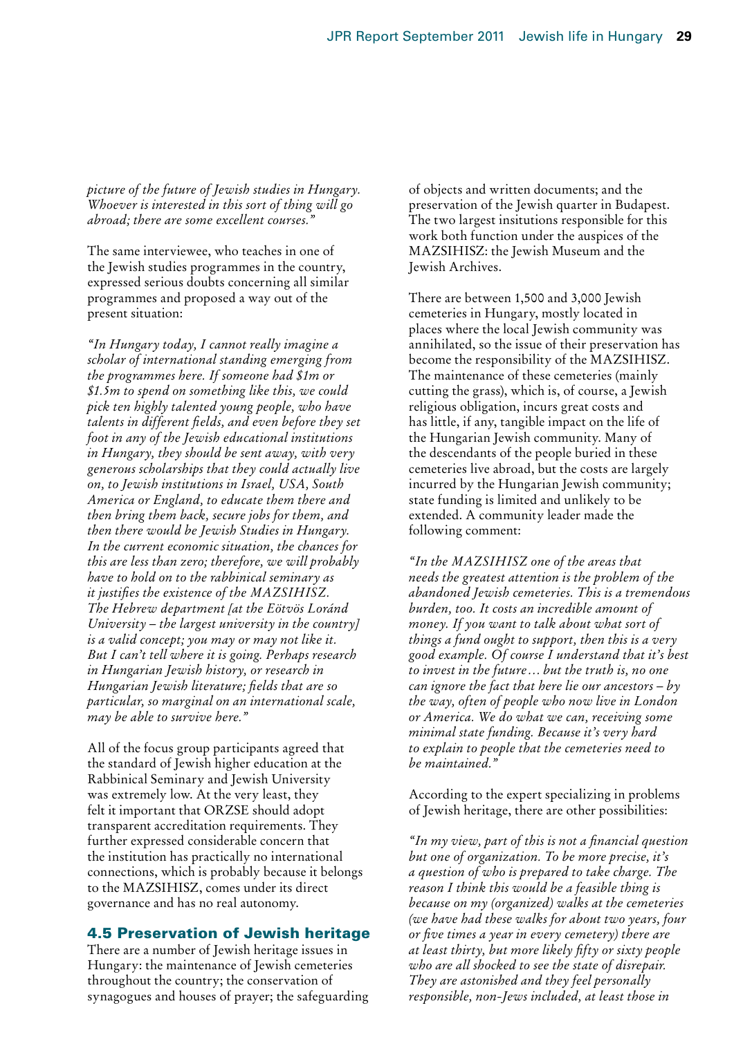*picture of the future of Jewish studies in Hungary. Whoever is interested in this sort of thing will go abroad; there are some excellent courses."*

The same interviewee, who teaches in one of the Jewish studies programmes in the country, expressed serious doubts concerning all similar programmes and proposed a way out of the present situation:

*"In Hungary today, I cannot really imagine a scholar of international standing emerging from the programmes here. If someone had $1m or $1.5m to spend on something like this, we could pick ten highly talented young people, who have talents in different fields, and even before they set foot in any of the Jewish educational institutions in Hungary, they should be sent away, with very generous scholarships that they could actually live on, to Jewish institutions in Israel, USA, South America or England, to educate them there and then bring them back, secure jobs for them, and then there would be Jewish Studies in Hungary. In the current economic situation, the chances for this are less than zero; therefore, we will probably have to hold on to the rabbinical seminary as it justifies the existence of the MAZSIHISZ. The Hebrew department [at the Eötvös Loránd University – the largest university in the country] is a valid concept; you may or may not like it. But I can't tell where it is going. Perhaps research in Hungarian Jewish history, or research in Hungarian Jewish literature; fields that are so particular, so marginal on an international scale, may be able to survive here."*

All of the focus group participants agreed that the standard of Jewish higher education at the Rabbinical Seminary and Jewish University was extremely low. At the very least, they felt it important that ORZSE should adopt transparent accreditation requirements. They further expressed considerable concern that the institution has practically no international connections, which is probably because it belongs to the MAZSIHISZ, comes under its direct governance and has no real autonomy.

## 4.5 Preservation of Jewish heritage

There are a number of Jewish heritage issues in Hungary: the maintenance of Jewish cemeteries throughout the country; the conservation of synagogues and houses of prayer; the safeguarding of objects and written documents; and the preservation of the Jewish quarter in Budapest. The two largest insitutions responsible for this work both function under the auspices of the MAZSIHISZ: the Jewish Museum and the Jewish Archives.

There are between 1,500 and 3,000 Jewish cemeteries in Hungary, mostly located in places where the local Jewish community was annihilated, so the issue of their preservation has become the responsibility of the MAZSIHISZ. The maintenance of these cemeteries (mainly cutting the grass), which is, of course, a Jewish religious obligation, incurs great costs and has little, if any, tangible impact on the life of the Hungarian Jewish community. Many of the descendants of the people buried in these cemeteries live abroad, but the costs are largely incurred by the Hungarian Jewish community; state funding is limited and unlikely to be extended. A community leader made the following comment:

*"In the MAZSIHISZ one of the areas that needs the greatest attention is the problem of the abandoned Jewish cemeteries. This is a tremendous burden, too. It costs an incredible amount of money. If you want to talk about what sort of things a fund ought to support, then this is a very good example. Of course I understand that it's best to invest in the future… but the truth is, no one can ignore the fact that here lie our ancestors – by the way, often of people who now live in London or America. We do what we can, receiving some minimal state funding. Because it's very hard to explain to people that the cemeteries need to be maintained."*

According to the expert specializing in problems of Jewish heritage, there are other possibilities:

*"In my view, part of this is not a financial question but one of organization. To be more precise, it's a question of who is prepared to take charge. The reason I think this would be a feasible thing is because on my (organized) walks at the cemeteries (we have had these walks for about two years, four or five times a year in every cemetery) there are at least thirty, but more likely fifty or sixty people who are all shocked to see the state of disrepair. They are astonished and they feel personally responsible, non-Jews included, at least those in*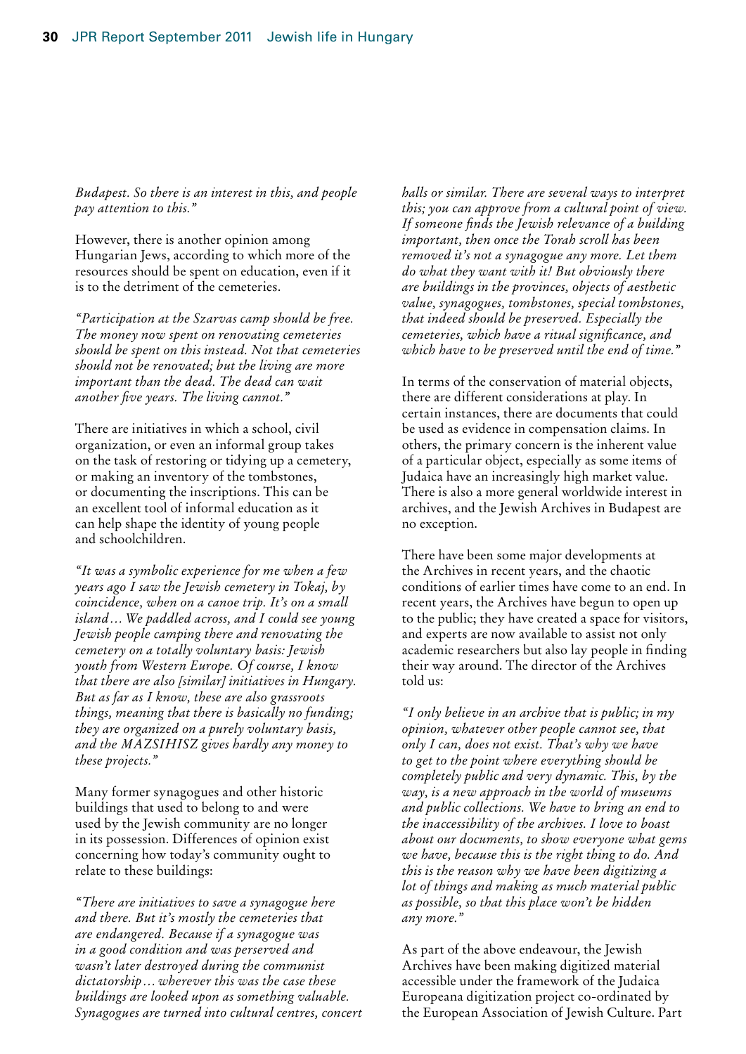*Budapest. So there is an interest in this, and people pay attention to this."*

However, there is another opinion among Hungarian Jews, according to which more of the resources should be spent on education, even if it is to the detriment of the cemeteries.

*"Participation at the Szarvas camp should be free. The money now spent on renovating cemeteries should be spent on this instead. Not that cemeteries should not be renovated; but the living are more important than the dead. The dead can wait another five years. The living cannot."*

There are initiatives in which a school, civil organization, or even an informal group takes on the task of restoring or tidying up a cemetery, or making an inventory of the tombstones, or documenting the inscriptions. This can be an excellent tool of informal education as it can help shape the identity of young people and schoolchildren.

*"It was a symbolic experience for me when a few years ago I saw the Jewish cemetery in Tokaj, by coincidence, when on a canoe trip. It's on a small island… We paddled across, and I could see young Jewish people camping there and renovating the cemetery on a totally voluntary basis: Jewish youth from Western Europe. Of course, I know that there are also [similar] initiatives in Hungary. But as far as I know, these are also grassroots things, meaning that there is basically no funding; they are organized on a purely voluntary basis, and the MAZSIHISZ gives hardly any money to these projects."*

Many former synagogues and other historic buildings that used to belong to and were used by the Jewish community are no longer in its possession. Differences of opinion exist concerning how today's community ought to relate to these buildings:

*"There are initiatives to save a synagogue here and there. But it's mostly the cemeteries that are endangered. Because if a synagogue was in a good condition and was perserved and wasn't later destroyed during the communist dictatorship… wherever this was the case these buildings are looked upon as something valuable. Synagogues are turned into cultural centres, concert halls or similar. There are several ways to interpret this; you can approve from a cultural point of view. If someone finds the Jewish relevance of a building important, then once the Torah scroll has been removed it's not a synagogue any more. Let them do what they want with it! But obviously there are buildings in the provinces, objects of aesthetic value, synagogues, tombstones, special tombstones, that indeed should be preserved. Especially the cemeteries, which have a ritual significance, and which have to be preserved until the end of time."*

In terms of the conservation of material objects, there are different considerations at play. In certain instances, there are documents that could be used as evidence in compensation claims. In others, the primary concern is the inherent value of a particular object, especially as some items of Judaica have an increasingly high market value. There is also a more general worldwide interest in archives, and the Jewish Archives in Budapest are no exception.

There have been some major developments at the Archives in recent years, and the chaotic conditions of earlier times have come to an end. In recent years, the Archives have begun to open up to the public; they have created a space for visitors, and experts are now available to assist not only academic researchers but also lay people in finding their way around. The director of the Archives told us:

*"I only believe in an archive that is public; in my opinion, whatever other people cannot see, that only I can, does not exist. That's why we have to get to the point where everything should be completely public and very dynamic. This, by the way, is a new approach in the world of museums and public collections. We have to bring an end to the inaccessibility of the archives. I love to boast about our documents, to show everyone what gems we have, because this is the right thing to do. And this is the reason why we have been digitizing a lot of things and making as much material public as possible, so that this place won't be hidden any more."*

As part of the above endeavour, the Jewish Archives have been making digitized material accessible under the framework of the Judaica Europeana digitization project co-ordinated by the European Association of Jewish Culture. Part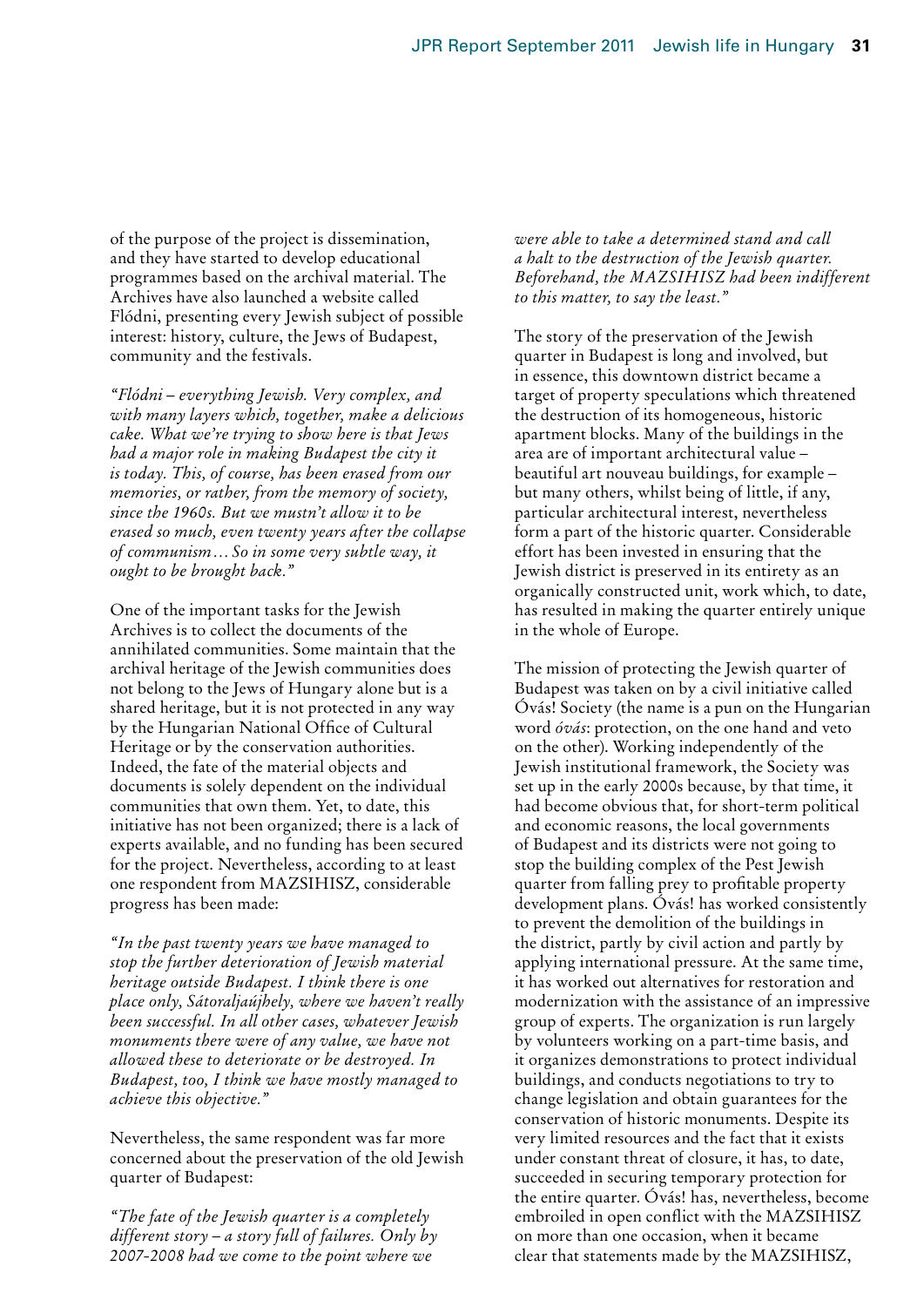of the purpose of the project is dissemination, and they have started to develop educational programmes based on the archival material. The Archives have also launched a website called Flódni, presenting every Jewish subject of possible interest: history, culture, the Jews of Budapest, community and the festivals.

*"Flódni – everything Jewish. Very complex, and with many layers which, together, make a delicious cake. What we're trying to show here is that Jews had a major role in making Budapest the city it is today. This, of course, has been erased from our memories, or rather, from the memory of society, since the 1960s. But we mustn't allow it to be erased so much, even twenty years after the collapse of communism… So in some very subtle way, it ought to be brought back."*

One of the important tasks for the Jewish Archives is to collect the documents of the annihilated communities. Some maintain that the archival heritage of the Jewish communities does not belong to the Jews of Hungary alone but is a shared heritage, but it is not protected in any way by the Hungarian National Office of Cultural Heritage or by the conservation authorities. Indeed, the fate of the material objects and documents is solely dependent on the individual communities that own them. Yet, to date, this initiative has not been organized; there is a lack of experts available, and no funding has been secured for the project. Nevertheless, according to at least one respondent from MAZSIHISZ, considerable progress has been made:

*"In the past twenty years we have managed to stop the further deterioration of Jewish material heritage outside Budapest. I think there is one place only, Sátoraljaújhely, where we haven't really been successful. In all other cases, whatever Jewish monuments there were of any value, we have not allowed these to deteriorate or be destroyed. In Budapest, too, I think we have mostly managed to achieve this objective."*

Nevertheless, the same respondent was far more concerned about the preservation of the old Jewish quarter of Budapest:

*"The fate of the Jewish quarter is a completely different story – a story full of failures. Only by 2007-2008 had we come to the point where we were able to take a determined stand and call a halt to the destruction of the Jewish quarter. Beforehand, the MAZSIHISZ had been indifferent to this matter, to say the least."*

The story of the preservation of the Jewish quarter in Budapest is long and involved, but in essence, this downtown district became a target of property speculations which threatened the destruction of its homogeneous, historic apartment blocks. Many of the buildings in the area are of important architectural value – beautiful art nouveau buildings, for example – but many others, whilst being of little, if any, particular architectural interest, nevertheless form a part of the historic quarter. Considerable effort has been invested in ensuring that the Jewish district is preserved in its entirety as an organically constructed unit, work which, to date, has resulted in making the quarter entirely unique in the whole of Europe.

The mission of protecting the Jewish quarter of Budapest was taken on by a civil initiative called Óvás! Society (the name is a pun on the Hungarian word *óvás*: protection, on the one hand and veto on the other). Working independently of the Jewish institutional framework, the Society was set up in the early 2000s because, by that time, it had become obvious that, for short-term political and economic reasons, the local governments of Budapest and its districts were not going to stop the building complex of the Pest Jewish quarter from falling prey to profitable property development plans. Óvás! has worked consistently to prevent the demolition of the buildings in the district, partly by civil action and partly by applying international pressure. At the same time, it has worked out alternatives for restoration and modernization with the assistance of an impressive group of experts. The organization is run largely by volunteers working on a part-time basis, and it organizes demonstrations to protect individual buildings, and conducts negotiations to try to change legislation and obtain guarantees for the conservation of historic monuments. Despite its very limited resources and the fact that it exists under constant threat of closure, it has, to date, succeeded in securing temporary protection for the entire quarter. Óvás! has, nevertheless, become embroiled in open conflict with the MAZSIHISZ on more than one occasion, when it became clear that statements made by the MAZSIHISZ,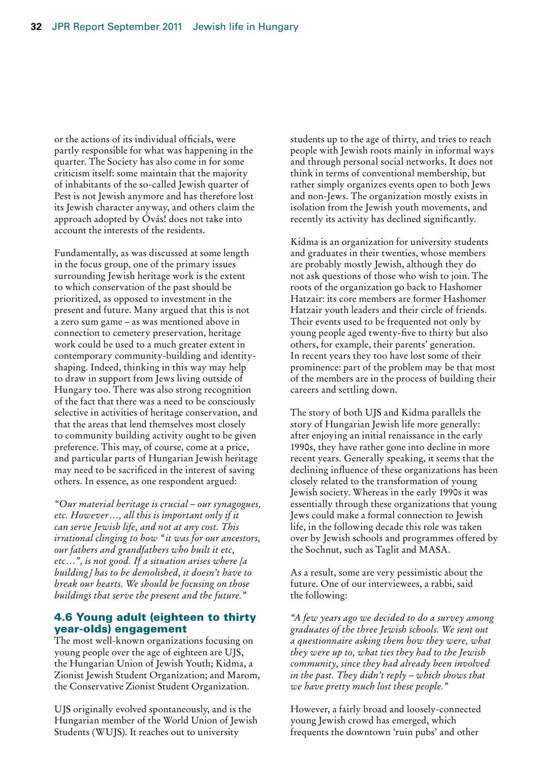or the actions of its individual officials, were partly responsible for what was happening in the quarter. The Society has also come in for some criticism itself: some maintain that the majority of inhabitants of the so-called Jewish quarter of Pest is not Jewish anymore and has therefore lost its Jewish character anyway, and others claim the approach adopted by Óvás! does not take into account the interests of the residents.

Fundamentally, as was discussed at some length in the focus group, one of the primary issues surrounding Jewish heritage work is the extent to which conservation of the past should be prioritized, as opposed to investment in the present and future. Many argued that this is not a zero sum game – as was mentioned above in connection to cemetery preservation, heritage work could be used to a much greater extent in contemporary community-building and identity-shaping. Indeed, thinking in this way may help to draw in support from Jews living outside of Hungary too. There was also strong recognition of the fact that there was a need to be consciously selective in activities of heritage conservation, and that the areas that lend themselves most closely to community building activity ought to be given preference. This may, of course, come at a price, and particular parts of Hungarian Jewish heritage may need to be sacrificed in the interest of saving others. In essence, as one respondent argued:

*"Our material heritage is crucial – our synagogues, etc. However…, all this is important only if it can serve Jewish life, and not at any cost. This irrational clinging to how "it was for our ancestors, our fathers and grandfathers who built it etc, etc…", is not good. If a situation arises where [a building] has to be demolished, it doesn't have to break our hearts. We should be focusing on those buildings that serve the present and the future."*

## 4.6 Young adult (eighteen to thirty year-olds) engagement

The most well-known organizations focusing on young people over the age of eighteen are UJS, the Hungarian Union of Jewish Youth; Kidma, a Zionist Jewish Student Organization; and Marom, the Conservative Zionist Student Organization.

UJS originally evolved spontaneously, and is the Hungarian member of the World Union of Jewish Students (WUJS). It reaches out to university students up to the age of thirty, and tries to reach people with Jewish roots mainly in informal ways and through personal social networks. It does not think in terms of conventional membership, but rather simply organizes events open to both Jews and non-Jews. The organization mostly exists in isolation from the Jewish youth movements, and recently its activity has declined significantly.

Kidma is an organization for university students and graduates in their twenties, whose members are probably mostly Jewish, although they do not ask questions of those who wish to join. The roots of the organization go back to Hashomer Hatzair: its core members are former Hashomer Hatzair youth leaders and their circle of friends. Their events used to be frequented not only by young people aged twenty-five to thirty but also others, for example, their parents' generation. In recent years they too have lost some of their prominence: part of the problem may be that most of the members are in the process of building their careers and settling down.

The story of both UJS and Kidma parallels the story of Hungarian Jewish life more generally: after enjoying an initial renaissance in the early 1990s, they have rather gone into decline in more recent years. Generally speaking, it seems that the declining influence of these organizations has been closely related to the transformation of young Jewish society. Whereas in the early 1990s it was essentially through these organizations that young Jews could make a formal connection to Jewish life, in the following decade this role was taken over by Jewish schools and programmes offered by the Sochnut, such as Taglit and MASA.

As a result, some are very pessimistic about the future. One of our interviewees, a rabbi, said the following:

*"A few years ago we decided to do a survey among graduates of the three Jewish schools. We sent out a questionnaire asking them how they were, what they were up to, what ties they had to the Jewish community, since they had already been involved in the past. They didn't reply – which shows that we have pretty much lost these people."*

However, a fairly broad and loosely-connected young Jewish crowd has emerged, which frequents the downtown 'ruin pubs' and other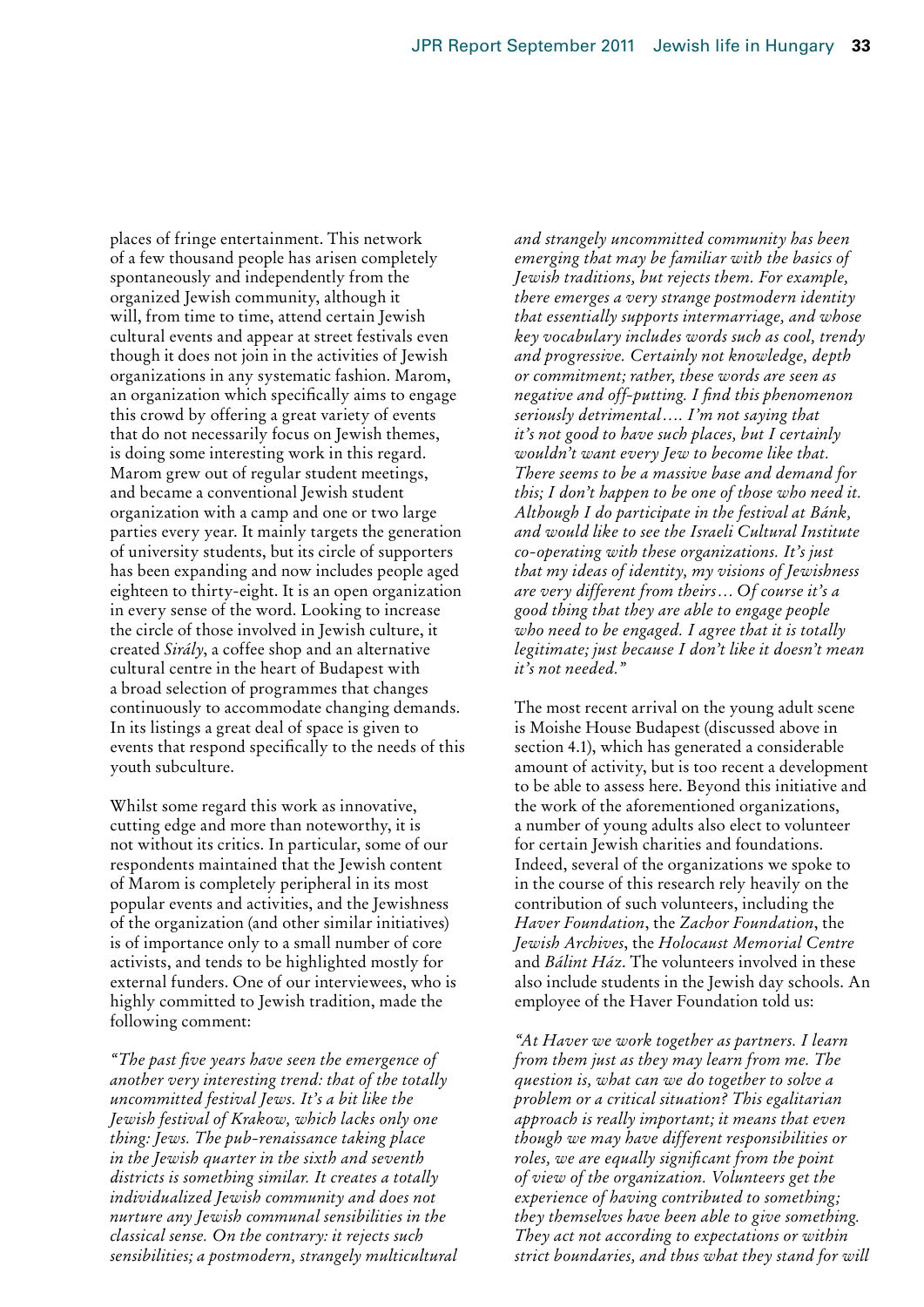places of fringe entertainment. This network of a few thousand people has arisen completely spontaneously and independently from the organized Jewish community, although it will, from time to time, attend certain Jewish cultural events and appear at street festivals even though it does not join in the activities of Jewish organizations in any systematic fashion. Marom, an organization which specifically aims to engage this crowd by offering a great variety of events that do not necessarily focus on Jewish themes, is doing some interesting work in this regard. Marom grew out of regular student meetings, and became a conventional Jewish student organization with a camp and one or two large parties every year. It mainly targets the generation of university students, but its circle of supporters has been expanding and now includes people aged eighteen to thirty-eight. It is an open organization in every sense of the word. Looking to increase the circle of those involved in Jewish culture, it created *Sirály*, a coffee shop and an alternative cultural centre in the heart of Budapest with a broad selection of programmes that changes continuously to accommodate changing demands. In its listings a great deal of space is given to events that respond specifically to the needs of this youth subculture.

Whilst some regard this work as innovative, cutting edge and more than noteworthy, it is not without its critics. In particular, some of our respondents maintained that the Jewish content of Marom is completely peripheral in its most popular events and activities, and the Jewishness of the organization (and other similar initiatives) is of importance only to a small number of core activists, and tends to be highlighted mostly for external funders. One of our interviewees, who is highly committed to Jewish tradition, made the following comment:

*"The past five years have seen the emergence of another very interesting trend: that of the totally uncommitted festival Jews. It's a bit like the Jewish festival of Krakow, which lacks only one thing: Jews. The pub-renaissance taking place in the Jewish quarter in the sixth and seventh districts is something similar. It creates a totally individualized Jewish community and does not nurture any Jewish communal sensibilities in the classical sense. On the contrary: it rejects such sensibilities; a postmodern, strangely multicultural and strangely uncommitted community has been emerging that may be familiar with the basics of Jewish traditions, but rejects them. For example, there emerges a very strange postmodern identity that essentially supports intermarriage, and whose key vocabulary includes words such as cool, trendy and progressive. Certainly not knowledge, depth or commitment; rather, these words are seen as negative and off-putting. I find this phenomenon seriously detrimental…. I'm not saying that it's not good to have such places, but I certainly wouldn't want every Jew to become like that. There seems to be a massive base and demand for this; I don't happen to be one of those who need it. Although I do participate in the festival at Bánk, and would like to see the Israeli Cultural Institute co-operating with these organizations. It's just that my ideas of identity, my visions of Jewishness are very different from theirs… Of course it's a good thing that they are able to engage people who need to be engaged. I agree that it is totally legitimate; just because I don't like it doesn't mean it's not needed."*

The most recent arrival on the young adult scene is Moishe House Budapest (discussed above in section 4.1), which has generated a considerable amount of activity, but is too recent a development to be able to assess here. Beyond this initiative and the work of the aforementioned organizations, a number of young adults also elect to volunteer for certain Jewish charities and foundations. Indeed, several of the organizations we spoke to in the course of this research rely heavily on the contribution of such volunteers, including the *Haver Foundation*, the *Zachor Foundation*, the *Jewish Archives*, the *Holocaust Memorial Centre* and *Bálint Ház*. The volunteers involved in these also include students in the Jewish day schools. An employee of the Haver Foundation told us:

*"At Haver we work together as partners. I learn from them just as they may learn from me. The question is, what can we do together to solve a problem or a critical situation? This egalitarian approach is really important; it means that even though we may have different responsibilities or roles, we are equally significant from the point of view of the organization. Volunteers get the experience of having contributed to something; they themselves have been able to give something. They act not according to expectations or within strict boundaries, and thus what they stand for will*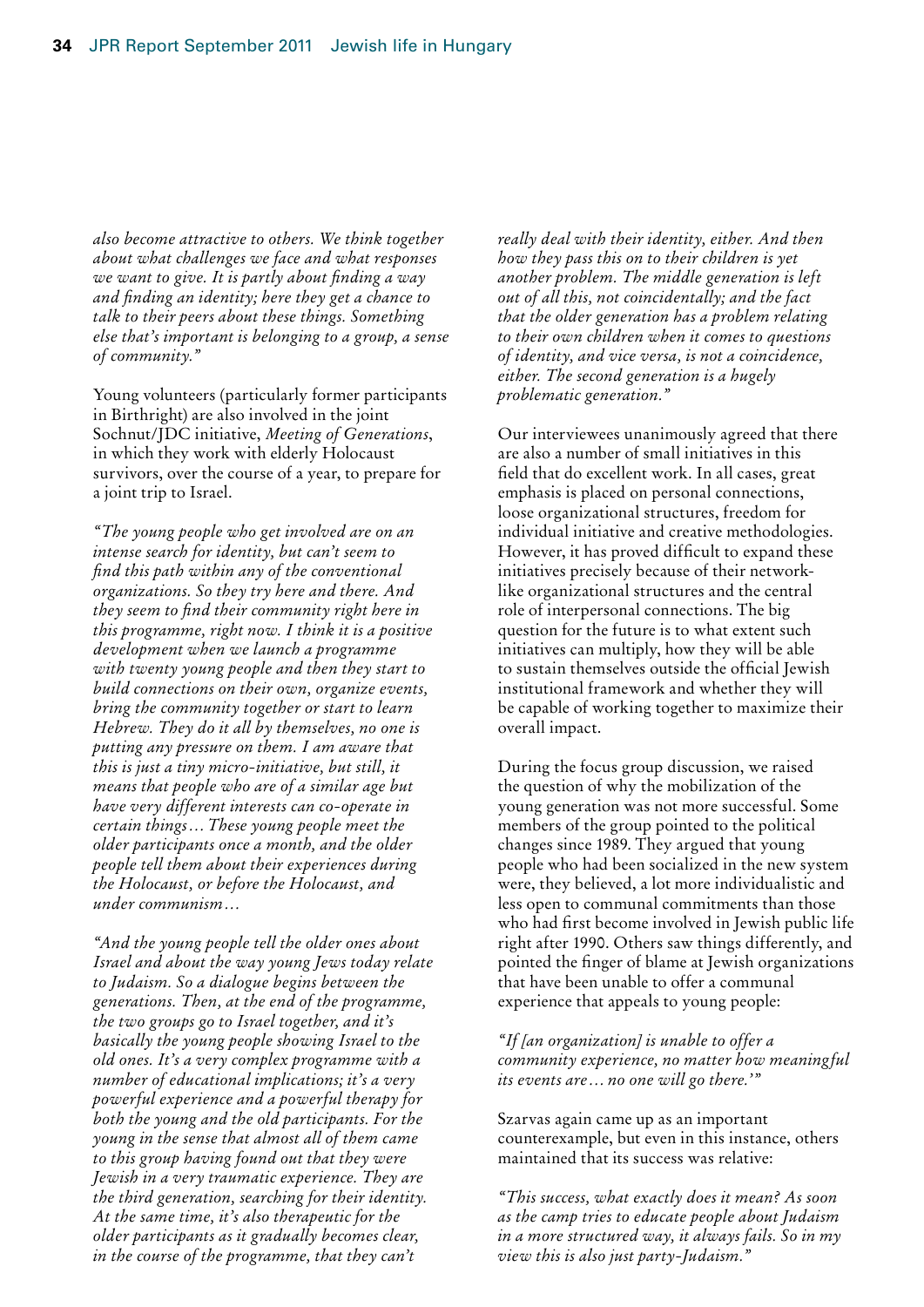*also become attractive to others. We think together about what challenges we face and what responses we want to give. It is partly about finding a way and finding an identity; here they get a chance to talk to their peers about these things. Something else that's important is belonging to a group, a sense of community."*

Young volunteers (particularly former participants in Birthright) are also involved in the joint Sochnut/JDC initiative, *Meeting of Generations*, in which they work with elderly Holocaust survivors, over the course of a year, to prepare for a joint trip to Israel.

*"The young people who get involved are on an intense search for identity, but can't seem to find this path within any of the conventional organizations. So they try here and there. And they seem to find their community right here in this programme, right now. I think it is a positive development when we launch a programme with twenty young people and then they start to build connections on their own, organize events, bring the community together or start to learn Hebrew. They do it all by themselves, no one is putting any pressure on them. I am aware that this is just a tiny micro-initiative, but still, it means that people who are of a similar age but have very different interests can co-operate in certain things… These young people meet the older participants once a month, and the older people tell them about their experiences during the Holocaust, or before the Holocaust, and under communism…*

*"And the young people tell the older ones about Israel and about the way young Jews today relate to Judaism. So a dialogue begins between the generations. Then, at the end of the programme, the two groups go to Israel together, and it's basically the young people showing Israel to the old ones. It's a very complex programme with a number of educational implications; it's a very powerful experience and a powerful therapy for both the young and the old participants. For the young in the sense that almost all of them came to this group having found out that they were Jewish in a very traumatic experience. They are the third generation, searching for their identity. At the same time, it's also therapeutic for the older participants as it gradually becomes clear, in the course of the programme, that they can't really deal with their identity, either. And then how they pass this on to their children is yet another problem. The middle generation is left out of all this, not coincidentally; and the fact that the older generation has a problem relating to their own children when it comes to questions of identity, and vice versa, is not a coincidence, either. The second generation is a hugely problematic generation."*

Our interviewees unanimously agreed that there are also a number of small initiatives in this field that do excellent work. In all cases, great emphasis is placed on personal connections, loose organizational structures, freedom for individual initiative and creative methodologies. However, it has proved difficult to expand these initiatives precisely because of their network-like organizational structures and the central role of interpersonal connections. The big question for the future is to what extent such initiatives can multiply, how they will be able to sustain themselves outside the official Jewish institutional framework and whether they will be capable of working together to maximize their overall impact.

During the focus group discussion, we raised the question of why the mobilization of the young generation was not more successful. Some members of the group pointed to the political changes since 1989. They argued that young people who had been socialized in the new system were, they believed, a lot more individualistic and less open to communal commitments than those who had first become involved in Jewish public life right after 1990. Others saw things differently, and pointed the finger of blame at Jewish organizations that have been unable to offer a communal experience that appeals to young people:

*"If [an organization] is unable to offer a community experience, no matter how meaningful its events are… no one will go there.'"*

Szarvas again came up as an important counterexample, but even in this instance, others maintained that its success was relative:

*"This success, what exactly does it mean? As soon as the camp tries to educate people about Judaism in a more structured way, it always fails. So in my view this is also just party-Judaism."*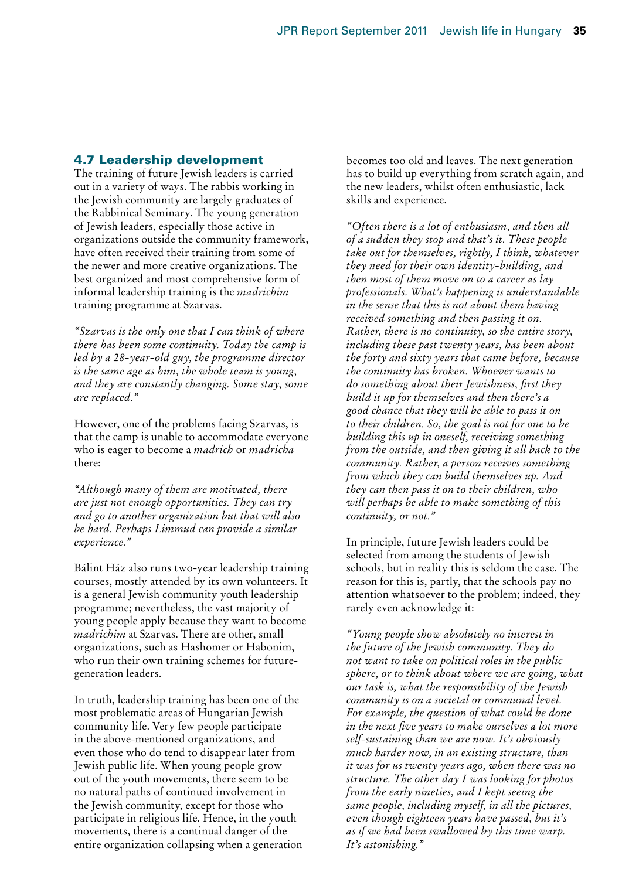## 4.7 Leadership development

The training of future Jewish leaders is carried out in a variety of ways. The rabbis working in the Jewish community are largely graduates of the Rabbinical Seminary. The young generation of Jewish leaders, especially those active in organizations outside the community framework, have often received their training from some of the newer and more creative organizations. The best organized and most comprehensive form of informal leadership training is the *madrichim* training programme at Szarvas.

*"Szarvas is the only one that I can think of where there has been some continuity. Today the camp is led by a 28-year-old guy, the programme director is the same age as him, the whole team is young, and they are constantly changing. Some stay, some are replaced."*

However, one of the problems facing Szarvas, is that the camp is unable to accommodate everyone who is eager to become a *madrich* or *madricha* there:

*"Although many of them are motivated, there are just not enough opportunities. They can try and go to another organization but that will also be hard. Perhaps Limmud can provide a similar experience."*

Bálint Ház also runs two-year leadership training courses, mostly attended by its own volunteers. It is a general Jewish community youth leadership programme; nevertheless, the vast majority of young people apply because they want to become *madrichim* at Szarvas. There are other, small organizations, such as Hashomer or Habonim, who run their own training schemes for future-generation leaders.

In truth, leadership training has been one of the most problematic areas of Hungarian Jewish community life. Very few people participate in the above-mentioned organizations, and even those who do tend to disappear later from Jewish public life. When young people grow out of the youth movements, there seem to be no natural paths of continued involvement in the Jewish community, except for those who participate in religious life. Hence, in the youth movements, there is a continual danger of the entire organization collapsing when a generation becomes too old and leaves. The next generation has to build up everything from scratch again, and the new leaders, whilst often enthusiastic, lack skills and experience.

*"Often there is a lot of enthusiasm, and then all of a sudden they stop and that's it. These people take out for themselves, rightly, I think, whatever they need for their own identity-building, and then most of them move on to a career as lay professionals. What's happening is understandable in the sense that this is not about them having received something and then passing it on. Rather, there is no continuity, so the entire story, including these past twenty years, has been about the forty and sixty years that came before, because the continuity has broken. Whoever wants to do something about their Jewishness, first they build it up for themselves and then there's a good chance that they will be able to pass it on to their children. So, the goal is not for one to be building this up in oneself, receiving something from the outside, and then giving it all back to the community. Rather, a person receives something from which they can build themselves up. And they can then pass it on to their children, who will perhaps be able to make something of this continuity, or not."*

In principle, future Jewish leaders could be selected from among the students of Jewish schools, but in reality this is seldom the case. The reason for this is, partly, that the schools pay no attention whatsoever to the problem; indeed, they rarely even acknowledge it:

*"Young people show absolutely no interest in the future of the Jewish community. They do not want to take on political roles in the public sphere, or to think about where we are going, what our task is, what the responsibility of the Jewish community is on a societal or communal level. For example, the question of what could be done in the next five years to make ourselves a lot more self-sustaining than we are now. It's obviously much harder now, in an existing structure, than it was for us twenty years ago, when there was no structure. The other day I was looking for photos from the early nineties, and I kept seeing the same people, including myself, in all the pictures, even though eighteen years have passed, but it's as if we had been swallowed by this time warp. It's astonishing."*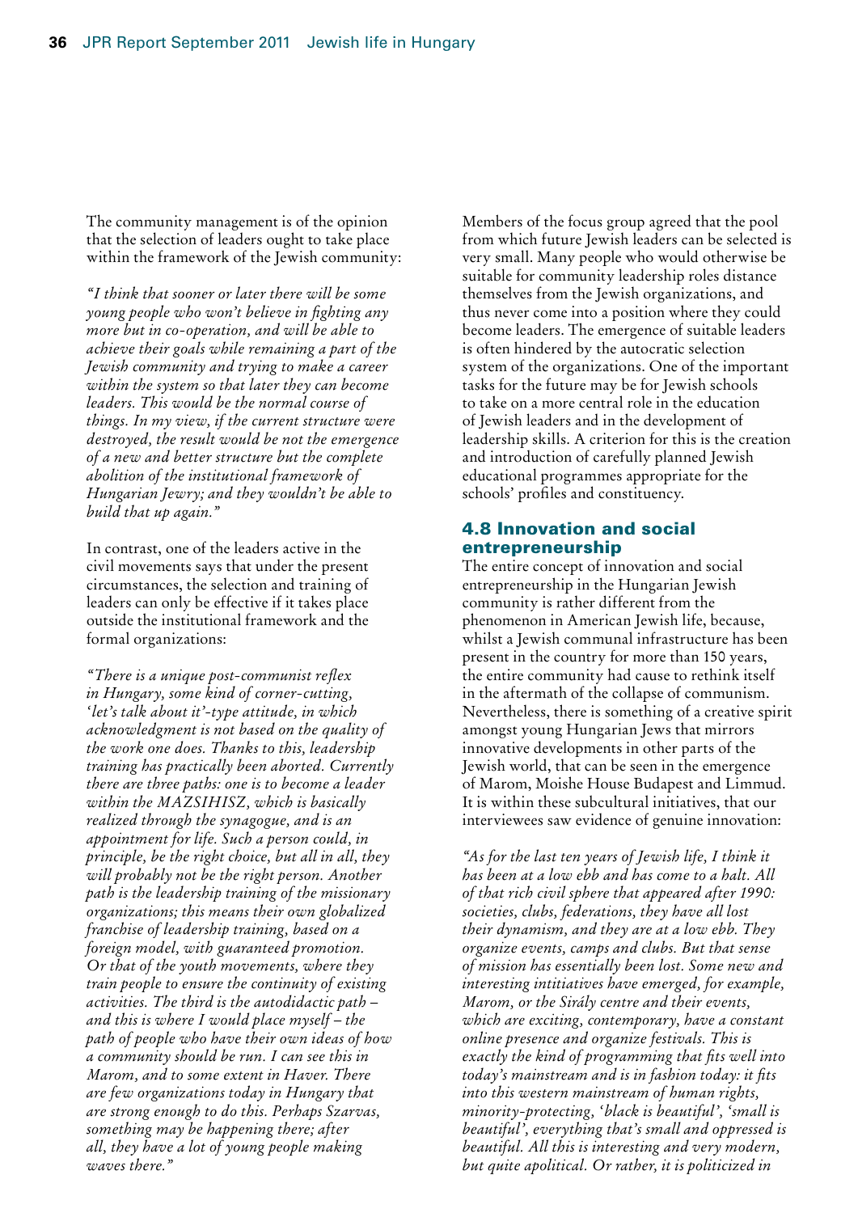The community management is of the opinion that the selection of leaders ought to take place within the framework of the Jewish community:

*"I think that sooner or later there will be some young people who won't believe in fighting any more but in co-operation, and will be able to achieve their goals while remaining a part of the Jewish community and trying to make a career within the system so that later they can become leaders. This would be the normal course of things. In my view, if the current structure were destroyed, the result would be not the emergence of a new and better structure but the complete abolition of the institutional framework of Hungarian Jewry; and they wouldn't be able to build that up again."*

In contrast, one of the leaders active in the civil movements says that under the present circumstances, the selection and training of leaders can only be effective if it takes place outside the institutional framework and the formal organizations:

*"There is a unique post-communist reflex in Hungary, some kind of corner-cutting, 'let's talk about it'-type attitude, in which acknowledgment is not based on the quality of the work one does. Thanks to this, leadership training has practically been aborted. Currently there are three paths: one is to become a leader within the MAZSIHISZ, which is basically realized through the synagogue, and is an appointment for life. Such a person could, in principle, be the right choice, but all in all, they will probably not be the right person. Another path is the leadership training of the missionary organizations; this means their own globalized franchise of leadership training, based on a foreign model, with guaranteed promotion. Or that of the youth movements, where they train people to ensure the continuity of existing activities. The third is the autodidactic path – and this is where I would place myself – the path of people who have their own ideas of how a community should be run. I can see this in Marom, and to some extent in Haver. There are few organizations today in Hungary that are strong enough to do this. Perhaps Szarvas, something may be happening there; after all, they have a lot of young people making waves there."*

Members of the focus group agreed that the pool from which future Jewish leaders can be selected is very small. Many people who would otherwise be suitable for community leadership roles distance themselves from the Jewish organizations, and thus never come into a position where they could become leaders. The emergence of suitable leaders is often hindered by the autocratic selection system of the organizations. One of the important tasks for the future may be for Jewish schools to take on a more central role in the education of Jewish leaders and in the development of leadership skills. A criterion for this is the creation and introduction of carefully planned Jewish educational programmes appropriate for the schools' profiles and constituency.

## 4.8 Innovation and social entrepreneurship

The entire concept of innovation and social entrepreneurship in the Hungarian Jewish community is rather different from the phenomenon in American Jewish life, because, whilst a Jewish communal infrastructure has been present in the country for more than 150 years, the entire community had cause to rethink itself in the aftermath of the collapse of communism. Nevertheless, there is something of a creative spirit amongst young Hungarian Jews that mirrors innovative developments in other parts of the Jewish world, that can be seen in the emergence of Marom, Moishe House Budapest and Limmud. It is within these subcultural initiatives, that our interviewees saw evidence of genuine innovation:

*"As for the last ten years of Jewish life, I think it has been at a low ebb and has come to a halt. All of that rich civil sphere that appeared after 1990: societies, clubs, federations, they have all lost their dynamism, and they are at a low ebb. They organize events, camps and clubs. But that sense of mission has essentially been lost. Some new and interesting intitiatives have emerged, for example, Marom, or the Sirály centre and their events, which are exciting, contemporary, have a constant online presence and organize festivals. This is exactly the kind of programming that fits well into today's mainstream and is in fashion today: it fits into this western mainstream of human rights, minority-protecting, 'black is beautiful', 'small is beautiful', everything that's small and oppressed is beautiful. All this is interesting and very modern, but quite apolitical. Or rather, it is politicized in*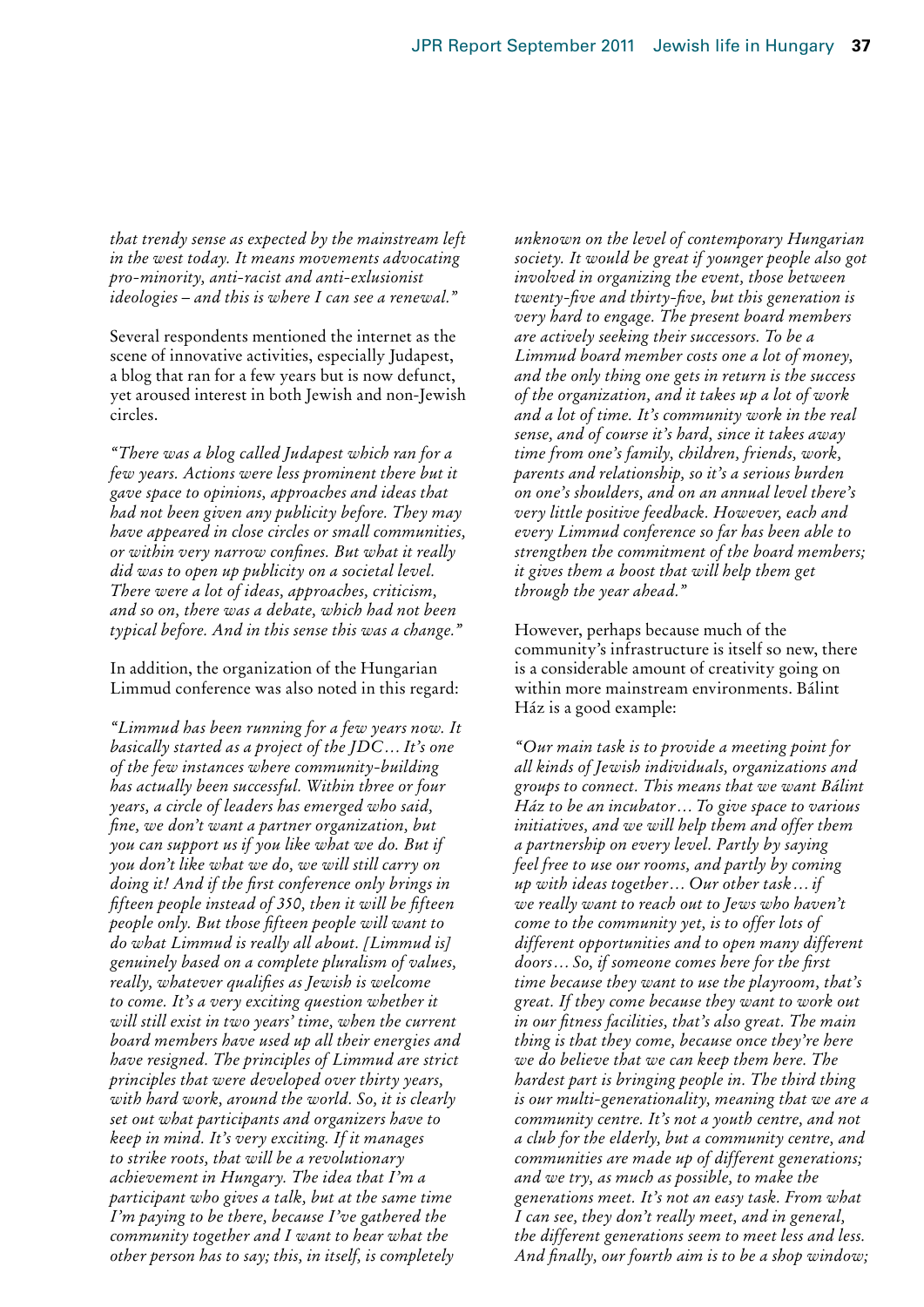*that trendy sense as expected by the mainstream left in the west today. It means movements advocating pro-minority, anti-racist and anti-exlusionist ideologies – and this is where I can see a renewal."*

Several respondents mentioned the internet as the scene of innovative activities, especially Judapest, a blog that ran for a few years but is now defunct, yet aroused interest in both Jewish and non-Jewish circles.

*"There was a blog called Judapest which ran for a few years. Actions were less prominent there but it gave space to opinions, approaches and ideas that had not been given any publicity before. They may have appeared in close circles or small communities, or within very narrow confines. But what it really did was to open up publicity on a societal level. There were a lot of ideas, approaches, criticism, and so on, there was a debate, which had not been typical before. And in this sense this was a change."*

In addition, the organization of the Hungarian Limmud conference was also noted in this regard:

*"Limmud has been running for a few years now. It basically started as a project of the JDC… It's one of the few instances where community-building has actually been successful. Within three or four years, a circle of leaders has emerged who said, fine, we don't want a partner organization, but you can support us if you like what we do. But if you don't like what we do, we will still carry on doing it! And if the first conference only brings in fifteen people instead of 350, then it will be fifteen people only. But those fifteen people will want to do what Limmud is really all about. [Limmud is] genuinely based on a complete pluralism of values, really, whatever qualifies as Jewish is welcome to come. It's a very exciting question whether it will still exist in two years' time, when the current board members have used up all their energies and have resigned. The principles of Limmud are strict principles that were developed over thirty years, with hard work, around the world. So, it is clearly set out what participants and organizers have to keep in mind. It's very exciting. If it manages to strike roots, that will be a revolutionary achievement in Hungary. The idea that I'm a participant who gives a talk, but at the same time I'm paying to be there, because I've gathered the community together and I want to hear what the other person has to say; this, in itself, is completely unknown on the level of contemporary Hungarian society. It would be great if younger people also got involved in organizing the event, those between twenty-five and thirty-five, but this generation is very hard to engage. The present board members are actively seeking their successors. To be a Limmud board member costs one a lot of money, and the only thing one gets in return is the success of the organization, and it takes up a lot of work and a lot of time. It's community work in the real sense, and of course it's hard, since it takes away time from one's family, children, friends, work, parents and relationship, so it's a serious burden on one's shoulders, and on an annual level there's very little positive feedback. However, each and every Limmud conference so far has been able to strengthen the commitment of the board members; it gives them a boost that will help them get through the year ahead."*

However, perhaps because much of the community's infrastructure is itself so new, there is a considerable amount of creativity going on within more mainstream environments. Bálint Ház is a good example:

*"Our main task is to provide a meeting point for all kinds of Jewish individuals, organizations and groups to connect. This means that we want Bálint Ház to be an incubator… To give space to various initiatives, and we will help them and offer them a partnership on every level. Partly by saying feel free to use our rooms, and partly by coming up with ideas together… Our other task… if we really want to reach out to Jews who haven't come to the community yet, is to offer lots of different opportunities and to open many different doors… So, if someone comes here for the first time because they want to use the playroom, that's great. If they come because they want to work out in our fitness facilities, that's also great. The main thing is that they come, because once they're here we do believe that we can keep them here. The hardest part is bringing people in. The third thing is our multi-generationality, meaning that we are a community centre. It's not a youth centre, and not a club for the elderly, but a community centre, and communities are made up of different generations; and we try, as much as possible, to make the generations meet. It's not an easy task. From what I can see, they don't really meet, and in general, the different generations seem to meet less and less. And finally, our fourth aim is to be a shop window;*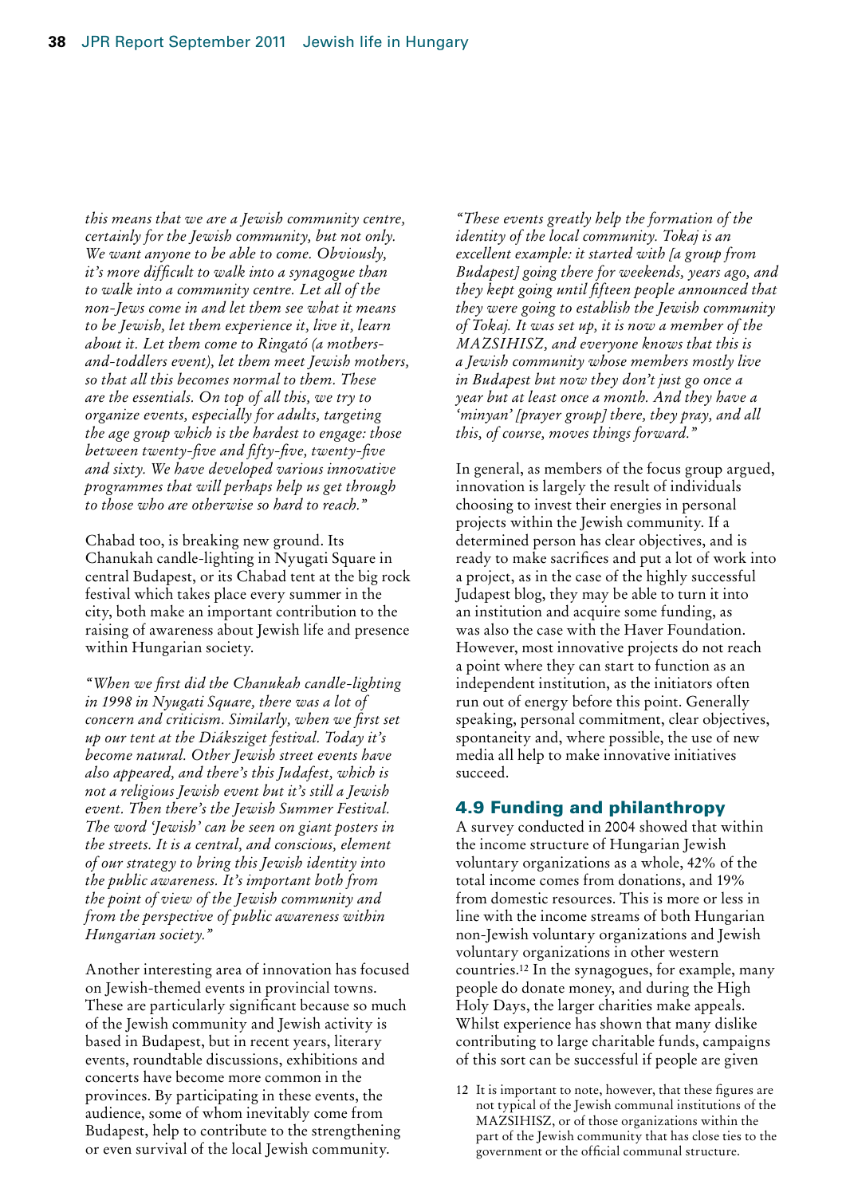*this means that we are a Jewish community centre, certainly for the Jewish community, but not only. We want anyone to be able to come. Obviously, it's more difficult to walk into a synagogue than to walk into a community centre. Let all of the non-Jews come in and let them see what it means to be Jewish, let them experience it, live it, learn about it. Let them come to Ringató (a mothers-and-toddlers event), let them meet Jewish mothers, so that all this becomes normal to them. These are the essentials. On top of all this, we try to organize events, especially for adults, targeting the age group which is the hardest to engage: those between twenty-five and fifty-five, twenty-five and sixty. We have developed various innovative programmes that will perhaps help us get through to those who are otherwise so hard to reach."*

Chabad too, is breaking new ground. Its Chanukah candle-lighting in Nyugati Square in central Budapest, or its Chabad tent at the big rock festival which takes place every summer in the city, both make an important contribution to the raising of awareness about Jewish life and presence within Hungarian society.

*"When we first did the Chanukah candle-lighting in 1998 in Nyugati Square, there was a lot of concern and criticism. Similarly, when we first set up our tent at the Diáksziget festival. Today it's become natural. Other Jewish street events have also appeared, and there's this Judafest, which is not a religious Jewish event but it's still a Jewish event. Then there's the Jewish Summer Festival. The word 'Jewish' can be seen on giant posters in the streets. It is a central, and conscious, element of our strategy to bring this Jewish identity into the public awareness. It's important both from the point of view of the Jewish community and from the perspective of public awareness within Hungarian society."*

Another interesting area of innovation has focused on Jewish-themed events in provincial towns. These are particularly significant because so much of the Jewish community and Jewish activity is based in Budapest, but in recent years, literary events, roundtable discussions, exhibitions and concerts have become more common in the provinces. By participating in these events, the audience, some of whom inevitably come from Budapest, help to contribute to the strengthening or even survival of the local Jewish community.

*"These events greatly help the formation of the identity of the local community. Tokaj is an excellent example: it started with [a group from Budapest] going there for weekends, years ago, and they kept going until fifteen people announced that they were going to establish the Jewish community of Tokaj. It was set up, it is now a member of the MAZSIHISZ, and everyone knows that this is a Jewish community whose members mostly live in Budapest but now they don't just go once a year but at least once a month. And they have a 'minyan' [prayer group] there, they pray, and all this, of course, moves things forward."*

In general, as members of the focus group argued, innovation is largely the result of individuals choosing to invest their energies in personal projects within the Jewish community. If a determined person has clear objectives, and is ready to make sacrifices and put a lot of work into a project, as in the case of the highly successful Judapest blog, they may be able to turn it into an institution and acquire some funding, as was also the case with the Haver Foundation. However, most innovative projects do not reach a point where they can start to function as an independent institution, as the initiators often run out of energy before this point. Generally speaking, personal commitment, clear objectives, spontaneity and, where possible, the use of new media all help to make innovative initiatives succeed.

## 4.9 Funding and philanthropy

A survey conducted in 2004 showed that within the income structure of Hungarian Jewish voluntary organizations as a whole, 42% of the total income comes from donations, and 19% from domestic resources. This is more or less in line with the income streams of both Hungarian non-Jewish voluntary organizations and Jewish voluntary organizations in other western countries.[12] In the synagogues, for example, many people do donate money, and during the High Holy Days, the larger charities make appeals. Whilst experience has shown that many dislike contributing to large charitable funds, campaigns of this sort can be successful if people are given

12 It is important to note, however, that these figures are not typical of the Jewish communal institutions of the MAZSIHISZ, or of those organizations within the part of the Jewish community that has close ties to the government or the official communal structure.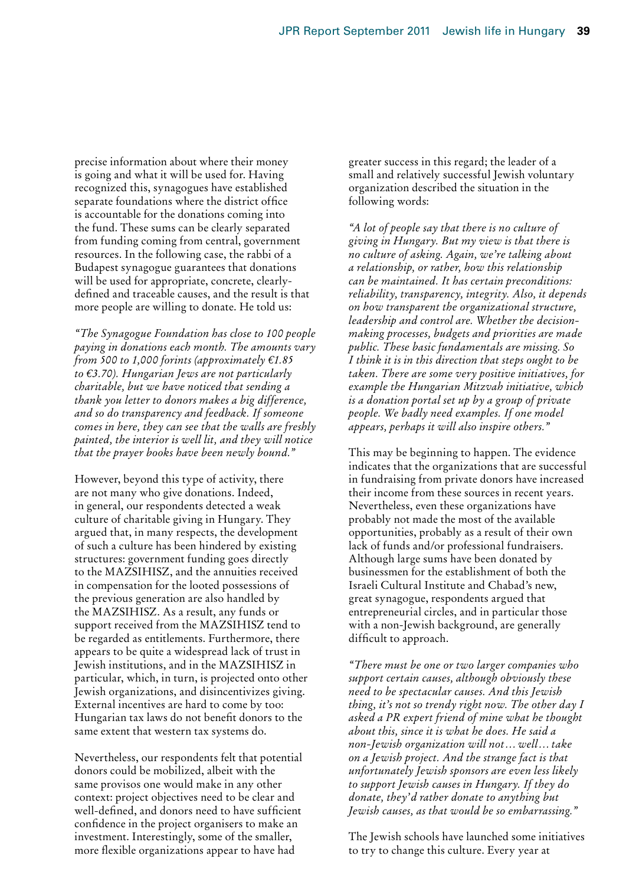precise information about where their money is going and what it will be used for. Having recognized this, synagogues have established separate foundations where the district office is accountable for the donations coming into the fund. These sums can be clearly separated from funding coming from central, government resources. In the following case, the rabbi of a Budapest synagogue guarantees that donations will be used for appropriate, concrete, clearly-defined and traceable causes, and the result is that more people are willing to donate. He told us:

*"The Synagogue Foundation has close to 100 people paying in donations each month. The amounts vary from 500 to 1,000 forints (approximately €1.85 to €3.70). Hungarian Jews are not particularly charitable, but we have noticed that sending a thank you letter to donors makes a big difference, and so do transparency and feedback. If someone comes in here, they can see that the walls are freshly painted, the interior is well lit, and they will notice that the prayer books have been newly bound."*

However, beyond this type of activity, there are not many who give donations. Indeed, in general, our respondents detected a weak culture of charitable giving in Hungary. They argued that, in many respects, the development of such a culture has been hindered by existing structures: government funding goes directly to the MAZSIHISZ, and the annuities received in compensation for the looted possessions of the previous generation are also handled by the MAZSIHISZ. As a result, any funds or support received from the MAZSIHISZ tend to be regarded as entitlements. Furthermore, there appears to be quite a widespread lack of trust in Jewish institutions, and in the MAZSIHISZ in particular, which, in turn, is projected onto other Jewish organizations, and disincentivizes giving. External incentives are hard to come by too: Hungarian tax laws do not benefit donors to the same extent that western tax systems do.

Nevertheless, our respondents felt that potential donors could be mobilized, albeit with the same provisos one would make in any other context: project objectives need to be clear and well-defined, and donors need to have sufficient confidence in the project organisers to make an investment. Interestingly, some of the smaller, more flexible organizations appear to have had greater success in this regard; the leader of a small and relatively successful Jewish voluntary organization described the situation in the following words:

*"A lot of people say that there is no culture of giving in Hungary. But my view is that there is no culture of asking. Again, we're talking about a relationship, or rather, how this relationship can be maintained. It has certain preconditions: reliability, transparency, integrity. Also, it depends on how transparent the organizational structure, leadership and control are. Whether the decision-making processes, budgets and priorities are made public. These basic fundamentals are missing. So I think it is in this direction that steps ought to be taken. There are some very positive initiatives, for example the Hungarian Mitzvah initiative, which is a donation portal set up by a group of private people. We badly need examples. If one model appears, perhaps it will also inspire others."*

This may be beginning to happen. The evidence indicates that the organizations that are successful in fundraising from private donors have increased their income from these sources in recent years. Nevertheless, even these organizations have probably not made the most of the available opportunities, probably as a result of their own lack of funds and/or professional fundraisers. Although large sums have been donated by businessmen for the establishment of both the Israeli Cultural Institute and Chabad's new, great synagogue, respondents argued that entrepreneurial circles, and in particular those with a non-Jewish background, are generally difficult to approach.

*"There must be one or two larger companies who support certain causes, although obviously these need to be spectacular causes. And this Jewish thing, it's not so trendy right now. The other day I asked a PR expert friend of mine what he thought about this, since it is what he does. He said a non-Jewish organization will not… well… take on a Jewish project. And the strange fact is that unfortunately Jewish sponsors are even less likely to support Jewish causes in Hungary. If they do donate, they'd rather donate to anything but Jewish causes, as that would be so embarrassing."*

The Jewish schools have launched some initiatives to try to change this culture. Every year at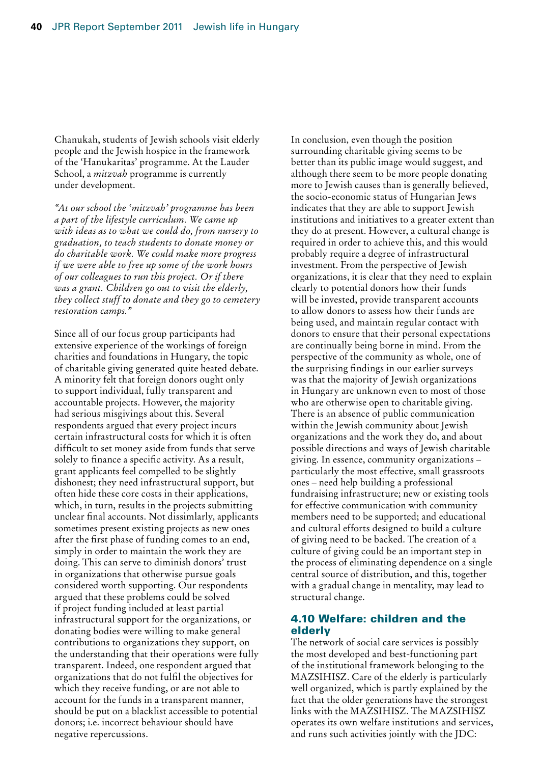Chanukah, students of Jewish schools visit elderly people and the Jewish hospice in the framework of the 'Hanukaritas' programme. At the Lauder School, a *mitzvah* programme is currently under development.

*"At our school the 'mitzvah' programme has been a part of the lifestyle curriculum. We came up with ideas as to what we could do, from nursery to graduation, to teach students to donate money or do charitable work. We could make more progress if we were able to free up some of the work hours of our colleagues to run this project. Or if there was a grant. Children go out to visit the elderly, they collect stuff to donate and they go to cemetery restoration camps."*

Since all of our focus group participants had extensive experience of the workings of foreign charities and foundations in Hungary, the topic of charitable giving generated quite heated debate. A minority felt that foreign donors ought only to support individual, fully transparent and accountable projects. However, the majority had serious misgivings about this. Several respondents argued that every project incurs certain infrastructural costs for which it is often difficult to set money aside from funds that serve solely to finance a specific activity. As a result, grant applicants feel compelled to be slightly dishonest; they need infrastructural support, but often hide these core costs in their applications, which, in turn, results in the projects submitting unclear final accounts. Not dissimilarly, applicants sometimes present existing projects as new ones after the first phase of funding comes to an end, simply in order to maintain the work they are doing. This can serve to diminish donors' trust in organizations that otherwise pursue goals considered worth supporting. Our respondents argued that these problems could be solved if project funding included at least partial infrastructural support for the organizations, or donating bodies were willing to make general contributions to organizations they support, on the understanding that their operations were fully transparent. Indeed, one respondent argued that organizations that do not fulfil the objectives for which they receive funding, or are not able to account for the funds in a transparent manner, should be put on a blacklist accessible to potential donors; i.e. incorrect behaviour should have negative repercussions.

In conclusion, even though the position surrounding charitable giving seems to be better than its public image would suggest, and although there seem to be more people donating more to Jewish causes than is generally believed, the socio-economic status of Hungarian Jews indicates that they are able to support Jewish institutions and initiatives to a greater extent than they do at present. However, a cultural change is required in order to achieve this, and this would probably require a degree of infrastructural investment. From the perspective of Jewish organizations, it is clear that they need to explain clearly to potential donors how their funds will be invested, provide transparent accounts to allow donors to assess how their funds are being used, and maintain regular contact with donors to ensure that their personal expectations are continually being borne in mind. From the perspective of the community as whole, one of the surprising findings in our earlier surveys was that the majority of Jewish organizations in Hungary are unknown even to most of those who are otherwise open to charitable giving. There is an absence of public communication within the Jewish community about Jewish organizations and the work they do, and about possible directions and ways of Jewish charitable giving. In essence, community organizations – particularly the most effective, small grassroots ones – need help building a professional fundraising infrastructure; new or existing tools for effective communication with community members need to be supported; and educational and cultural efforts designed to build a culture of giving need to be backed. The creation of a culture of giving could be an important step in the process of eliminating dependence on a single central source of distribution, and this, together with a gradual change in mentality, may lead to structural change.

## 4.10 Welfare: children and the elderly

The network of social care services is possibly the most developed and best-functioning part of the institutional framework belonging to the MAZSIHISZ. Care of the elderly is particularly well organized, which is partly explained by the fact that the older generations have the strongest links with the MAZSIHISZ. The MAZSIHISZ operates its own welfare institutions and services, and runs such activities jointly with the JDC: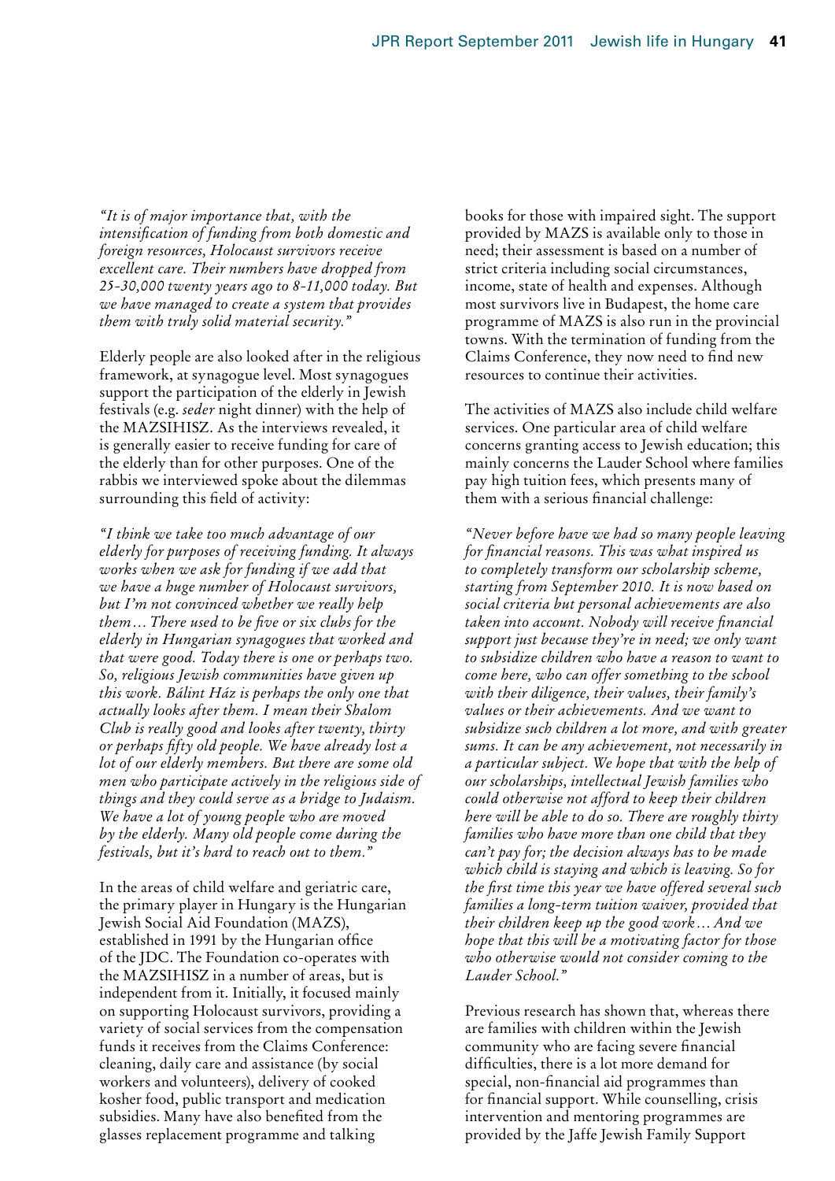*"It is of major importance that, with the intensification of funding from both domestic and foreign resources, Holocaust survivors receive excellent care. Their numbers have dropped from 25-30,000 twenty years ago to 8-11,000 today. But we have managed to create a system that provides them with truly solid material security."*

Elderly people are also looked after in the religious framework, at synagogue level. Most synagogues support the participation of the elderly in Jewish festivals (e.g. *seder* night dinner) with the help of the MAZSIHISZ. As the interviews revealed, it is generally easier to receive funding for care of the elderly than for other purposes. One of the rabbis we interviewed spoke about the dilemmas surrounding this field of activity:

*"I think we take too much advantage of our elderly for purposes of receiving funding. It always works when we ask for funding if we add that we have a huge number of Holocaust survivors, but I'm not convinced whether we really help them… There used to be five or six clubs for the elderly in Hungarian synagogues that worked and that were good. Today there is one or perhaps two. So, religious Jewish communities have given up this work. Bálint Ház is perhaps the only one that actually looks after them. I mean their Shalom Club is really good and looks after twenty, thirty or perhaps fifty old people. We have already lost a lot of our elderly members. But there are some old men who participate actively in the religious side of things and they could serve as a bridge to Judaism. We have a lot of young people who are moved by the elderly. Many old people come during the festivals, but it's hard to reach out to them."*

In the areas of child welfare and geriatric care, the primary player in Hungary is the Hungarian Jewish Social Aid Foundation (MAZS), established in 1991 by the Hungarian office of the JDC. The Foundation co-operates with the MAZSIHISZ in a number of areas, but is independent from it. Initially, it focused mainly on supporting Holocaust survivors, providing a variety of social services from the compensation funds it receives from the Claims Conference: cleaning, daily care and assistance (by social workers and volunteers), delivery of cooked kosher food, public transport and medication subsidies. Many have also benefited from the glasses replacement programme and talking books for those with impaired sight. The support provided by MAZS is available only to those in need; their assessment is based on a number of strict criteria including social circumstances, income, state of health and expenses. Although most survivors live in Budapest, the home care programme of MAZS is also run in the provincial towns. With the termination of funding from the Claims Conference, they now need to find new resources to continue their activities.

The activities of MAZS also include child welfare services. One particular area of child welfare concerns granting access to Jewish education; this mainly concerns the Lauder School where families pay high tuition fees, which presents many of them with a serious financial challenge:

*"Never before have we had so many people leaving for financial reasons. This was what inspired us to completely transform our scholarship scheme, starting from September 2010. It is now based on social criteria but personal achievements are also taken into account. Nobody will receive financial support just because they're in need; we only want to subsidize children who have a reason to want to come here, who can offer something to the school with their diligence, their values, their family's values or their achievements. And we want to subsidize such children a lot more, and with greater sums. It can be any achievement, not necessarily in a particular subject. We hope that with the help of our scholarships, intellectual Jewish families who could otherwise not afford to keep their children here will be able to do so. There are roughly thirty families who have more than one child that they can't pay for; the decision always has to be made which child is staying and which is leaving. So for the first time this year we have offered several such families a long-term tuition waiver, provided that their children keep up the good work… And we hope that this will be a motivating factor for those who otherwise would not consider coming to the Lauder School."*

Previous research has shown that, whereas there are families with children within the Jewish community who are facing severe financial difficulties, there is a lot more demand for special, non-financial aid programmes than for financial support. While counselling, crisis intervention and mentoring programmes are provided by the Jaffe Jewish Family Support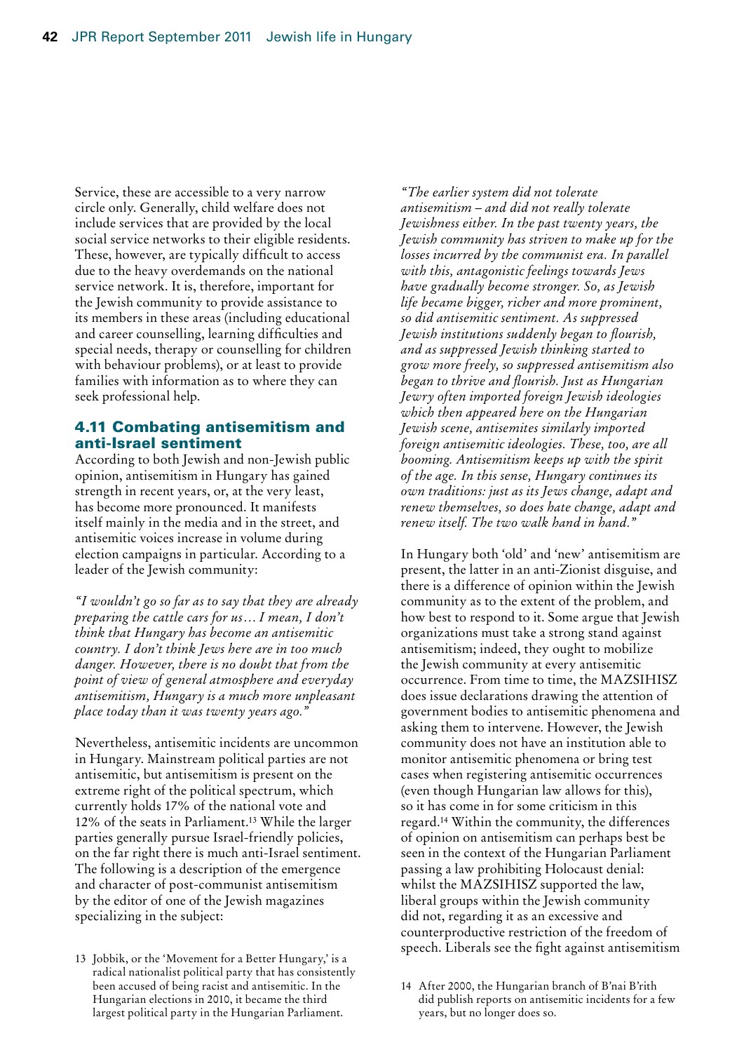Service, these are accessible to a very narrow circle only. Generally, child welfare does not include services that are provided by the local social service networks to their eligible residents. These, however, are typically difficult to access due to the heavy overdemands on the national service network. It is, therefore, important for the Jewish community to provide assistance to its members in these areas (including educational and career counselling, learning difficulties and special needs, therapy or counselling for children with behaviour problems), or at least to provide families with information as to where they can seek professional help.

### 4.11 Combating antisemitism and anti-Israel sentiment

According to both Jewish and non-Jewish public opinion, antisemitism in Hungary has gained strength in recent years, or, at the very least, has become more pronounced. It manifests itself mainly in the media and in the street, and antisemitic voices increase in volume during election campaigns in particular. According to a leader of the Jewish community:

*"I wouldn't go so far as to say that they are already preparing the cattle cars for us… I mean, I don't think that Hungary has become an antisemitic country. I don't think Jews here are in too much danger. However, there is no doubt that from the point of view of general atmosphere and everyday antisemitism, Hungary is a much more unpleasant place today than it was twenty years ago."*

Nevertheless, antisemitic incidents are uncommon in Hungary. Mainstream political parties are not antisemitic, but antisemitism is present on the extreme right of the political spectrum, which currently holds 17% of the national vote and 12% of the seats in Parliament.[13] While the larger parties generally pursue Israel-friendly policies, on the far right there is much anti-Israel sentiment. The following is a description of the emergence and character of post-communist antisemitism by the editor of one of the Jewish magazines specializing in the subject:

*"The earlier system did not tolerate antisemitism – and did not really tolerate Jewishness either. In the past twenty years, the Jewish community has striven to make up for the losses incurred by the communist era. In parallel with this, antagonistic feelings towards Jews have gradually become stronger. So, as Jewish life became bigger, richer and more prominent, so did antisemitic sentiment. As suppressed Jewish institutions suddenly began to flourish, and as suppressed Jewish thinking started to grow more freely, so suppressed antisemitism also began to thrive and flourish. Just as Hungarian Jewry often imported foreign Jewish ideologies which then appeared here on the Hungarian Jewish scene, antisemites similarly imported foreign antisemitic ideologies. These, too, are all booming. Antisemitism keeps up with the spirit of the age. In this sense, Hungary continues its own traditions: just as its Jews change, adapt and renew themselves, so does hate change, adapt and renew itself. The two walk hand in hand."*

In Hungary both 'old' and 'new' antisemitism are present, the latter in an anti-Zionist disguise, and there is a difference of opinion within the Jewish community as to the extent of the problem, and how best to respond to it. Some argue that Jewish organizations must take a strong stand against antisemitism; indeed, they ought to mobilize the Jewish community at every antisemitic occurrence. From time to time, the MAZSIHISZ does issue declarations drawing the attention of government bodies to antisemitic phenomena and asking them to intervene. However, the Jewish community does not have an institution able to monitor antisemitic phenomena or bring test cases when registering antisemitic occurrences (even though Hungarian law allows for this), so it has come in for some criticism in this regard.[14] Within the community, the differences of opinion on antisemitism can perhaps best be seen in the context of the Hungarian Parliament passing a law prohibiting Holocaust denial: whilst the MAZSIHISZ supported the law, liberal groups within the Jewish community did not, regarding it as an excessive and counterproductive restriction of the freedom of speech. Liberals see the fight against antisemitism

---

13 Jobbik, or the 'Movement for a Better Hungary,' is a radical nationalist political party that has consistently been accused of being racist and antisemitic. In the Hungarian elections in 2010, it became the third largest political party in the Hungarian Parliament.

14 After 2000, the Hungarian branch of B'nai B'rith did publish reports on antisemitic incidents for a few years, but no longer does so.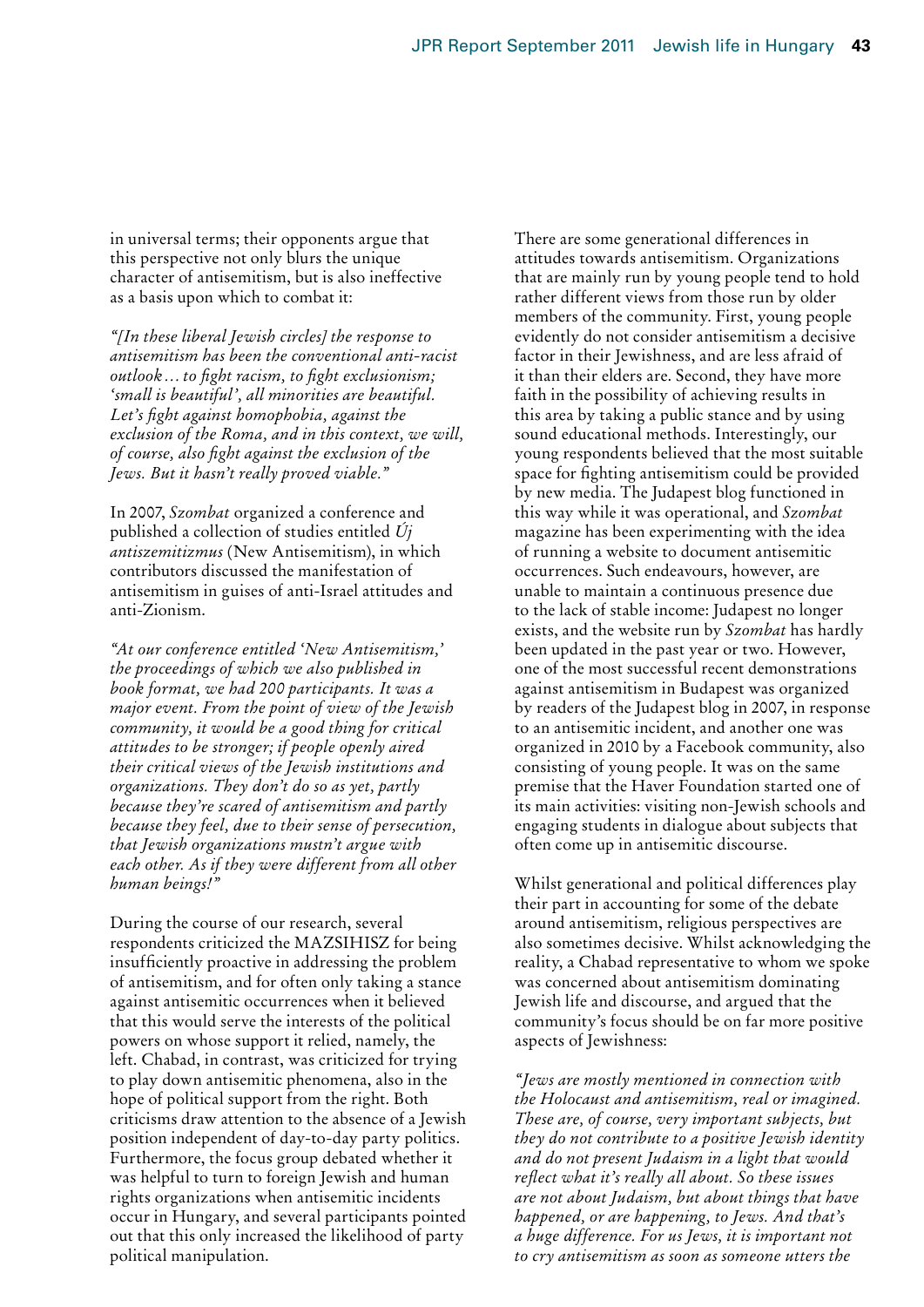in universal terms; their opponents argue that this perspective not only blurs the unique character of antisemitism, but is also ineffective as a basis upon which to combat it:

*"[In these liberal Jewish circles] the response to antisemitism has been the conventional anti-racist outlook… to fight racism, to fight exclusionism; 'small is beautiful', all minorities are beautiful. Let's fight against homophobia, against the exclusion of the Roma, and in this context, we will, of course, also fight against the exclusion of the Jews. But it hasn't really proved viable."*

In 2007, *Szombat* organized a conference and published a collection of studies entitled *Új antiszemitizmus* (New Antisemitism), in which contributors discussed the manifestation of antisemitism in guises of anti-Israel attitudes and anti-Zionism.

*"At our conference entitled 'New Antisemitism,' the proceedings of which we also published in book format, we had 200 participants. It was a major event. From the point of view of the Jewish community, it would be a good thing for critical attitudes to be stronger; if people openly aired their critical views of the Jewish institutions and organizations. They don't do so as yet, partly because they're scared of antisemitism and partly because they feel, due to their sense of persecution, that Jewish organizations mustn't argue with each other. As if they were different from all other human beings!"*

During the course of our research, several respondents criticized the MAZSIHISZ for being insufficiently proactive in addressing the problem of antisemitism, and for often only taking a stance against antisemitic occurrences when it believed that this would serve the interests of the political powers on whose support it relied, namely, the left. Chabad, in contrast, was criticized for trying to play down antisemitic phenomena, also in the hope of political support from the right. Both criticisms draw attention to the absence of a Jewish position independent of day-to-day party politics. Furthermore, the focus group debated whether it was helpful to turn to foreign Jewish and human rights organizations when antisemitic incidents occur in Hungary, and several participants pointed out that this only increased the likelihood of party political manipulation.

There are some generational differences in attitudes towards antisemitism. Organizations that are mainly run by young people tend to hold rather different views from those run by older members of the community. First, young people evidently do not consider antisemitism a decisive factor in their Jewishness, and are less afraid of it than their elders are. Second, they have more faith in the possibility of achieving results in this area by taking a public stance and by using sound educational methods. Interestingly, our young respondents believed that the most suitable space for fighting antisemitism could be provided by new media. The Judapest blog functioned in this way while it was operational, and *Szombat* magazine has been experimenting with the idea of running a website to document antisemitic occurrences. Such endeavours, however, are unable to maintain a continuous presence due to the lack of stable income: Judapest no longer exists, and the website run by *Szombat* has hardly been updated in the past year or two. However, one of the most successful recent demonstrations against antisemitism in Budapest was organized by readers of the Judapest blog in 2007, in response to an antisemitic incident, and another one was organized in 2010 by a Facebook community, also consisting of young people. It was on the same premise that the Haver Foundation started one of its main activities: visiting non-Jewish schools and engaging students in dialogue about subjects that often come up in antisemitic discourse.

Whilst generational and political differences play their part in accounting for some of the debate around antisemitism, religious perspectives are also sometimes decisive. Whilst acknowledging the reality, a Chabad representative to whom we spoke was concerned about antisemitism dominating Jewish life and discourse, and argued that the community's focus should be on far more positive aspects of Jewishness:

*"Jews are mostly mentioned in connection with the Holocaust and antisemitism, real or imagined. These are, of course, very important subjects, but they do not contribute to a positive Jewish identity and do not present Judaism in a light that would reflect what it's really all about. So these issues are not about Judaism, but about things that have happened, or are happening, to Jews. And that's a huge difference. For us Jews, it is important not to cry antisemitism as soon as someone utters the*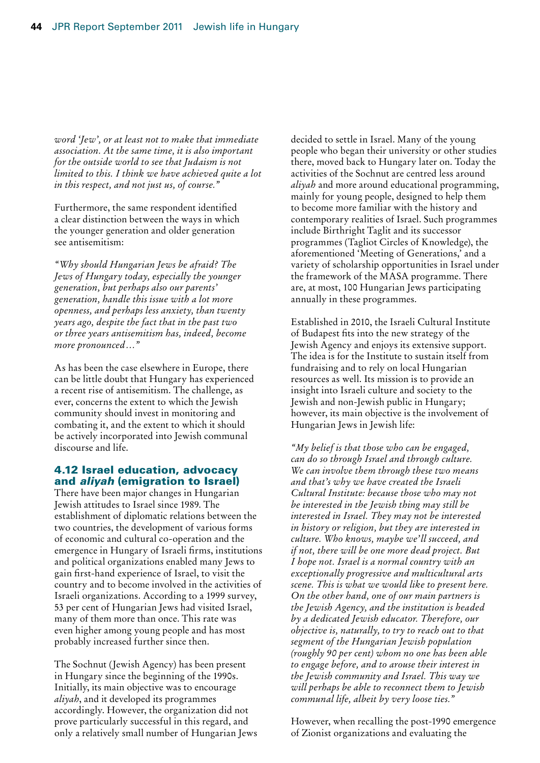*word 'Jew', or at least not to make that immediate association. At the same time, it is also important for the outside world to see that Judaism is not limited to this. I think we have achieved quite a lot in this respect, and not just us, of course."*

Furthermore, the same respondent identified a clear distinction between the ways in which the younger generation and older generation see antisemitism:

*"Why should Hungarian Jews be afraid? The Jews of Hungary today, especially the younger generation, but perhaps also our parents' generation, handle this issue with a lot more openness, and perhaps less anxiety, than twenty years ago, despite the fact that in the past two or three years antisemitism has, indeed, become more pronounced…"*

As has been the case elsewhere in Europe, there can be little doubt that Hungary has experienced a recent rise of antisemitism. The challenge, as ever, concerns the extent to which the Jewish community should invest in monitoring and combating it, and the extent to which it should be actively incorporated into Jewish communal discourse and life.

### 4.12 Israel education, advocacy and *aliyah* (emigration to Israel)

There have been major changes in Hungarian Jewish attitudes to Israel since 1989. The establishment of diplomatic relations between the two countries, the development of various forms of economic and cultural co-operation and the emergence in Hungary of Israeli firms, institutions and political organizations enabled many Jews to gain first-hand experience of Israel, to visit the country and to become involved in the activities of Israeli organizations. According to a 1999 survey, 53 per cent of Hungarian Jews had visited Israel, many of them more than once. This rate was even higher among young people and has most probably increased further since then.

The Sochnut (Jewish Agency) has been present in Hungary since the beginning of the 1990s. Initially, its main objective was to encourage *aliyah*, and it developed its programmes accordingly. However, the organization did not prove particularly successful in this regard, and only a relatively small number of Hungarian Jews decided to settle in Israel. Many of the young people who began their university or other studies there, moved back to Hungary later on. Today the activities of the Sochnut are centred less around *aliyah* and more around educational programming, mainly for young people, designed to help them to become more familiar with the history and contemporary realities of Israel. Such programmes include Birthright Taglit and its successor programmes (Tagliot Circles of Knowledge), the aforementioned 'Meeting of Generations,' and a variety of scholarship opportunities in Israel under the framework of the MASA programme. There are, at most, 100 Hungarian Jews participating annually in these programmes.

Established in 2010, the Israeli Cultural Institute of Budapest fits into the new strategy of the Jewish Agency and enjoys its extensive support. The idea is for the Institute to sustain itself from fundraising and to rely on local Hungarian resources as well. Its mission is to provide an insight into Israeli culture and society to the Jewish and non-Jewish public in Hungary; however, its main objective is the involvement of Hungarian Jews in Jewish life:

*"My belief is that those who can be engaged, can do so through Israel and through culture. We can involve them through these two means and that's why we have created the Israeli Cultural Institute: because those who may not be interested in the Jewish thing may still be interested in Israel. They may not be interested in history or religion, but they are interested in culture. Who knows, maybe we'll succeed, and if not, there will be one more dead project. But I hope not. Israel is a normal country with an exceptionally progressive and multicultural arts scene. This is what we would like to present here. On the other hand, one of our main partners is the Jewish Agency, and the institution is headed by a dedicated Jewish educator. Therefore, our objective is, naturally, to try to reach out to that segment of the Hungarian Jewish population (roughly 90 per cent) whom no one has been able to engage before, and to arouse their interest in the Jewish community and Israel. This way we will perhaps be able to reconnect them to Jewish communal life, albeit by very loose ties."*

However, when recalling the post-1990 emergence of Zionist organizations and evaluating the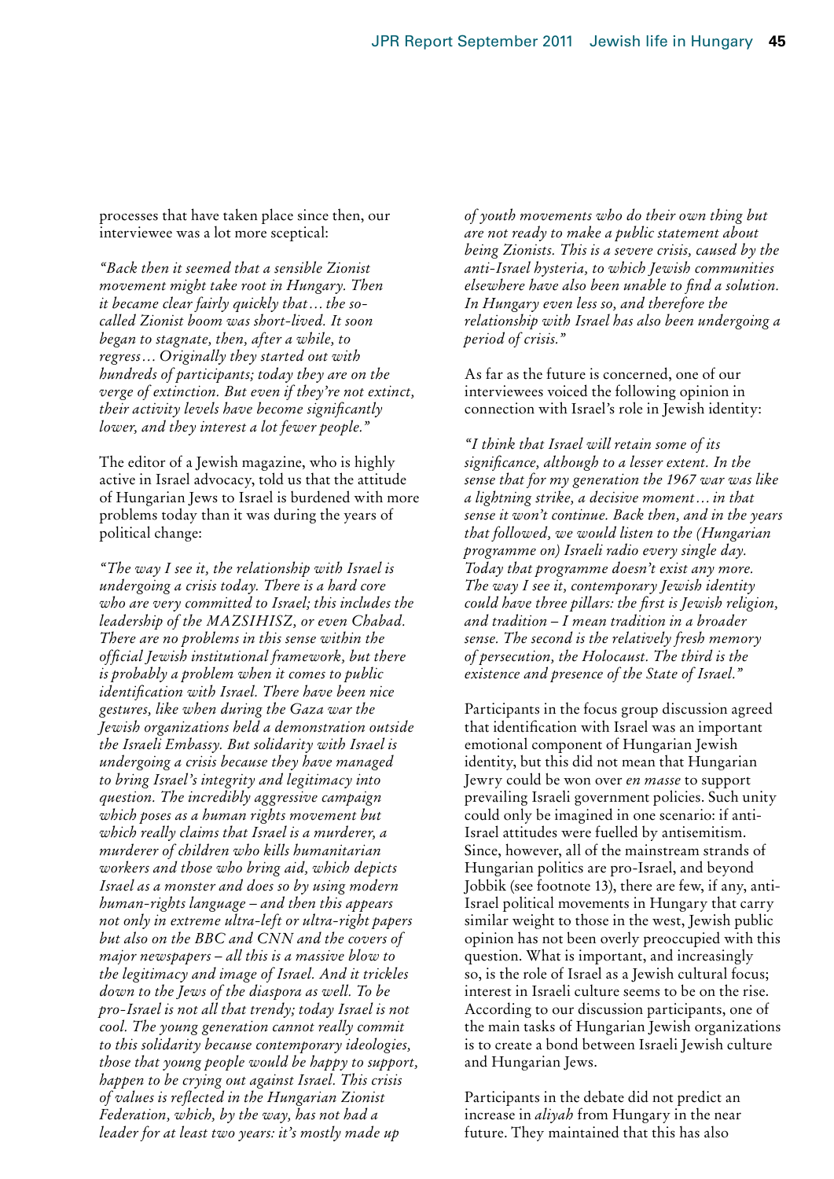processes that have taken place since then, our interviewee was a lot more sceptical:

*"Back then it seemed that a sensible Zionist movement might take root in Hungary. Then it became clear fairly quickly that… the so-called Zionist boom was short-lived. It soon began to stagnate, then, after a while, to regress… Originally they started out with hundreds of participants; today they are on the verge of extinction. But even if they're not extinct, their activity levels have become significantly lower, and they interest a lot fewer people."*

The editor of a Jewish magazine, who is highly active in Israel advocacy, told us that the attitude of Hungarian Jews to Israel is burdened with more problems today than it was during the years of political change:

*"The way I see it, the relationship with Israel is undergoing a crisis today. There is a hard core who are very committed to Israel; this includes the leadership of the MAZSIHISZ, or even Chabad. There are no problems in this sense within the official Jewish institutional framework, but there is probably a problem when it comes to public identification with Israel. There have been nice gestures, like when during the Gaza war the Jewish organizations held a demonstration outside the Israeli Embassy. But solidarity with Israel is undergoing a crisis because they have managed to bring Israel's integrity and legitimacy into question. The incredibly aggressive campaign which poses as a human rights movement but which really claims that Israel is a murderer, a murderer of children who kills humanitarian workers and those who bring aid, which depicts Israel as a monster and does so by using modern human-rights language – and then this appears not only in extreme ultra-left or ultra-right papers but also on the BBC and CNN and the covers of major newspapers – all this is a massive blow to the legitimacy and image of Israel. And it trickles down to the Jews of the diaspora as well. To be pro-Israel is not all that trendy; today Israel is not cool. The young generation cannot really commit to this solidarity because contemporary ideologies, those that young people would be happy to support, happen to be crying out against Israel. This crisis of values is reflected in the Hungarian Zionist Federation, which, by the way, has not had a leader for at least two years: it's mostly made up of youth movements who do their own thing but are not ready to make a public statement about being Zionists. This is a severe crisis, caused by the anti-Israel hysteria, to which Jewish communities elsewhere have also been unable to find a solution. In Hungary even less so, and therefore the relationship with Israel has also been undergoing a period of crisis."*

As far as the future is concerned, one of our interviewees voiced the following opinion in connection with Israel's role in Jewish identity:

*"I think that Israel will retain some of its significance, although to a lesser extent. In the sense that for my generation the 1967 war was like a lightning strike, a decisive moment… in that sense it won't continue. Back then, and in the years that followed, we would listen to the (Hungarian programme on) Israeli radio every single day. Today that programme doesn't exist any more. The way I see it, contemporary Jewish identity could have three pillars: the first is Jewish religion, and tradition – I mean tradition in a broader sense. The second is the relatively fresh memory of persecution, the Holocaust. The third is the existence and presence of the State of Israel."*

Participants in the focus group discussion agreed that identification with Israel was an important emotional component of Hungarian Jewish identity, but this did not mean that Hungarian Jewry could be won over *en masse* to support prevailing Israeli government policies. Such unity could only be imagined in one scenario: if anti-Israel attitudes were fuelled by antisemitism. Since, however, all of the mainstream strands of Hungarian politics are pro-Israel, and beyond Jobbik (see footnote 13), there are few, if any, anti-Israel political movements in Hungary that carry similar weight to those in the west, Jewish public opinion has not been overly preoccupied with this question. What is important, and increasingly so, is the role of Israel as a Jewish cultural focus; interest in Israeli culture seems to be on the rise. According to our discussion participants, one of the main tasks of Hungarian Jewish organizations is to create a bond between Israeli Jewish culture and Hungarian Jews.

Participants in the debate did not predict an increase in *aliyah* from Hungary in the near future. They maintained that this has also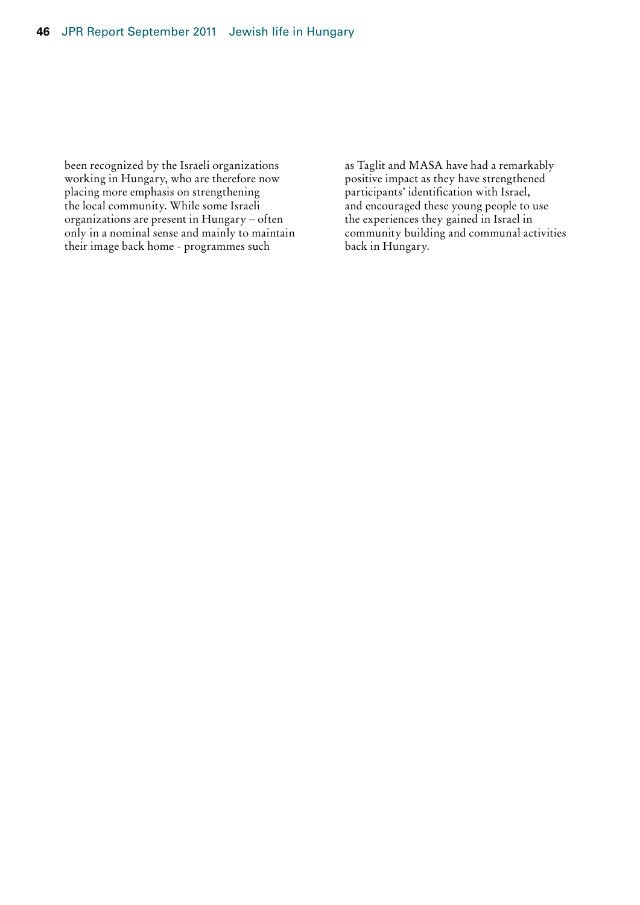been recognized by the Israeli organizations working in Hungary, who are therefore now placing more emphasis on strengthening the local community. While some Israeli organizations are present in Hungary – often only in a nominal sense and mainly to maintain their image back home - programmes such as Taglit and MASA have had a remarkably positive impact as they have strengthened participants' identification with Israel, and encouraged these young people to use the experiences they gained in Israel in community building and communal activities back in Hungary.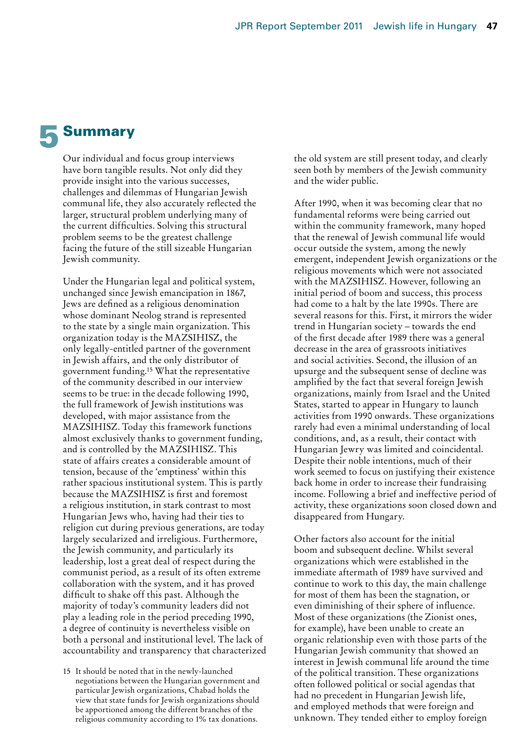# 5 Summary

Our individual and focus group interviews have born tangible results. Not only did they provide insight into the various successes, challenges and dilemmas of Hungarian Jewish communal life, they also accurately reflected the larger, structural problem underlying many of the current difficulties. Solving this structural problem seems to be the greatest challenge facing the future of the still sizeable Hungarian Jewish community.

Under the Hungarian legal and political system, unchanged since Jewish emancipation in 1867, Jews are defined as a religious denomination whose dominant Neolog strand is represented to the state by a single main organization. This organization today is the MAZSIHISZ, the only legally-entitled partner of the government in Jewish affairs, and the only distributor of government funding.[15] What the representative of the community described in our interview seems to be true: in the decade following 1990, the full framework of Jewish institutions was developed, with major assistance from the MAZSIHISZ. Today this framework functions almost exclusively thanks to government funding, and is controlled by the MAZSIHISZ. This state of affairs creates a considerable amount of tension, because of the 'emptiness' within this rather spacious institutional system. This is partly because the MAZSIHISZ is first and foremost a religious institution, in stark contrast to most Hungarian Jews who, having had their ties to religion cut during previous generations, are today largely secularized and irreligious. Furthermore, the Jewish community, and particularly its leadership, lost a great deal of respect during the communist period, as a result of its often extreme collaboration with the system, and it has proved difficult to shake off this past. Although the majority of today's community leaders did not play a leading role in the period preceding 1990, a degree of continuity is nevertheless visible on both a personal and institutional level. The lack of accountability and transparency that characterized the old system are still present today, and clearly seen both by members of the Jewish community and the wider public.

After 1990, when it was becoming clear that no fundamental reforms were being carried out within the community framework, many hoped that the renewal of Jewish communal life would occur outside the system, among the newly emergent, independent Jewish organizations or the religious movements which were not associated with the MAZSIHISZ. However, following an initial period of boom and success, this process had come to a halt by the late 1990s. There are several reasons for this. First, it mirrors the wider trend in Hungarian society – towards the end of the first decade after 1989 there was a general decrease in the area of grassroots initiatives and social activities. Second, the illusion of an upsurge and the subsequent sense of decline was amplified by the fact that several foreign Jewish organizations, mainly from Israel and the United States, started to appear in Hungary to launch activities from 1990 onwards. These organizations rarely had even a minimal understanding of local conditions, and, as a result, their contact with Hungarian Jewry was limited and coincidental. Despite their noble intentions, much of their work seemed to focus on justifying their existence back home in order to increase their fundraising income. Following a brief and ineffective period of activity, these organizations soon closed down and disappeared from Hungary.

Other factors also account for the initial boom and subsequent decline. Whilst several organizations which were established in the immediate aftermath of 1989 have survived and continue to work to this day, the main challenge for most of them has been the stagnation, or even diminishing of their sphere of influence. Most of these organizations (the Zionist ones, for example), have been unable to create an organic relationship even with those parts of the Hungarian Jewish community that showed an interest in Jewish communal life around the time of the political transition. These organizations often followed political or social agendas that had no precedent in Hungarian Jewish life, and employed methods that were foreign and unknown. They tended either to employ foreign

15 It should be noted that in the newly-launched negotiations between the Hungarian government and particular Jewish organizations, Chabad holds the view that state funds for Jewish organizations should be apportioned among the different branches of the religious community according to 1% tax donations.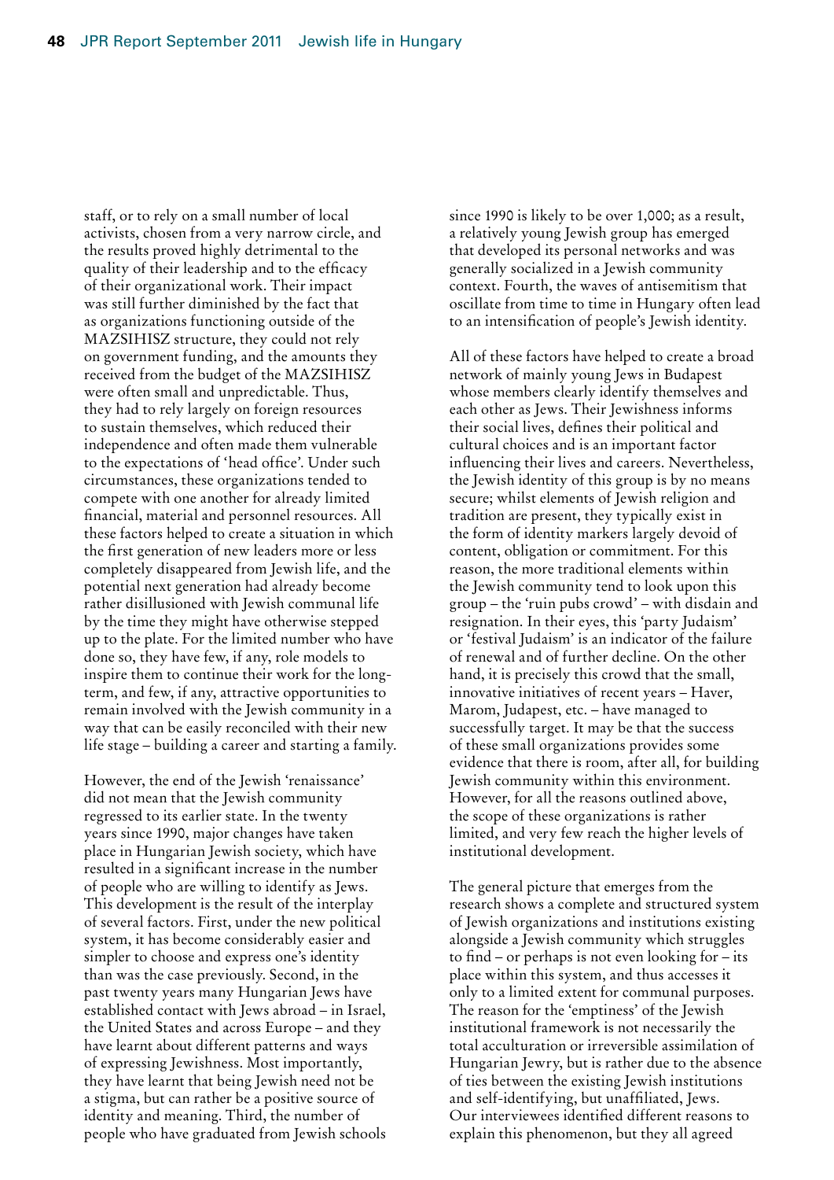staff, or to rely on a small number of local activists, chosen from a very narrow circle, and the results proved highly detrimental to the quality of their leadership and to the efficacy of their organizational work. Their impact was still further diminished by the fact that as organizations functioning outside of the MAZSIHISZ structure, they could not rely on government funding, and the amounts they received from the budget of the MAZSIHISZ were often small and unpredictable. Thus, they had to rely largely on foreign resources to sustain themselves, which reduced their independence and often made them vulnerable to the expectations of 'head office'. Under such circumstances, these organizations tended to compete with one another for already limited financial, material and personnel resources. All these factors helped to create a situation in which the first generation of new leaders more or less completely disappeared from Jewish life, and the potential next generation had already become rather disillusioned with Jewish communal life by the time they might have otherwise stepped up to the plate. For the limited number who have done so, they have few, if any, role models to inspire them to continue their work for the long-term, and few, if any, attractive opportunities to remain involved with the Jewish community in a way that can be easily reconciled with their new life stage – building a career and starting a family.

However, the end of the Jewish 'renaissance' did not mean that the Jewish community regressed to its earlier state. In the twenty years since 1990, major changes have taken place in Hungarian Jewish society, which have resulted in a significant increase in the number of people who are willing to identify as Jews. This development is the result of the interplay of several factors. First, under the new political system, it has become considerably easier and simpler to choose and express one's identity than was the case previously. Second, in the past twenty years many Hungarian Jews have established contact with Jews abroad – in Israel, the United States and across Europe – and they have learnt about different patterns and ways of expressing Jewishness. Most importantly, they have learnt that being Jewish need not be a stigma, but can rather be a positive source of identity and meaning. Third, the number of people who have graduated from Jewish schools since 1990 is likely to be over 1,000; as a result, a relatively young Jewish group has emerged that developed its personal networks and was generally socialized in a Jewish community context. Fourth, the waves of antisemitism that oscillate from time to time in Hungary often lead to an intensification of people's Jewish identity.

All of these factors have helped to create a broad network of mainly young Jews in Budapest whose members clearly identify themselves and each other as Jews. Their Jewishness informs their social lives, defines their political and cultural choices and is an important factor influencing their lives and careers. Nevertheless, the Jewish identity of this group is by no means secure; whilst elements of Jewish religion and tradition are present, they typically exist in the form of identity markers largely devoid of content, obligation or commitment. For this reason, the more traditional elements within the Jewish community tend to look upon this group – the 'ruin pubs crowd' – with disdain and resignation. In their eyes, this 'party Judaism' or 'festival Judaism' is an indicator of the failure of renewal and of further decline. On the other hand, it is precisely this crowd that the small, innovative initiatives of recent years – Haver, Marom, Judapest, etc. – have managed to successfully target. It may be that the success of these small organizations provides some evidence that there is room, after all, for building Jewish community within this environment. However, for all the reasons outlined above, the scope of these organizations is rather limited, and very few reach the higher levels of institutional development.

The general picture that emerges from the research shows a complete and structured system of Jewish organizations and institutions existing alongside a Jewish community which struggles to find – or perhaps is not even looking for – its place within this system, and thus accesses it only to a limited extent for communal purposes. The reason for the 'emptiness' of the Jewish institutional framework is not necessarily the total acculturation or irreversible assimilation of Hungarian Jewry, but is rather due to the absence of ties between the existing Jewish institutions and self-identifying, but unaffiliated, Jews. Our interviewees identified different reasons to explain this phenomenon, but they all agreed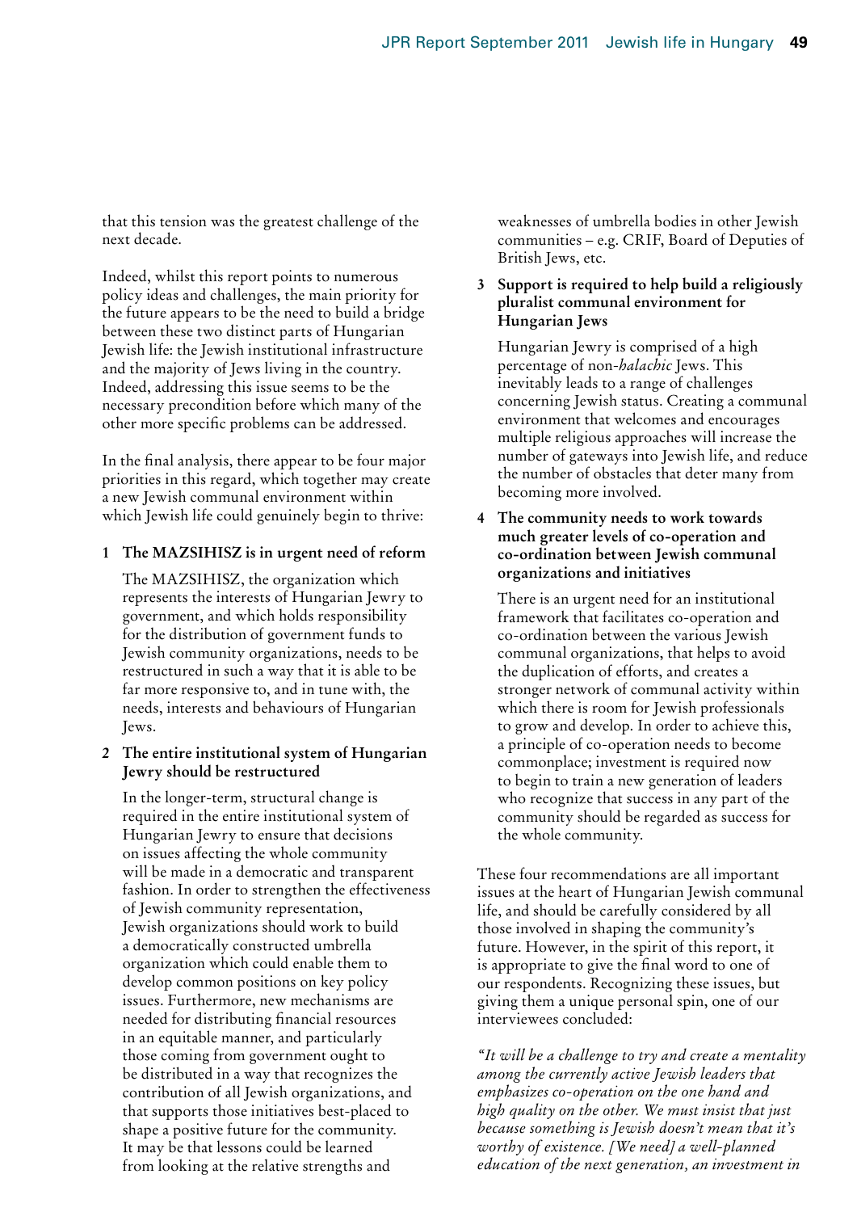that this tension was the greatest challenge of the next decade.

Indeed, whilst this report points to numerous policy ideas and challenges, the main priority for the future appears to be the need to build a bridge between these two distinct parts of Hungarian Jewish life: the Jewish institutional infrastructure and the majority of Jews living in the country. Indeed, addressing this issue seems to be the necessary precondition before which many of the other more specific problems can be addressed.

In the final analysis, there appear to be four major priorities in this regard, which together may create a new Jewish communal environment within which Jewish life could genuinely begin to thrive:

1. **The MAZSIHISZ is in urgent need of reform**

   The MAZSIHISZ, the organization which represents the interests of Hungarian Jewry to government, and which holds responsibility for the distribution of government funds to Jewish community organizations, needs to be restructured in such a way that it is able to be far more responsive to, and in tune with, the needs, interests and behaviours of Hungarian Jews.

2. **The entire institutional system of Hungarian Jewry should be restructured**

   In the longer-term, structural change is required in the entire institutional system of Hungarian Jewry to ensure that decisions on issues affecting the whole community will be made in a democratic and transparent fashion. In order to strengthen the effectiveness of Jewish community representation, Jewish organizations should work to build a democratically constructed umbrella organization which could enable them to develop common positions on key policy issues. Furthermore, new mechanisms are needed for distributing financial resources in an equitable manner, and particularly those coming from government ought to be distributed in a way that recognizes the contribution of all Jewish organizations, and that supports those initiatives best-placed to shape a positive future for the community. It may be that lessons could be learned from looking at the relative strengths and weaknesses of umbrella bodies in other Jewish communities – e.g. CRIF, Board of Deputies of British Jews, etc.

3. **Support is required to help build a religiously pluralist communal environment for Hungarian Jews**

   Hungarian Jewry is comprised of a high percentage of non-*halachic* Jews. This inevitably leads to a range of challenges concerning Jewish status. Creating a communal environment that welcomes and encourages multiple religious approaches will increase the number of gateways into Jewish life, and reduce the number of obstacles that deter many from becoming more involved.

4. **The community needs to work towards much greater levels of co-operation and co-ordination between Jewish communal organizations and initiatives**

   There is an urgent need for an institutional framework that facilitates co-operation and co-ordination between the various Jewish communal organizations, that helps to avoid the duplication of efforts, and creates a stronger network of communal activity within which there is room for Jewish professionals to grow and develop. In order to achieve this, a principle of co-operation needs to become commonplace; investment is required now to begin to train a new generation of leaders who recognize that success in any part of the community should be regarded as success for the whole community.

These four recommendations are all important issues at the heart of Hungarian Jewish communal life, and should be carefully considered by all those involved in shaping the community's future. However, in the spirit of this report, it is appropriate to give the final word to one of our respondents. Recognizing these issues, but giving them a unique personal spin, one of our interviewees concluded:

*"It will be a challenge to try and create a mentality among the currently active Jewish leaders that emphasizes co-operation on the one hand and high quality on the other. We must insist that just because something is Jewish doesn't mean that it's worthy of existence. [We need] a well-planned education of the next generation, an investment in*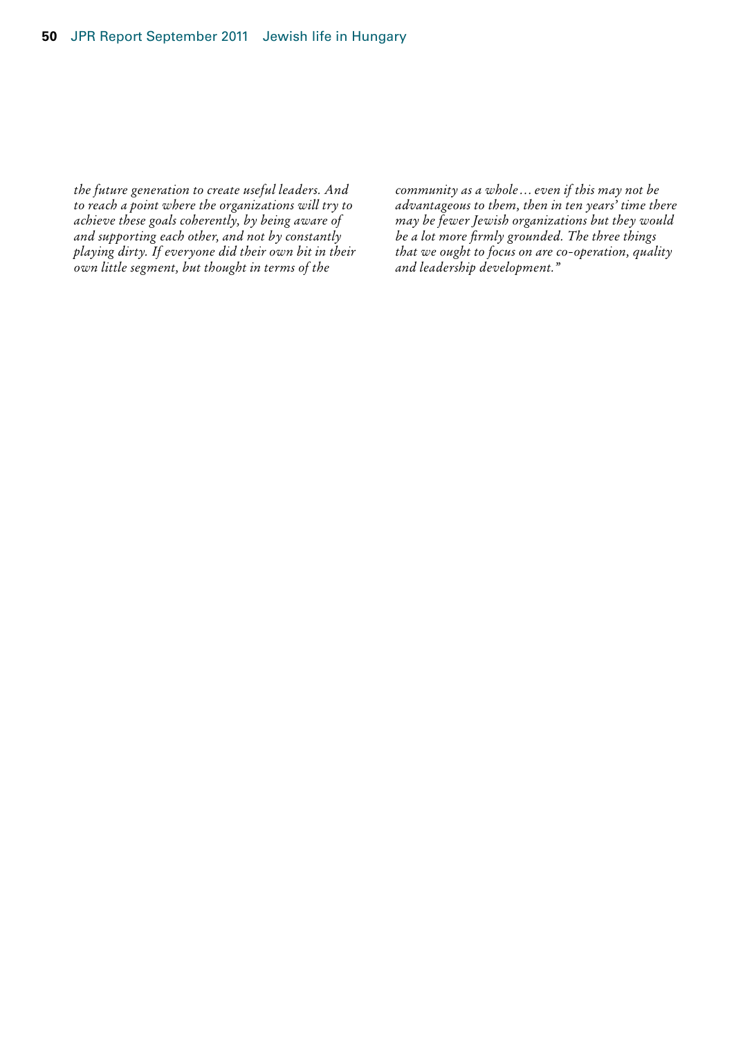*the future generation to create useful leaders. And to reach a point where the organizations will try to achieve these goals coherently, by being aware of and supporting each other, and not by constantly playing dirty. If everyone did their own bit in their own little segment, but thought in terms of the community as a whole… even if this may not be advantageous to them, then in ten years' time there may be fewer Jewish organizations but they would be a lot more firmly grounded. The three things that we ought to focus on are co-operation, quality and leadership development."*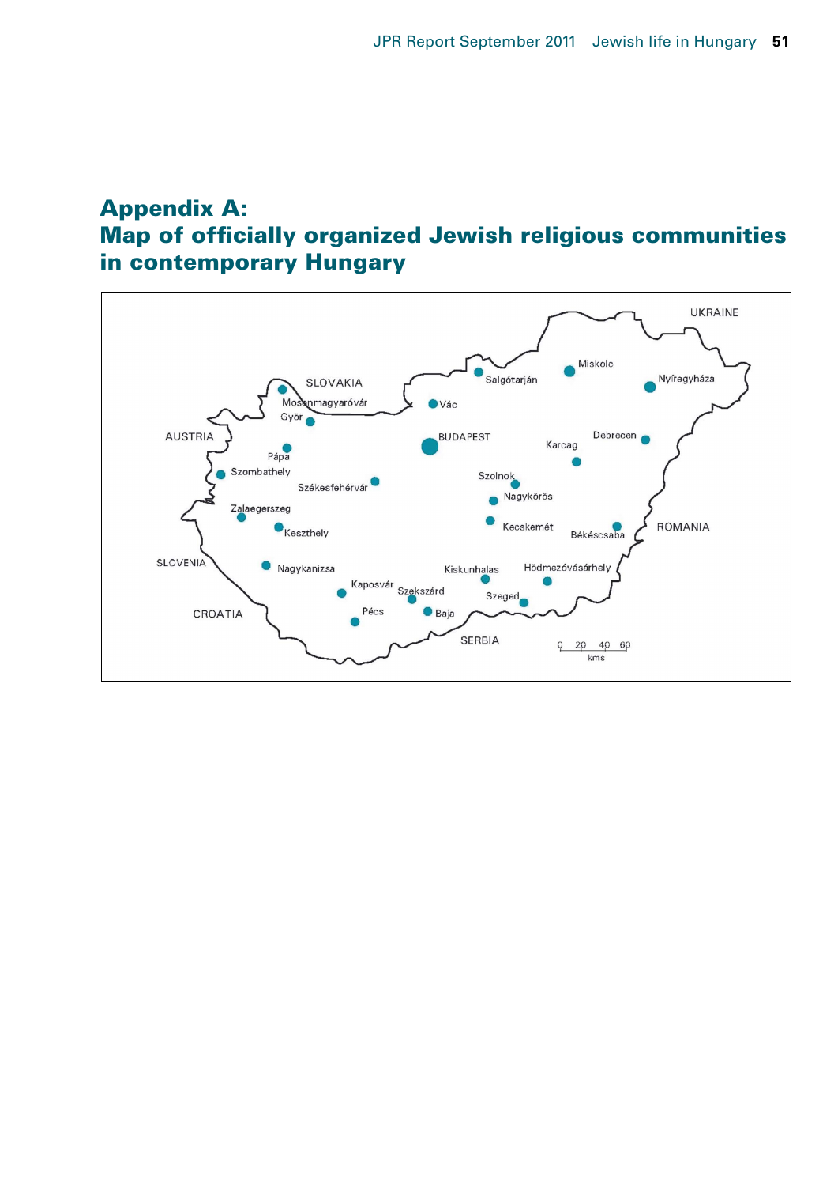# Appendix A:
# Map of officially organized Jewish religious communities in contemporary Hungary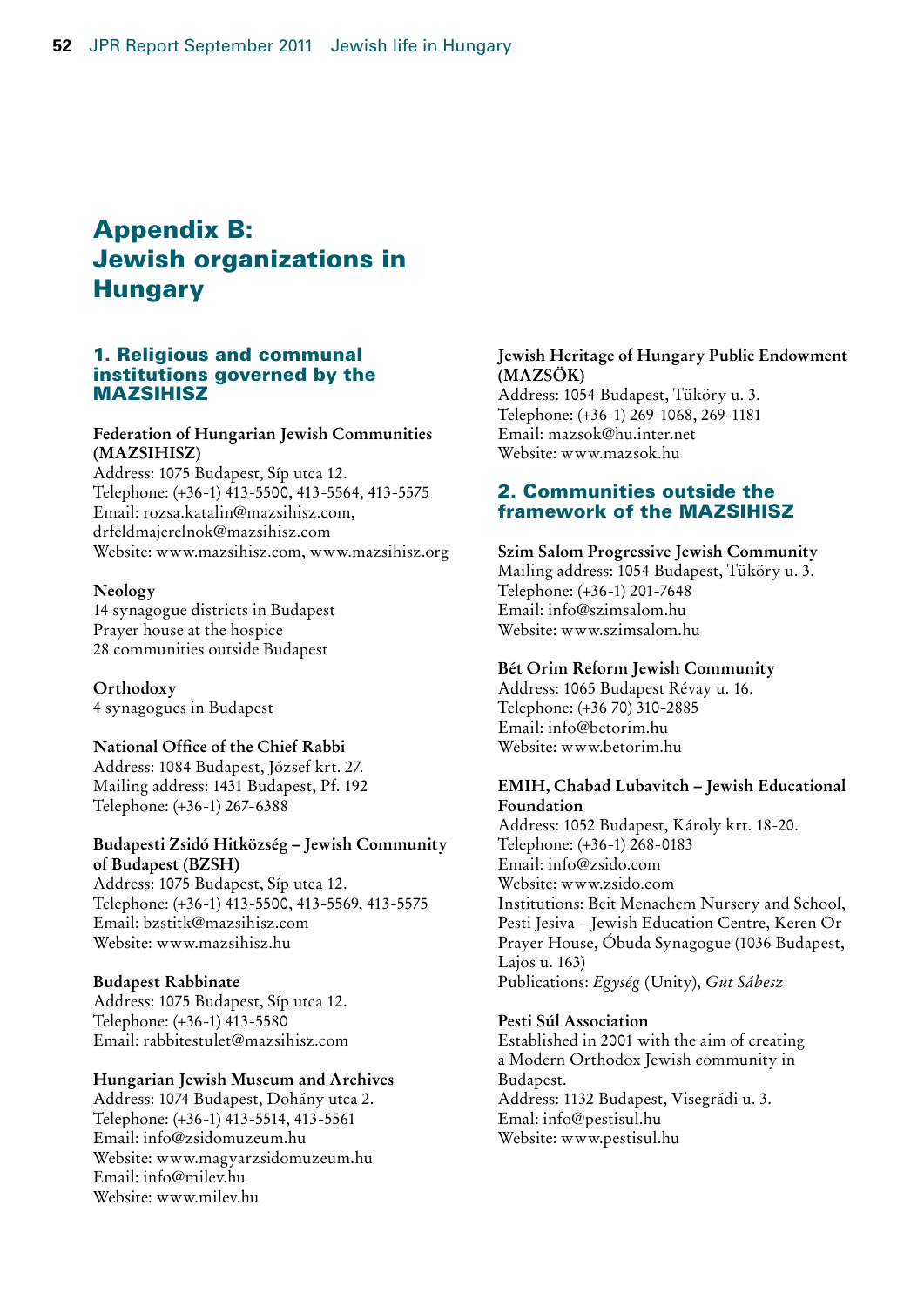# Appendix B: Jewish organizations in Hungary

## 1. Religious and communal institutions governed by the MAZSIHISZ

**Federation of Hungarian Jewish Communities (MAZSIHISZ)**
Address: 1075 Budapest, Síp utca 12.
Telephone: (+36-1) 413-5500, 413-5564, 413-5575
Email: rozsa.katalin@mazsihisz.com, drfeldmajerelnok@mazsihisz.com
Website: www.mazsihisz.com, www.mazsihisz.org

**Neology**
14 synagogue districts in Budapest
Prayer house at the hospice
28 communities outside Budapest

**Orthodoxy**
4 synagogues in Budapest

**National Office of the Chief Rabbi**
Address: 1084 Budapest, József krt. 27.
Mailing address: 1431 Budapest, Pf. 192
Telephone: (+36-1) 267-6388

**Budapesti Zsidó Hitközség – Jewish Community of Budapest (BZSH)**
Address: 1075 Budapest, Síp utca 12.
Telephone: (+36-1) 413-5500, 413-5569, 413-5575
Email: bzstitk@mazsihisz.com
Website: www.mazsihisz.hu

**Budapest Rabbinate**
Address: 1075 Budapest, Síp utca 12.
Telephone: (+36-1) 413-5580
Email: rabbitestulet@mazsihisz.com

**Hungarian Jewish Museum and Archives**
Address: 1074 Budapest, Dohány utca 2.
Telephone: (+36-1) 413-5514, 413-5561
Email: info@zsidomuzeum.hu
Website: www.magyarzsidomuzeum.hu
Email: info@milev.hu
Website: www.milev.hu

**Jewish Heritage of Hungary Public Endowment (MAZSÖK)**
Address: 1054 Budapest, Tüköry u. 3.
Telephone: (+36-1) 269-1068, 269-1181
Email: mazsok@hu.inter.net
Website: www.mazsok.hu

## 2. Communities outside the framework of the MAZSIHISZ

**Szim Salom Progressive Jewish Community**
Mailing address: 1054 Budapest, Tüköry u. 3.
Telephone: (+36-1) 201-7648
Email: info@szimsalom.hu
Website: www.szimsalom.hu

**Bét Orim Reform Jewish Community**
Address: 1065 Budapest Révay u. 16.
Telephone: (+36 70) 310-2885
Email: info@betorim.hu
Website: www.betorim.hu

**EMIH, Chabad Lubavitch – Jewish Educational Foundation**
Address: 1052 Budapest, Károly krt. 18-20.
Telephone: (+36-1) 268-0183
Email: info@zsido.com
Website: www.zsido.com
Institutions: Beit Menachem Nursery and School, Pesti Jesiva – Jewish Education Centre, Keren Or Prayer House, Óbuda Synagogue (1036 Budapest, Lajos u. 163)
Publications: *Egység* (Unity), *Gut Sábesz*

**Pesti Súl Association**
Established in 2001 with the aim of creating a Modern Orthodox Jewish community in Budapest.
Address: 1132 Budapest, Visegrádi u. 3.
Emal: info@pestisul.hu
Website: www.pestisul.hu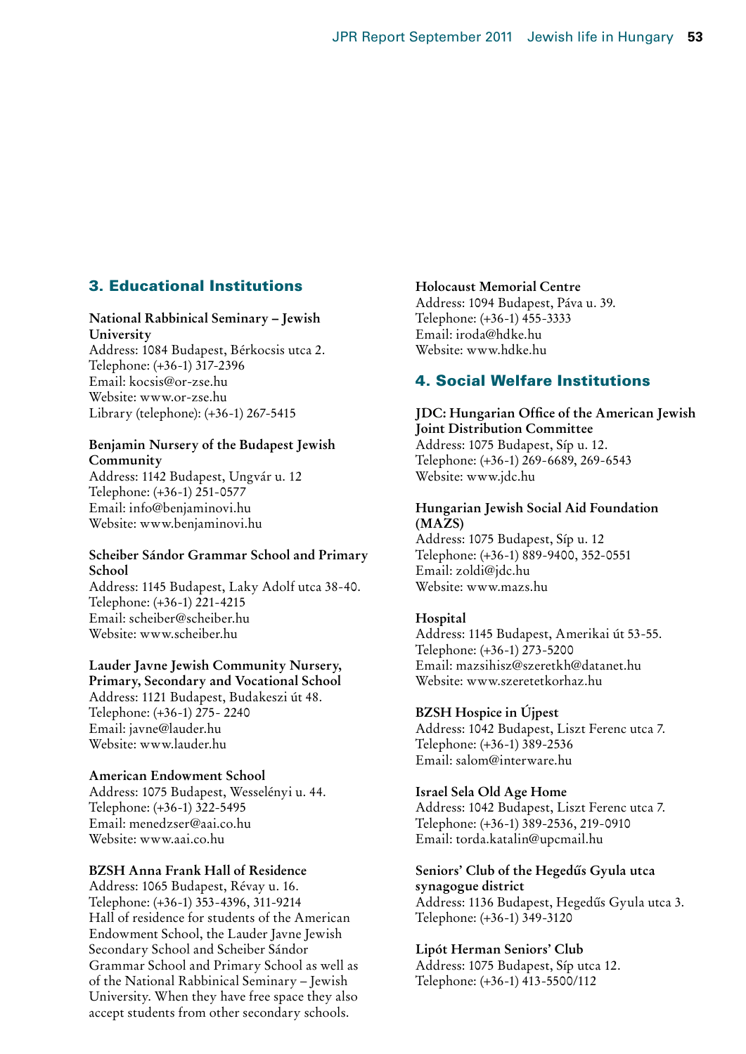## 3. Educational Institutions

**National Rabbinical Seminary – Jewish University**
Address: 1084 Budapest, Bérkocsis utca 2.
Telephone: (+36-1) 317-2396
Email: kocsis@or-zse.hu
Website: www.or-zse.hu
Library (telephone): (+36-1) 267-5415

**Benjamin Nursery of the Budapest Jewish Community**
Address: 1142 Budapest, Ungvár u. 12
Telephone: (+36-1) 251-0577
Email: info@benjaminovi.hu
Website: www.benjaminovi.hu

**Scheiber Sándor Grammar School and Primary School**
Address: 1145 Budapest, Laky Adolf utca 38-40.
Telephone: (+36-1) 221-4215
Email: scheiber@scheiber.hu
Website: www.scheiber.hu

**Lauder Javne Jewish Community Nursery, Primary, Secondary and Vocational School**
Address: 1121 Budapest, Budakeszi út 48.
Telephone: (+36-1) 275- 2240
Email: javne@lauder.hu
Website: www.lauder.hu

**American Endowment School**
Address: 1075 Budapest, Wesselényi u. 44.
Telephone: (+36-1) 322-5495
Email: menedzser@aai.co.hu
Website: www.aai.co.hu

**BZSH Anna Frank Hall of Residence**
Address: 1065 Budapest, Révay u. 16.
Telephone: (+36-1) 353-4396, 311-9214
Hall of residence for students of the American Endowment School, the Lauder Javne Jewish Secondary School and Scheiber Sándor Grammar School and Primary School as well as of the National Rabbinical Seminary – Jewish University. When they have free space they also accept students from other secondary schools.

**Holocaust Memorial Centre**
Address: 1094 Budapest, Páva u. 39.
Telephone: (+36-1) 455-3333
Email: iroda@hdke.hu
Website: www.hdke.hu

## 4. Social Welfare Institutions

**JDC: Hungarian Office of the American Jewish Joint Distribution Committee**
Address: 1075 Budapest, Síp u. 12.
Telephone: (+36-1) 269-6689, 269-6543
Website: www.jdc.hu

**Hungarian Jewish Social Aid Foundation (MAZS)**
Address: 1075 Budapest, Síp u. 12
Telephone: (+36-1) 889-9400, 352-0551
Email: zoldi@jdc.hu
Website: www.mazs.hu

**Hospital**
Address: 1145 Budapest, Amerikai út 53-55.
Telephone: (+36-1) 273-5200
Email: mazsihisz@szeretkh@datanet.hu
Website: www.szeretetkorhaz.hu

**BZSH Hospice in Újpest**
Address: 1042 Budapest, Liszt Ferenc utca 7.
Telephone: (+36-1) 389-2536
Email: salom@interware.hu

**Israel Sela Old Age Home**
Address: 1042 Budapest, Liszt Ferenc utca 7.
Telephone: (+36-1) 389-2536, 219-0910
Email: torda.katalin@upcmail.hu

**Seniors' Club of the Hegedűs Gyula utca synagogue district**
Address: 1136 Budapest, Hegedűs Gyula utca 3.
Telephone: (+36-1) 349-3120

**Lipót Herman Seniors' Club**
Address: 1075 Budapest, Síp utca 12.
Telephone: (+36-1) 413-5500/112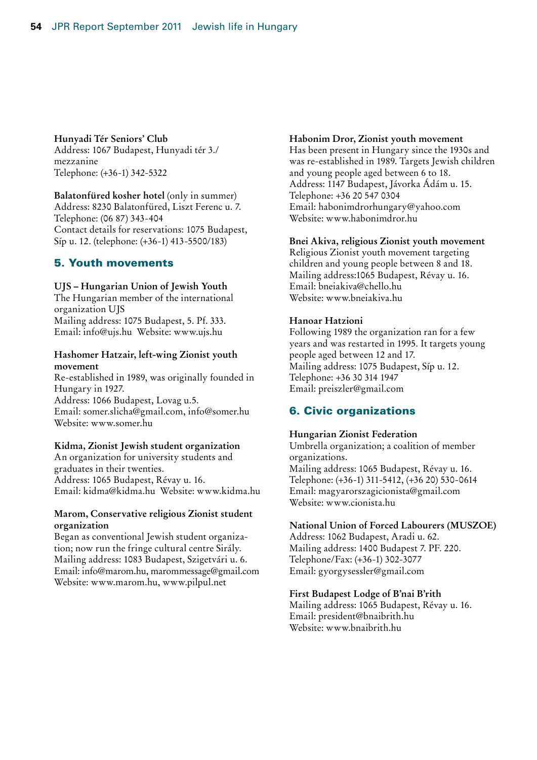**Hunyadi Tér Seniors' Club**
Address: 1067 Budapest, Hunyadi tér 3./ mezzanine
Telephone: (+36-1) 342-5322

**Balatonfüred kosher hotel** (only in summer)
Address: 8230 Balatonfüred, Liszt Ferenc u. 7.
Telephone: (06 87) 343-404
Contact details for reservations: 1075 Budapest, Síp u. 12. (telephone: (+36-1) 413-5500/183)

## 5. Youth movements

**UJS – Hungarian Union of Jewish Youth**
The Hungarian member of the international organization UJS
Mailing address: 1075 Budapest, 5. Pf. 333.
Email: info@ujs.hu Website: www.ujs.hu

**Hashomer Hatzair, left-wing Zionist youth movement**
Re-established in 1989, was originally founded in Hungary in 1927.
Address: 1066 Budapest, Lovag u.5.
Email: somer.slicha@gmail.com, info@somer.hu
Website: www.somer.hu

**Kidma, Zionist Jewish student organization**
An organization for university students and graduates in their twenties.
Address: 1065 Budapest, Révay u. 16.
Email: kidma@kidma.hu Website: www.kidma.hu

**Marom, Conservative religious Zionist student organization**
Began as conventional Jewish student organization; now run the fringe cultural centre Sirály.
Mailing address: 1083 Budapest, Szigetvári u. 6.
Email: info@marom.hu, marommessage@gmail.com
Website: www.marom.hu, www.pilpul.net

**Habonim Dror, Zionist youth movement**
Has been present in Hungary since the 1930s and was re-established in 1989. Targets Jewish children and young people aged between 6 to 18.
Address: 1147 Budapest, Jávorka Ádám u. 15.
Telephone: +36 20 547 0304
Email: habonimdrorhungary@yahoo.com
Website: www.habonimdror.hu

**Bnei Akiva, religious Zionist youth movement**
Religious Zionist youth movement targeting children and young people between 8 and 18.
Mailing address:1065 Budapest, Révay u. 16.
Email: bneiakiva@chello.hu
Website: www.bneiakiva.hu

**Hanoar Hatzioni**
Following 1989 the organization ran for a few years and was restarted in 1995. It targets young people aged between 12 and 17.
Mailing address: 1075 Budapest, Síp u. 12.
Telephone: +36 30 314 1947
Email: preiszler@gmail.com

## 6. Civic organizations

**Hungarian Zionist Federation**
Umbrella organization; a coalition of member organizations.
Mailing address: 1065 Budapest, Révay u. 16.
Telephone: (+36-1) 311-5412, (+36 20) 530-0614
Email: magyarorszagicionista@gmail.com
Website: www.cionista.hu

**National Union of Forced Labourers (MUSZOE)**
Address: 1062 Budapest, Aradi u. 62.
Mailing address: 1400 Budapest 7. PF. 220.
Telephone/Fax: (+36-1) 302-3077
Email: gyorgysessler@gmail.com

**First Budapest Lodge of B'nai B'rith**
Mailing address: 1065 Budapest, Révay u. 16.
Email: president@bnaibrith.hu
Website: www.bnaibrith.hu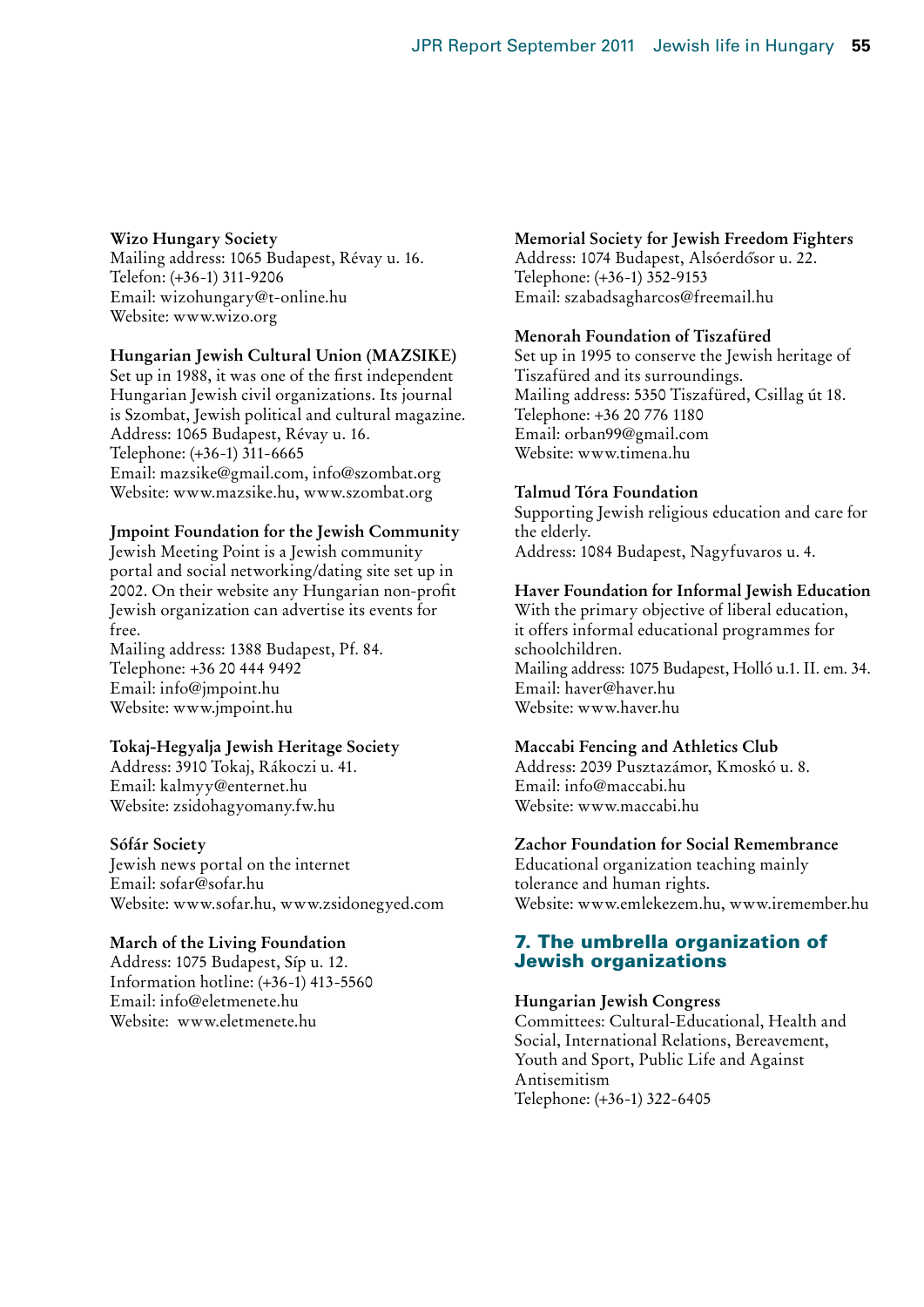**Wizo Hungary Society**
Mailing address: 1065 Budapest, Révay u. 16.
Telefon: (+36-1) 311-9206
Email: wizohungary@t-online.hu
Website: www.wizo.org

**Hungarian Jewish Cultural Union (MAZSIKE)**
Set up in 1988, it was one of the first independent Hungarian Jewish civil organizations. Its journal is Szombat, Jewish political and cultural magazine.
Address: 1065 Budapest, Révay u. 16.
Telephone: (+36-1) 311-6665
Email: mazsike@gmail.com, info@szombat.org
Website: www.mazsike.hu, www.szombat.org

**Jmpoint Foundation for the Jewish Community**
Jewish Meeting Point is a Jewish community portal and social networking/dating site set up in 2002. On their website any Hungarian non-profit Jewish organization can advertise its events for free.
Mailing address: 1388 Budapest, Pf. 84.
Telephone: +36 20 444 9492
Email: info@jmpoint.hu
Website: www.jmpoint.hu

**Tokaj-Hegyalja Jewish Heritage Society**
Address: 3910 Tokaj, Rákoczi u. 41.
Email: kalmyy@enternet.hu
Website: zsidohagyomany.fw.hu

**Sófár Society**
Jewish news portal on the internet
Email: sofar@sofar.hu
Website: www.sofar.hu, www.zsidonegyed.com

**March of the Living Foundation**
Address: 1075 Budapest, Síp u. 12.
Information hotline: (+36-1) 413-5560
Email: info@eletmenete.hu
Website: www.eletmenete.hu

**Memorial Society for Jewish Freedom Fighters**
Address: 1074 Budapest, Alsóerdősor u. 22.
Telephone: (+36-1) 352-9153
Email: szabadsagharcos@freemail.hu

**Menorah Foundation of Tiszafüred**
Set up in 1995 to conserve the Jewish heritage of Tiszafüred and its surroundings.
Mailing address: 5350 Tiszafüred, Csillag út 18.
Telephone: +36 20 776 1180
Email: orban99@gmail.com
Website: www.timena.hu

**Talmud Tóra Foundation**
Supporting Jewish religious education and care for the elderly.
Address: 1084 Budapest, Nagyfuvaros u. 4.

**Haver Foundation for Informal Jewish Education**
With the primary objective of liberal education, it offers informal educational programmes for schoolchildren.
Mailing address: 1075 Budapest, Holló u.1. II. em. 34.
Email: haver@haver.hu
Website: www.haver.hu

**Maccabi Fencing and Athletics Club**
Address: 2039 Pusztazámor, Kmoskó u. 8.
Email: info@maccabi.hu
Website: www.maccabi.hu

**Zachor Foundation for Social Remembrance**
Educational organization teaching mainly tolerance and human rights.
Website: www.emlekezem.hu, www.iremember.hu

## 7. The umbrella organization of Jewish organizations

**Hungarian Jewish Congress**
Committees: Cultural-Educational, Health and Social, International Relations, Bereavement, Youth and Sport, Public Life and Against Antisemitism
Telephone: (+36-1) 322-6405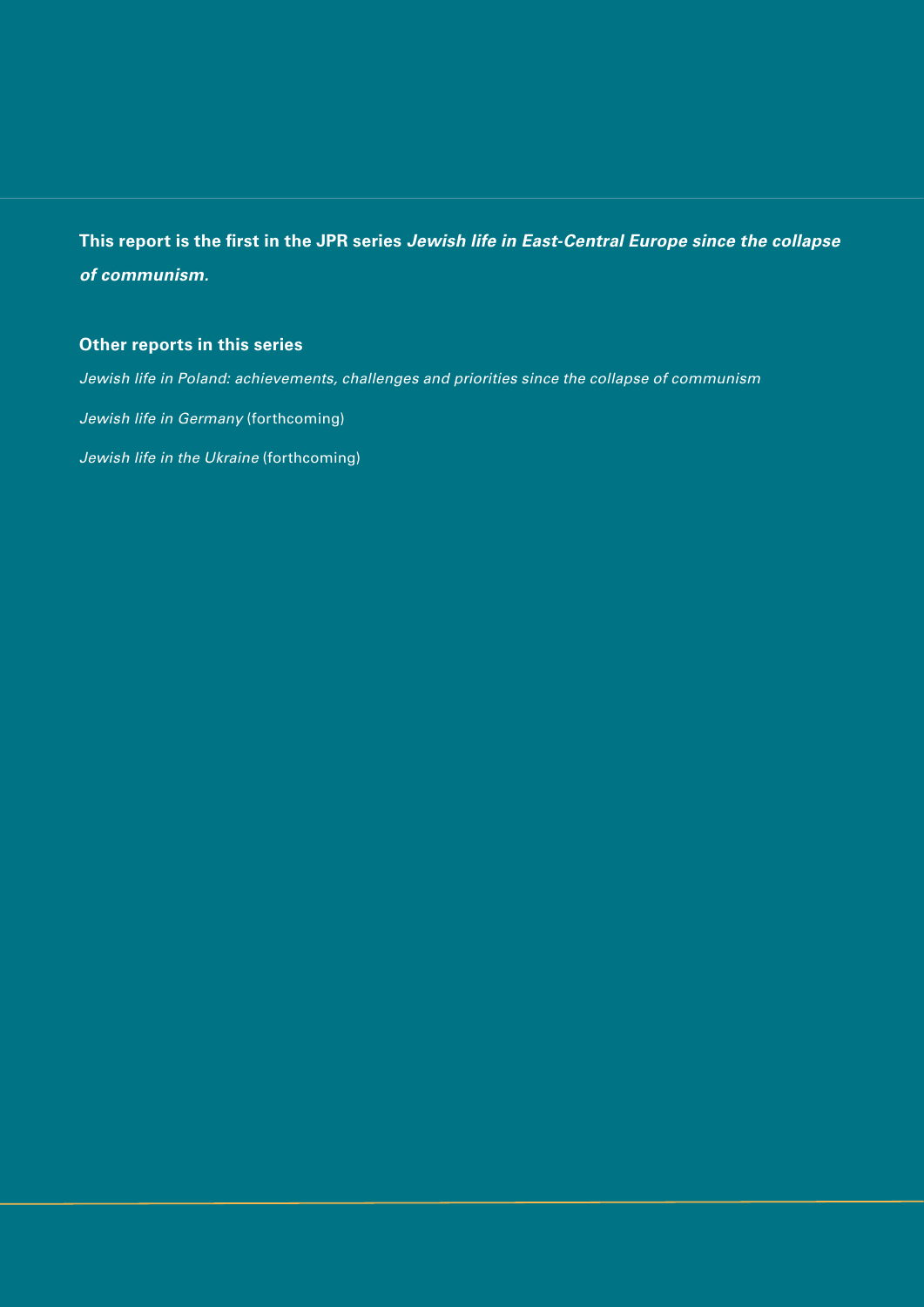**This report is the first in the JPR series *Jewish life in East-Central Europe since the collapse of communism.***

**Other reports in this series**

*Jewish life in Poland: achievements, challenges and priorities since the collapse of communism*

*Jewish life in Germany* (forthcoming)

*Jewish life in the Ukraine* (forthcoming)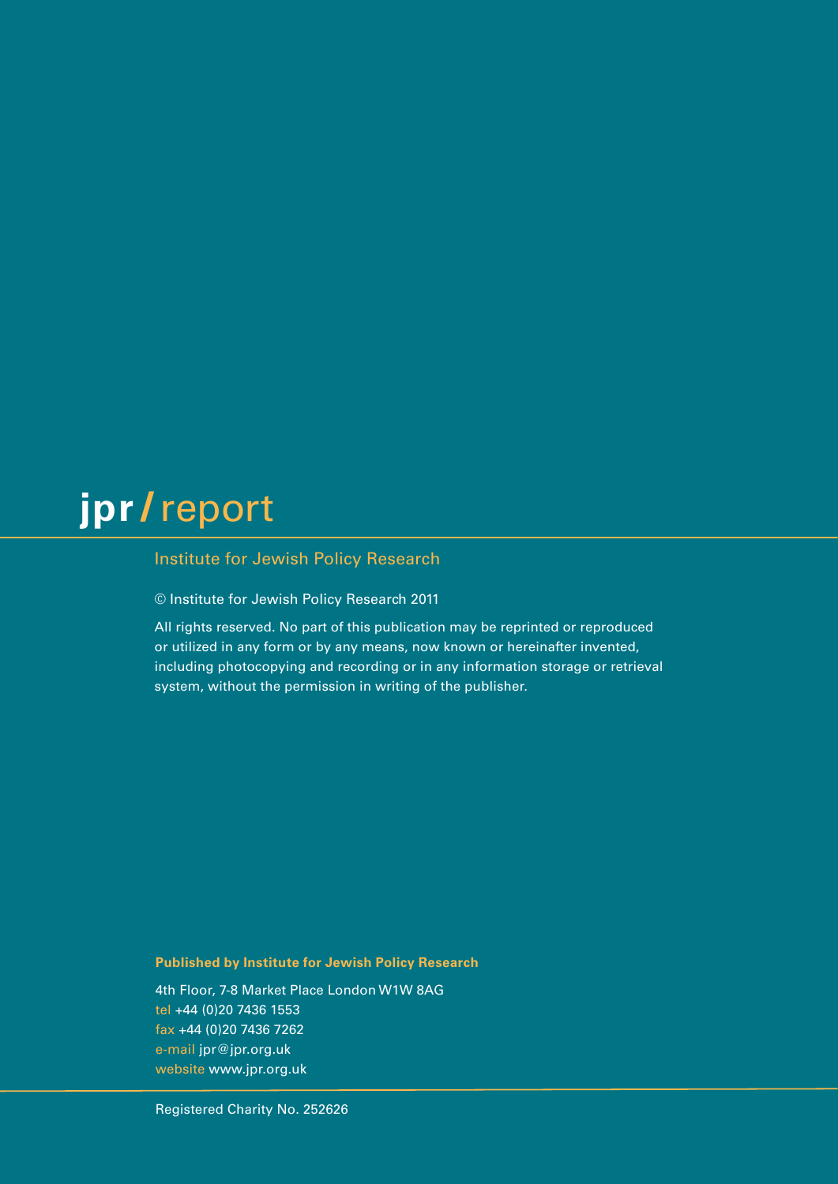# jpr / report

Institute for Jewish Policy Research

© Institute for Jewish Policy Research 2011

All rights reserved. No part of this publication may be reprinted or reproduced or utilized in any form or by any means, now known or hereinafter invented, including photocopying and recording or in any information storage or retrieval system, without the permission in writing of the publisher.

**Published by Institute for Jewish Policy Research**

4th Floor, 7-8 Market Place London W1W 8AG
tel +44 (0)20 7436 1553
fax +44 (0)20 7436 7262
e-mail jpr@jpr.org.uk
website www.jpr.org.uk

Registered Charity No. 252626